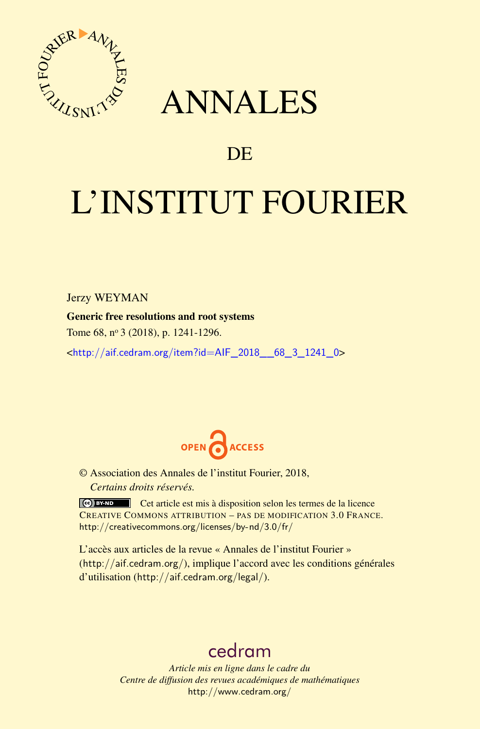# ANNALES

## DE

# L'INSTITUT FOURIER

Jerzy WEYMAN

**Generic free resolutions and root systems**

Tome 68, n° 3 (2018), p. 1241-1296.

<http://aif.cedram.org/item?id=AIF_2018__68_3_1241_0>

OPEN ACCESS

© Association des Annales de l'institut Fourier, 2018,
*Certains droits réservés.*

Cet article est mis à disposition selon les termes de la licence CREATIVE COMMONS ATTRIBUTION – PAS DE MODIFICATION 3.0 FRANCE.
http://creativecommons.org/licenses/by-nd/3.0/fr/

L'accès aux articles de la revue « Annales de l'institut Fourier » (http://aif.cedram.org/), implique l'accord avec les conditions générales d'utilisation (http://aif.cedram.org/legal/).

cedram

*Article mis en ligne dans le cadre du*
*Centre de diffusion des revues académiques de mathématiques*
http://www.cedram.org/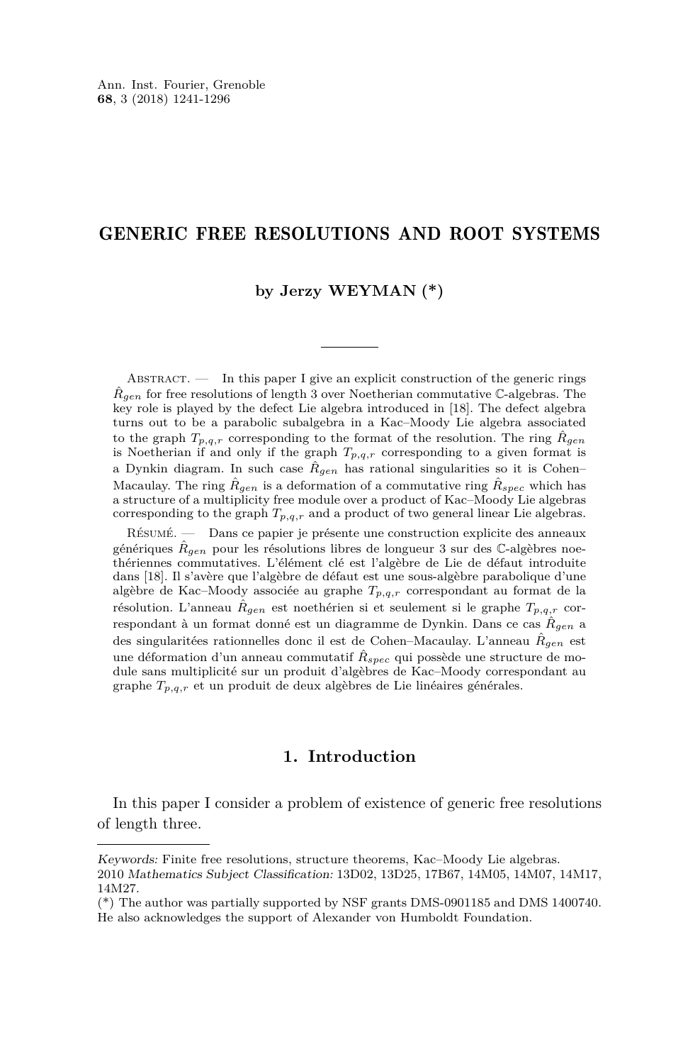# GENERIC FREE RESOLUTIONS AND ROOT SYSTEMS

**by Jerzy WEYMAN (*)**

Abstract. — In this paper I give an explicit construction of the generic rings $\hat{R}_{gen}$ for free resolutions of length 3 over Noetherian commutative $\mathbb{C}$-algebras. The key role is played by the defect Lie algebra introduced in [18]. The defect algebra turns out to be a parabolic subalgebra in a Kac–Moody Lie algebra associated to the graph $T_{p,q,r}$ corresponding to the format of the resolution. The ring $\hat{R}_{gen}$ is Noetherian if and only if the graph $T_{p,q,r}$ corresponding to a given format is a Dynkin diagram. In such case $\hat{R}_{gen}$ has rational singularities so it is Cohen–Macaulay. The ring $\hat{R}_{gen}$ is a deformation of a commutative ring $\hat{R}_{spec}$ which has a structure of a multiplicity free module over a product of Kac–Moody Lie algebras corresponding to the graph $T_{p,q,r}$ and a product of two general linear Lie algebras.

Résumé. — Dans ce papier je présente une construction explicite des anneaux génériques $\hat{R}_{gen}$ pour les résolutions libres de longueur 3 sur des $\mathbb{C}$-algèbres noethériennes commutatives. L'élément clé est l'algèbre de Lie de défaut introduite dans [18]. Il s'avère que l'algèbre de défaut est une sous-algèbre parabolique d'une algèbre de Kac–Moody associée au graphe $T_{p,q,r}$ correspondant au format de la résolution. L'anneau $\hat{R}_{gen}$ est noethérien si et seulement si le graphe $T_{p,q,r}$ correspondant à un format donné est un diagramme de Dynkin. Dans ce cas $\hat{R}_{gen}$ a des singularitées rationnelles donc il est de Cohen–Macaulay. L'anneau $\hat{R}_{gen}$ est une déformation d'un anneau commutatif $\hat{R}_{spec}$ qui possède une structure de module sans multiplicité sur un produit d'algèbres de Kac–Moody correspondant au graphe $T_{p,q,r}$ et un produit de deux algèbres de Lie linéaires générales.

## 1. Introduction

In this paper I consider a problem of existence of generic free resolutions of length three.

*Keywords:* Finite free resolutions, structure theorems, Kac–Moody Lie algebras.
2010 *Mathematics Subject Classification:* 13D02, 13D25, 17B67, 14M05, 14M07, 14M17, 14M27.
(*) The author was partially supported by NSF grants DMS-0901185 and DMS 1400740. He also acknowledges the support of Alexander von Humboldt Foundation.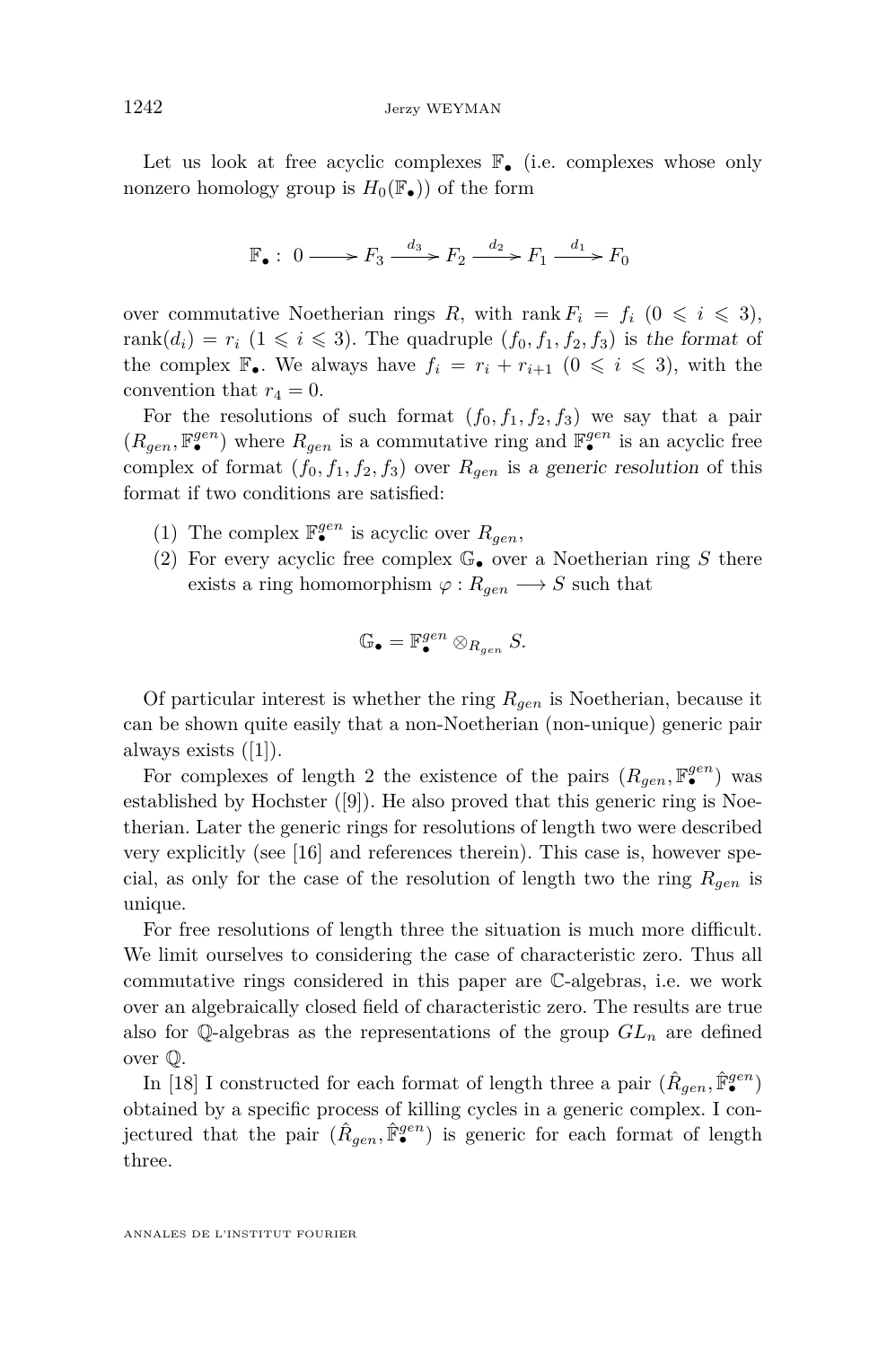Let us look at free acyclic complexes $\mathbb{F}_\bullet$ (i.e. complexes whose only nonzero homology group is $H_0(\mathbb{F}_\bullet)$) of the form

$$\mathbb{F}_\bullet : \ 0 \longrightarrow F_3 \xrightarrow{d_3} F_2 \xrightarrow{d_2} F_1 \xrightarrow{d_1} F_0$$

over commutative Noetherian rings $R$, with $\operatorname{rank} F_i = f_i$ $(0 \leqslant i \leqslant 3)$, $\operatorname{rank}(d_i) = r_i$ $(1 \leqslant i \leqslant 3)$. The quadruple $(f_0, f_1, f_2, f_3)$ is *the format* of the complex $\mathbb{F}_\bullet$. We always have $f_i = r_i + r_{i+1}$ $(0 \leqslant i \leqslant 3)$, with the convention that $r_4 = 0$.

For the resolutions of such format $(f_0, f_1, f_2, f_3)$ we say that a pair $(R_{gen}, \mathbb{F}^{gen}_\bullet)$ where $R_{gen}$ is a commutative ring and $\mathbb{F}^{gen}_\bullet$ is an acyclic free complex of format $(f_0, f_1, f_2, f_3)$ over $R_{gen}$ is *a generic resolution* of this format if two conditions are satisfied:

1. The complex $\mathbb{F}^{gen}_\bullet$ is acyclic over $R_{gen}$,
2. For every acyclic free complex $\mathbb{G}_\bullet$ over a Noetherian ring $S$ there exists a ring homomorphism $\varphi : R_{gen} \longrightarrow S$ such that

$$\mathbb{G}_\bullet = \mathbb{F}^{gen}_\bullet \otimes_{R_{gen}} S.$$

Of particular interest is whether the ring $R_{gen}$ is Noetherian, because it can be shown quite easily that a non-Noetherian (non-unique) generic pair always exists ([1]).

For complexes of length 2 the existence of the pairs $(R_{gen}, \mathbb{F}^{gen}_\bullet)$ was established by Hochster ([9]). He also proved that this generic ring is Noetherian. Later the generic rings for resolutions of length two were described very explicitly (see [16] and references therein). This case is, however special, as only for the case of the resolution of length two the ring $R_{gen}$ is unique.

For free resolutions of length three the situation is much more difficult. We limit ourselves to considering the case of characteristic zero. Thus all commutative rings considered in this paper are $\mathbb{C}$-algebras, i.e. we work over an algebraically closed field of characteristic zero. The results are true also for $\mathbb{Q}$-algebras as the representations of the group $GL_n$ are defined over $\mathbb{Q}$.

In [18] I constructed for each format of length three a pair $(\hat{R}_{gen}, \hat{\mathbb{F}}^{gen}_\bullet)$ obtained by a specific process of killing cycles in a generic complex. I conjectured that the pair $(\hat{R}_{gen}, \hat{\mathbb{F}}^{gen}_\bullet)$ is generic for each format of length three.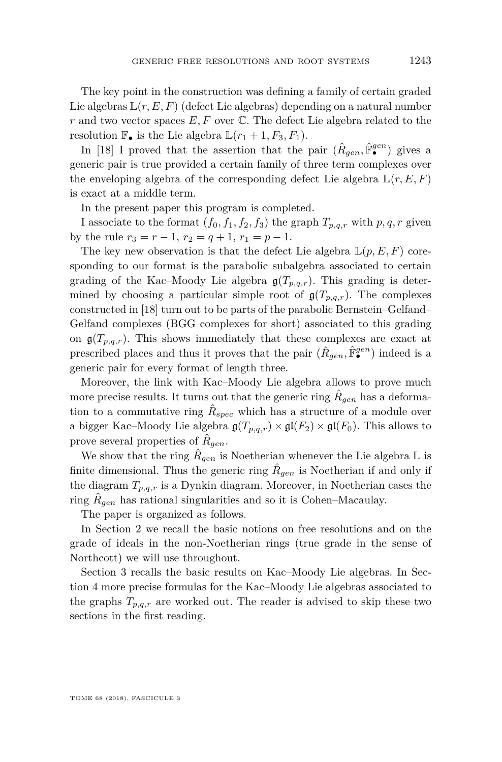The key point in the construction was defining a family of certain graded Lie algebras $\mathbb{L}(r, E, F)$ (defect Lie algebras) depending on a natural number $r$ and two vector spaces $E, F$ over $\mathbb{C}$. The defect Lie algebra related to the resolution $\mathbb{F}_\bullet$ is the Lie algebra $\mathbb{L}(r_1 + 1, F_3, F_1)$.

In [18] I proved that the assertion that the pair $(\hat{R}_{gen}, \hat{\mathbb{F}}^{gen}_\bullet)$ gives a generic pair is true provided a certain family of three term complexes over the enveloping algebra of the corresponding defect Lie algebra $\mathbb{L}(r, E, F)$ is exact at a middle term.

In the present paper this program is completed.

I associate to the format $(f_0, f_1, f_2, f_3)$ the graph $T_{p,q,r}$ with $p, q, r$ given by the rule $r_3 = r - 1$, $r_2 = q + 1$, $r_1 = p - 1$.

The key new observation is that the defect Lie algebra $\mathbb{L}(p, E, F)$ coresponding to our format is the parabolic subalgebra associated to certain grading of the Kac–Moody Lie algebra $\mathfrak{g}(T_{p,q,r})$. This grading is determined by choosing a particular simple root of $\mathfrak{g}(T_{p,q,r})$. The complexes constructed in [18] turn out to be parts of the parabolic Bernstein–Gelfand–Gelfand complexes (BGG complexes for short) associated to this grading on $\mathfrak{g}(T_{p,q,r})$. This shows immediately that these complexes are exact at prescribed places and thus it proves that the pair $(\hat{R}_{gen}, \hat{\mathbb{F}}^{gen}_\bullet)$ indeed is a generic pair for every format of length three.

Moreover, the link with Kac–Moody Lie algebra allows to prove much more precise results. It turns out that the generic ring $\hat{R}_{gen}$ has a deformation to a commutative ring $\hat{R}_{spec}$ which has a structure of a module over a bigger Kac–Moody Lie algebra $\mathfrak{g}(T_{p,q,r}) \times \mathfrak{gl}(F_2) \times \mathfrak{gl}(F_0)$. This allows to prove several properties of $\hat{R}_{gen}$.

We show that the ring $\hat{R}_{gen}$ is Noetherian whenever the Lie algebra $\mathbb{L}$ is finite dimensional. Thus the generic ring $\hat{R}_{gen}$ is Noetherian if and only if the diagram $T_{p,q,r}$ is a Dynkin diagram. Moreover, in Noetherian cases the ring $\hat{R}_{gen}$ has rational singularities and so it is Cohen–Macaulay.

The paper is organized as follows.

In Section 2 we recall the basic notions on free resolutions and on the grade of ideals in the non-Noetherian rings (true grade in the sense of Northcott) we will use throughout.

Section 3 recalls the basic results on Kac–Moody Lie algebras. In Section 4 more precise formulas for the Kac–Moody Lie algebras associated to the graphs $T_{p,q,r}$ are worked out. The reader is advised to skip these two sections in the first reading.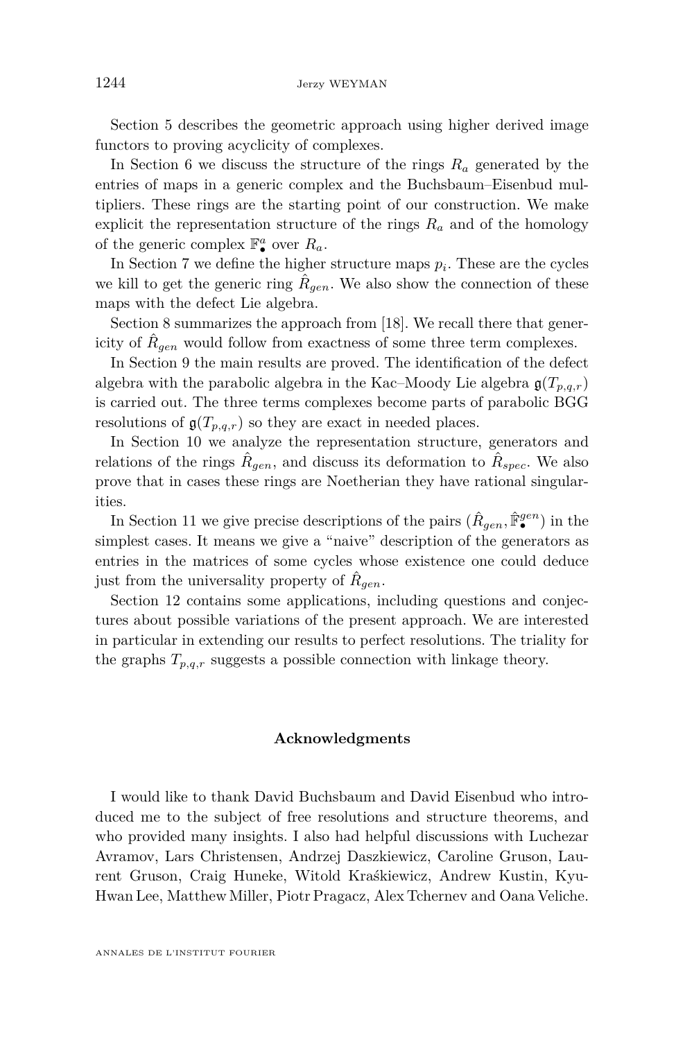Section 5 describes the geometric approach using higher derived image functors to proving acyclicity of complexes.

In Section 6 we discuss the structure of the rings $R_a$ generated by the entries of maps in a generic complex and the Buchsbaum–Eisenbud multipliers. These rings are the starting point of our construction. We make explicit the representation structure of the rings $R_a$ and of the homology of the generic complex $\mathbb{F}^a_\bullet$ over $R_a$.

In Section 7 we define the higher structure maps $p_i$. These are the cycles we kill to get the generic ring $\hat{R}_{gen}$. We also show the connection of these maps with the defect Lie algebra.

Section 8 summarizes the approach from [18]. We recall there that genericity of $\hat{R}_{gen}$ would follow from exactness of some three term complexes.

In Section 9 the main results are proved. The identification of the defect algebra with the parabolic algebra in the Kac–Moody Lie algebra $\mathfrak{g}(T_{p,q,r})$ is carried out. The three terms complexes become parts of parabolic BGG resolutions of $\mathfrak{g}(T_{p,q,r})$ so they are exact in needed places.

In Section 10 we analyze the representation structure, generators and relations of the rings $\hat{R}_{gen}$, and discuss its deformation to $\hat{R}_{spec}$. We also prove that in cases these rings are Noetherian they have rational singularities.

In Section 11 we give precise descriptions of the pairs $(\hat{R}_{gen}, \hat{\mathbb{F}}^{gen}_\bullet)$ in the simplest cases. It means we give a "naive" description of the generators as entries in the matrices of some cycles whose existence one could deduce just from the universality property of $\hat{R}_{gen}$.

Section 12 contains some applications, including questions and conjectures about possible variations of the present approach. We are interested in particular in extending our results to perfect resolutions. The triality for the graphs $T_{p,q,r}$ suggests a possible connection with linkage theory.

## Acknowledgments

I would like to thank David Buchsbaum and David Eisenbud who introduced me to the subject of free resolutions and structure theorems, and who provided many insights. I also had helpful discussions with Luchezar Avramov, Lars Christensen, Andrzej Daszkiewicz, Caroline Gruson, Laurent Gruson, Craig Huneke, Witold Kraśkiewicz, Andrew Kustin, Kyu-Hwan Lee, Matthew Miller, Piotr Pragacz, Alex Tchernev and Oana Veliche.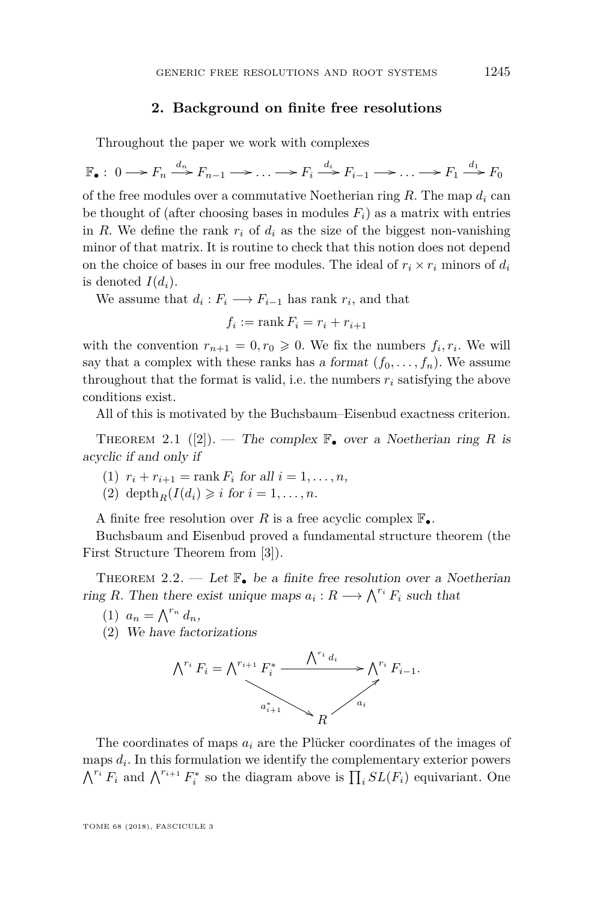## 2. Background on finite free resolutions

Throughout the paper we work with complexes

$$\mathbb{F}_\bullet : \ 0 \longrightarrow F_n \xrightarrow{d_n} F_{n-1} \longrightarrow \ldots \longrightarrow F_i \xrightarrow{d_i} F_{i-1} \longrightarrow \ldots \longrightarrow F_1 \xrightarrow{d_1} F_0$$

of the free modules over a commutative Noetherian ring $R$. The map $d_i$ can be thought of (after choosing bases in modules $F_i$) as a matrix with entries in $R$. We define the rank $r_i$ of $d_i$ as the size of the biggest non-vanishing minor of that matrix. It is routine to check that this notion does not depend on the choice of bases in our free modules. The ideal of $r_i \times r_i$ minors of $d_i$ is denoted $I(d_i)$.

We assume that $d_i : F_i \longrightarrow F_{i-1}$ has rank $r_i$, and that

$$f_i := \operatorname{rank} F_i = r_i + r_{i+1}$$

with the convention $r_{n+1} = 0, r_0 \geqslant 0$. We fix the numbers $f_i, r_i$. We will say that a complex with these ranks has *a format* $(f_0, \ldots, f_n)$. We assume throughout that the format is valid, i.e. the numbers $r_i$ satisfying the above conditions exist.

All of this is motivated by the Buchsbaum–Eisenbud exactness criterion.

Theorem 2.1 ([2]). — *The complex $\mathbb{F}_\bullet$ over a Noetherian ring $R$ is acyclic if and only if*

1. $r_i + r_{i+1} = \operatorname{rank} F_i$ *for all* $i = 1, \ldots, n$,
2. $\operatorname{depth}_R(I(d_i)) \geqslant i$ *for* $i = 1, \ldots, n$.

A finite free resolution over $R$ is a free acyclic complex $\mathbb{F}_\bullet$.

Buchsbaum and Eisenbud proved a fundamental structure theorem (the First Structure Theorem from [3]).

Theorem 2.2. — *Let $\mathbb{F}_\bullet$ be a finite free resolution over a Noetherian ring $R$. Then there exist unique maps $a_i : R \longrightarrow \bigwedge^{r_i} F_i$ such that*

1. $a_n = \bigwedge^{r_n} d_n$,
2. *We have factorizations*

$$\begin{array}{ccc} \bigwedge^{r_i} F_i = \bigwedge^{r_{i+1}} F_i^* & \xrightarrow{\ \bigwedge^{r_i} d_i\ } & \bigwedge^{r_i} F_{i-1}. \\ & {\scriptstyle a_{i+1}^*} \searrow \quad \nearrow {\scriptstyle a_i} & \\ & R & \end{array}$$

The coordinates of maps $a_i$ are the Plücker coordinates of the images of maps $d_i$. In this formulation we identify the complementary exterior powers $\bigwedge^{r_i} F_i$ and $\bigwedge^{r_{i+1}} F_i^*$ so the diagram above is $\prod_i SL(F_i)$ equivariant. One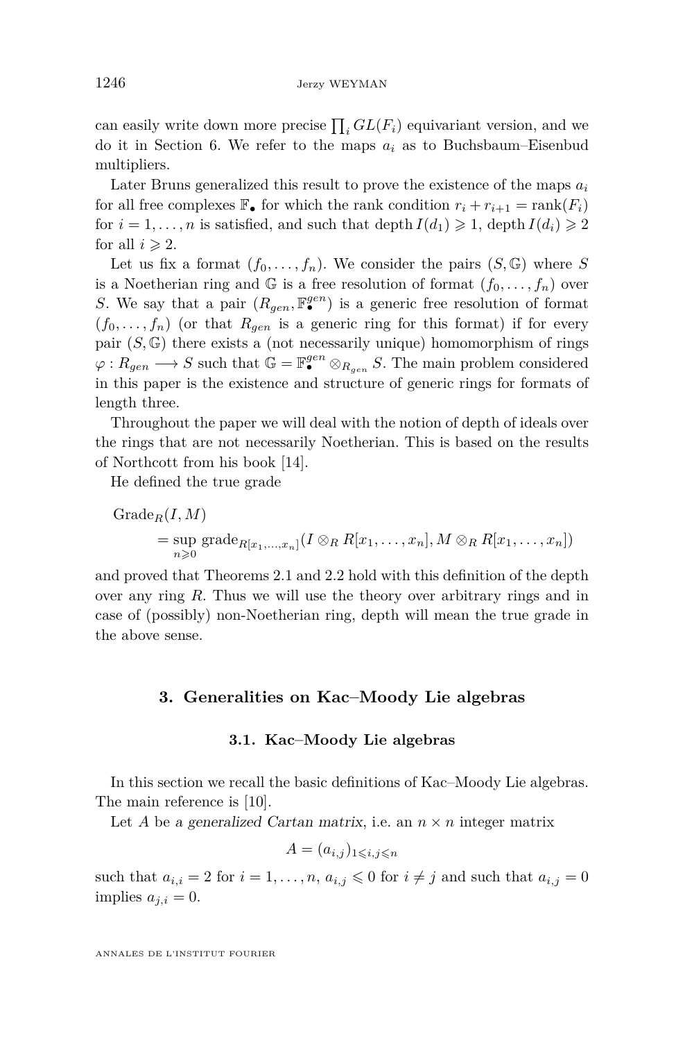can easily write down more precise $\prod_i GL(F_i)$ equivariant version, and we do it in Section 6. We refer to the maps $a_i$ as to Buchsbaum–Eisenbud multipliers.

Later Bruns generalized this result to prove the existence of the maps $a_i$ for all free complexes $\mathbb{F}_\bullet$ for which the rank condition $r_i + r_{i+1} = \operatorname{rank}(F_i)$ for $i = 1, \dots, n$ is satisfied, and such that $\operatorname{depth} I(d_1) \geqslant 1$, $\operatorname{depth} I(d_i) \geqslant 2$ for all $i \geqslant 2$.

Let us fix a format $(f_0, \dots, f_n)$. We consider the pairs $(S, \mathbb{G})$ where $S$ is a Noetherian ring and $\mathbb{G}$ is a free resolution of format $(f_0, \dots, f_n)$ over $S$. We say that a pair $(R_{gen}, \mathbb{F}_\bullet^{gen})$ is a generic free resolution of format $(f_0, \dots, f_n)$ (or that $R_{gen}$ is a generic ring for this format) if for every pair $(S, \mathbb{G})$ there exists a (not necessarily unique) homomorphism of rings $\varphi : R_{gen} \longrightarrow S$ such that $\mathbb{G} = \mathbb{F}_\bullet^{gen} \otimes_{R_{gen}} S$. The main problem considered in this paper is the existence and structure of generic rings for formats of length three.

Throughout the paper we will deal with the notion of depth of ideals over the rings that are not necessarily Noetherian. This is based on the results of Northcott from his book [14].

He defined the true grade

$$\operatorname{Grade}_R(I, M) = \sup_{n \geqslant 0} \operatorname{grade}_{R[x_1,\dots,x_n]}(I \otimes_R R[x_1, \dots, x_n], M \otimes_R R[x_1, \dots, x_n])$$

and proved that Theorems 2.1 and 2.2 hold with this definition of the depth over any ring $R$. Thus we will use the theory over arbitrary rings and in case of (possibly) non-Noetherian ring, depth will mean the true grade in the above sense.

## 3. Generalities on Kac–Moody Lie algebras

### 3.1. Kac–Moody Lie algebras

In this section we recall the basic definitions of Kac–Moody Lie algebras. The main reference is [10].

Let $A$ be a *generalized Cartan matrix*, i.e. an $n \times n$ integer matrix

$$A = (a_{i,j})_{1 \leqslant i,j \leqslant n}$$

such that $a_{i,i} = 2$ for $i = 1, \dots, n$, $a_{i,j} \leqslant 0$ for $i \neq j$ and such that $a_{i,j} = 0$ implies $a_{j,i} = 0$.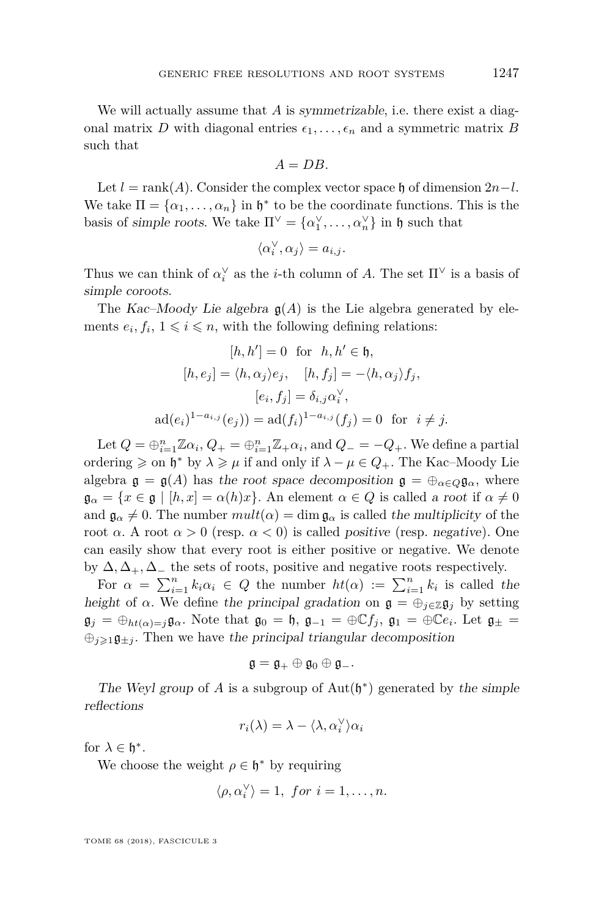We will actually assume that $A$ is *symmetrizable*, i.e. there exist a diagonal matrix $D$ with diagonal entries $\epsilon_1, \dots, \epsilon_n$ and a symmetric matrix $B$ such that

$$A = DB.$$

Let $l = \operatorname{rank}(A)$. Consider the complex vector space $\mathfrak{h}$ of dimension $2n-l$. We take $\Pi = \{\alpha_1, \dots, \alpha_n\}$ in $\mathfrak{h}^*$ to be the coordinate functions. This is the basis of *simple roots*. We take $\Pi^\vee = \{\alpha_1^\vee, \dots, \alpha_n^\vee\}$ in $\mathfrak{h}$ such that

$$\langle \alpha_i^\vee, \alpha_j \rangle = a_{i,j}.$$

Thus we can think of $\alpha_i^\vee$ as the $i$-th column of $A$. The set $\Pi^\vee$ is a basis of *simple coroots*.

The *Kac–Moody Lie algebra* $\mathfrak{g}(A)$ is the Lie algebra generated by elements $e_i, f_i$, $1 \leqslant i \leqslant n$, with the following defining relations:

$$[h, h'] = 0 \quad \text{for} \quad h, h' \in \mathfrak{h},$$
$$[h, e_j] = \langle h, \alpha_j \rangle e_j, \quad [h, f_j] = -\langle h, \alpha_j \rangle f_j,$$
$$[e_i, f_j] = \delta_{i,j} \alpha_i^\vee,$$
$$\operatorname{ad}(e_i)^{1-a_{i,j}}(e_j)) = \operatorname{ad}(f_i)^{1-a_{i,j}}(f_j) = 0 \quad \text{for} \quad i \neq j.$$

Let $Q = \oplus_{i=1}^n \mathbb{Z}\alpha_i$, $Q_+ = \oplus_{i=1}^n \mathbb{Z}_+\alpha_i$, and $Q_- = -Q_+$. We define a partial ordering $\geqslant$ on $\mathfrak{h}^*$ by $\lambda \geqslant \mu$ if and only if $\lambda - \mu \in Q_+$. The Kac–Moody Lie algebra $\mathfrak{g} = \mathfrak{g}(A)$ has *the root space decomposition* $\mathfrak{g} = \oplus_{\alpha \in Q} \mathfrak{g}_\alpha$, where $\mathfrak{g}_\alpha = \{x \in \mathfrak{g} \mid [h, x] = \alpha(h)x\}$. An element $\alpha \in Q$ is called *a root* if $\alpha \neq 0$ and $\mathfrak{g}_\alpha \neq 0$. The number $mult(\alpha) = \dim \mathfrak{g}_\alpha$ is called *the multiplicity* of the root $\alpha$. A root $\alpha > 0$ (resp. $\alpha < 0$) is called *positive* (resp. *negative*). One can easily show that every root is either positive or negative. We denote by $\Delta, \Delta_+, \Delta_-$ the sets of roots, positive and negative roots respectively.

For $\alpha = \sum_{i=1}^n k_i \alpha_i \in Q$ the number $ht(\alpha) := \sum_{i=1}^n k_i$ is called *the height* of $\alpha$. We define *the principal gradation* on $\mathfrak{g} = \oplus_{j \in \mathbb{Z}} \mathfrak{g}_j$ by setting $\mathfrak{g}_j = \oplus_{ht(\alpha)=j} \mathfrak{g}_\alpha$. Note that $\mathfrak{g}_0 = \mathfrak{h}$, $\mathfrak{g}_{-1} = \oplus \mathbb{C} f_j$, $\mathfrak{g}_1 = \oplus \mathbb{C} e_i$. Let $\mathfrak{g}_\pm = \oplus_{j \geqslant 1} \mathfrak{g}_{\pm j}$. Then we have *the principal triangular decomposition*

$$\mathfrak{g} = \mathfrak{g}_+ \oplus \mathfrak{g}_0 \oplus \mathfrak{g}_-.$$

*The Weyl group* of $A$ is a subgroup of $\operatorname{Aut}(\mathfrak{h}^*)$ generated by *the simple reflections*

$$r_i(\lambda) = \lambda - \langle \lambda, \alpha_i^\vee \rangle \alpha_i$$

for $\lambda \in \mathfrak{h}^*$.

We choose the weight $\rho \in \mathfrak{h}^*$ by requiring

$$\langle \rho, \alpha_i^\vee \rangle = 1, \ \textit{for} \ i = 1, \dots, n.$$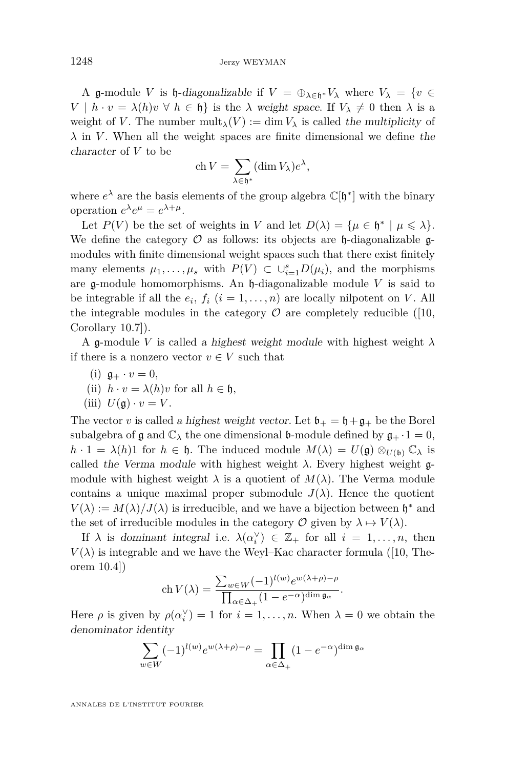A $\mathfrak{g}$-module $V$ is $\mathfrak{h}$*-diagonalizable* if $V = \oplus_{\lambda\in\mathfrak{h}^*} V_\lambda$ where $V_\lambda = \{v \in V \mid h\cdot v = \lambda(h)v \ \forall\ h \in \mathfrak{h}\}$ is the $\lambda$ *weight space*. If $V_\lambda \neq 0$ then $\lambda$ is a weight of $V$. The number $\mathrm{mult}_\lambda(V) := \dim V_\lambda$ is called *the multiplicity* of $\lambda$ in $V$. When all the weight spaces are finite dimensional we define *the character* of $V$ to be

$$\mathrm{ch}\, V = \sum_{\lambda\in\mathfrak{h}^*} (\dim V_\lambda) e^\lambda,$$

where $e^\lambda$ are the basis elements of the group algebra $\mathbb{C}[\mathfrak{h}^*]$ with the binary operation $e^\lambda e^\mu = e^{\lambda+\mu}$.

Let $P(V)$ be the set of weights in $V$ and let $D(\lambda) = \{\mu \in \mathfrak{h}^* \mid \mu \leqslant \lambda\}$. We define the category $\mathcal{O}$ as follows: its objects are $\mathfrak{h}$-diagonalizable $\mathfrak{g}$-modules with finite dimensional weight spaces such that there exist finitely many elements $\mu_1, \dots, \mu_s$ with $P(V) \subset \cup_{i=1}^s D(\mu_i)$, and the morphisms are $\mathfrak{g}$-module homomorphisms. An $\mathfrak{h}$-diagonalizable module $V$ is said to be integrable if all the $e_i$, $f_i$ $(i = 1, \dots, n)$ are locally nilpotent on $V$. All the integrable modules in the category $\mathcal{O}$ are completely reducible ([10, Corollary 10.7]).

A $\mathfrak{g}$-module $V$ is called *a highest weight module* with highest weight $\lambda$ if there is a nonzero vector $v \in V$ such that

(i) $\mathfrak{g}_+ \cdot v = 0$,
(ii) $h\cdot v = \lambda(h)v$ for all $h \in \mathfrak{h}$,
(iii) $U(\mathfrak{g})\cdot v = V$.

The vector $v$ is called *a highest weight vector*. Let $\mathfrak{b}_+ = \mathfrak{h}+\mathfrak{g}_+$ be the Borel subalgebra of $\mathfrak{g}$ and $\mathbb{C}_\lambda$ the one dimensional $\mathfrak{b}$-module defined by $\mathfrak{g}_+\cdot 1 = 0$, $h\cdot 1 = \lambda(h)1$ for $h \in \mathfrak{h}$. The induced module $M(\lambda) = U(\mathfrak{g}) \otimes_{U(\mathfrak{b})} \mathbb{C}_\lambda$ is called *the Verma module* with highest weight $\lambda$. Every highest weight $\mathfrak{g}$-module with highest weight $\lambda$ is a quotient of $M(\lambda)$. The Verma module contains a unique maximal proper submodule $J(\lambda)$. Hence the quotient $V(\lambda) := M(\lambda)/J(\lambda)$ is irreducible, and we have a bijection between $\mathfrak{h}^*$ and the set of irreducible modules in the category $\mathcal{O}$ given by $\lambda \mapsto V(\lambda)$.

If $\lambda$ is *dominant integral* i.e. $\lambda(\alpha_i^\vee) \in \mathbb{Z}_+$ for all $i = 1, \dots, n$, then $V(\lambda)$ is integrable and we have the Weyl–Kac character formula ([10, Theorem 10.4])

$$\mathrm{ch}\, V(\lambda) = \frac{\sum_{w\in W}(-1)^{l(w)} e^{w(\lambda+\rho)-\rho}}{\prod_{\alpha\in\Delta_+}(1-e^{-\alpha})^{\dim \mathfrak{g}_\alpha}}.$$

Here $\rho$ is given by $\rho(\alpha_i^\vee) = 1$ for $i = 1, \dots, n$. When $\lambda = 0$ we obtain the *denominator identity*

$$\sum_{w\in W} (-1)^{l(w)} e^{w(\lambda+\rho)-\rho} = \prod_{\alpha\in\Delta_+} (1-e^{-\alpha})^{\dim \mathfrak{g}_\alpha}$$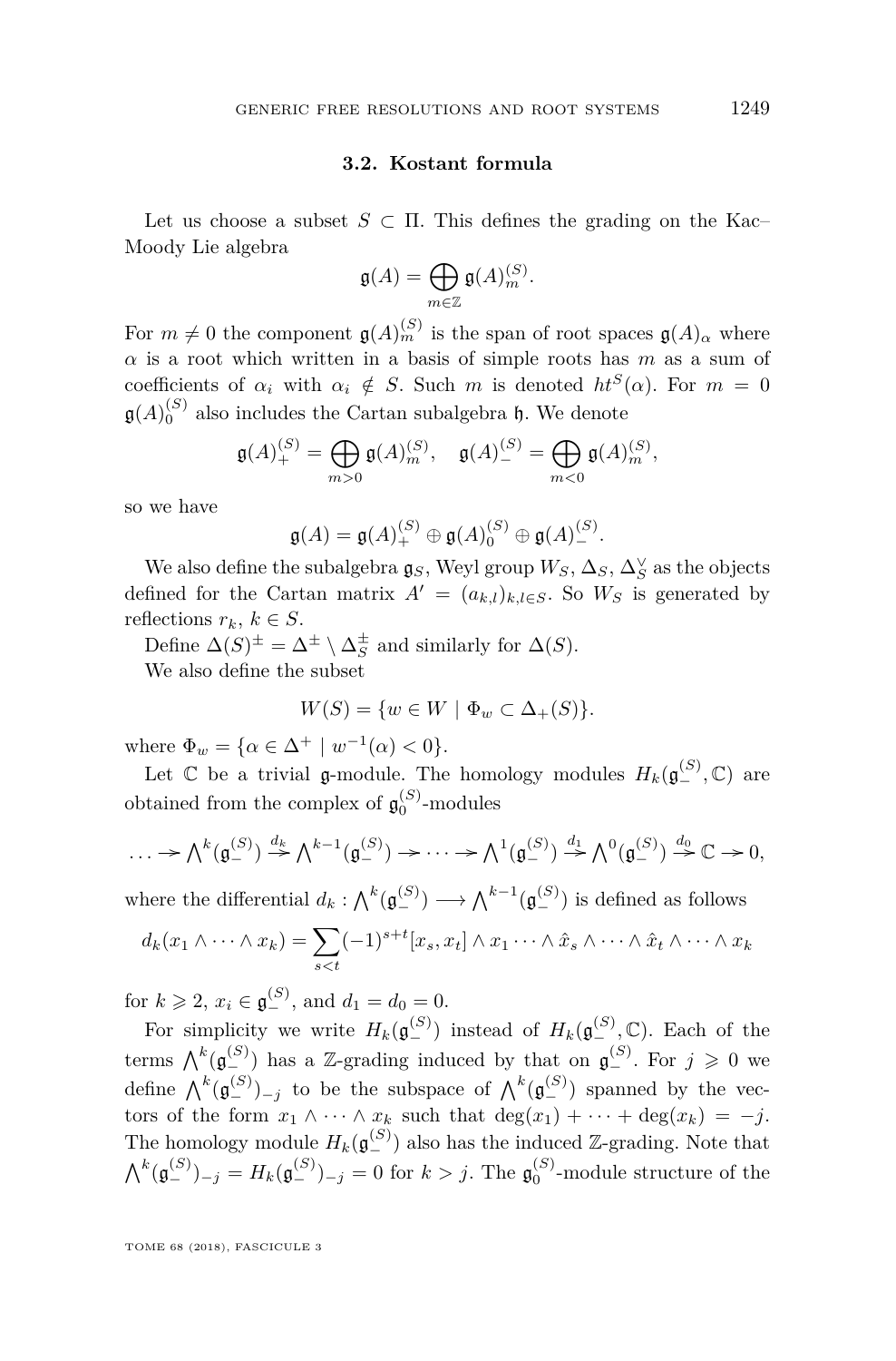### 3.2. Kostant formula

Let us choose a subset $S \subset \Pi$. This defines the grading on the Kac–Moody Lie algebra

$$\mathfrak{g}(A) = \bigoplus_{m \in \mathbb{Z}} \mathfrak{g}(A)_m^{(S)}.$$

For $m \neq 0$ the component $\mathfrak{g}(A)_m^{(S)}$ is the span of root spaces $\mathfrak{g}(A)_\alpha$ where $\alpha$ is a root which written in a basis of simple roots has $m$ as a sum of coefficients of $\alpha_i$ with $\alpha_i \notin S$. Such $m$ is denoted $ht^S(\alpha)$. For $m = 0$ $\mathfrak{g}(A)_0^{(S)}$ also includes the Cartan subalgebra $\mathfrak{h}$. We denote

$$\mathfrak{g}(A)_+^{(S)} = \bigoplus_{m>0} \mathfrak{g}(A)_m^{(S)}, \quad \mathfrak{g}(A)_-^{(S)} = \bigoplus_{m<0} \mathfrak{g}(A)_m^{(S)},$$

so we have

$$\mathfrak{g}(A) = \mathfrak{g}(A)_+^{(S)} \oplus \mathfrak{g}(A)_0^{(S)} \oplus \mathfrak{g}(A)_-^{(S)}.$$

We also define the subalgebra $\mathfrak{g}_S$, Weyl group $W_S$, $\Delta_S$, $\Delta_S^\vee$ as the objects defined for the Cartan matrix $A' = (a_{k,l})_{k,l \in S}$. So $W_S$ is generated by reflections $r_k$, $k \in S$.

Define $\Delta(S)^\pm = \Delta^\pm \setminus \Delta_S^\pm$ and similarly for $\Delta(S)$.

We also define the subset

$$W(S) = \{w \in W \mid \Phi_w \subset \Delta_+(S)\}.$$

where $\Phi_w = \{\alpha \in \Delta^+ \mid w^{-1}(\alpha) < 0\}$.

Let $\mathbb{C}$ be a trivial $\mathfrak{g}$-module. The homology modules $H_k(\mathfrak{g}_-^{(S)}, \mathbb{C})$ are obtained from the complex of $\mathfrak{g}_0^{(S)}$-modules

$$\dots \to \bigwedge\nolimits^k(\mathfrak{g}_-^{(S)}) \xrightarrow{d_k} \bigwedge\nolimits^{k-1}(\mathfrak{g}_-^{(S)}) \to \dots \to \bigwedge\nolimits^1(\mathfrak{g}_-^{(S)}) \xrightarrow{d_1} \bigwedge\nolimits^0(\mathfrak{g}_-^{(S)}) \xrightarrow{d_0} \mathbb{C} \to 0,$$

where the differential $d_k : \bigwedge^k(\mathfrak{g}_-^{(S)}) \longrightarrow \bigwedge^{k-1}(\mathfrak{g}_-^{(S)})$ is defined as follows

$$d_k(x_1 \wedge \dots \wedge x_k) = \sum_{s<t} (-1)^{s+t} [x_s, x_t] \wedge x_1 \cdots \wedge \hat{x}_s \wedge \dots \wedge \hat{x}_t \wedge \dots \wedge x_k$$

for $k \geqslant 2$, $x_i \in \mathfrak{g}_-^{(S)}$, and $d_1 = d_0 = 0$.

For simplicity we write $H_k(\mathfrak{g}_-^{(S)})$ instead of $H_k(\mathfrak{g}_-^{(S)}, \mathbb{C})$. Each of the terms $\bigwedge^k(\mathfrak{g}_-^{(S)})$ has a $\mathbb{Z}$-grading induced by that on $\mathfrak{g}_-^{(S)}$. For $j \geqslant 0$ we define $\bigwedge^k(\mathfrak{g}_-^{(S)})_{-j}$ to be the subspace of $\bigwedge^k(\mathfrak{g}_-^{(S)})$ spanned by the vectors of the form $x_1 \wedge \dots \wedge x_k$ such that $\deg(x_1) + \dots + \deg(x_k) = -j$. The homology module $H_k(\mathfrak{g}_-^{(S)})$ also has the induced $\mathbb{Z}$-grading. Note that $\bigwedge^k(\mathfrak{g}_-^{(S)})_{-j} = H_k(\mathfrak{g}_-^{(S)})_{-j} = 0$ for $k > j$. The $\mathfrak{g}_0^{(S)}$-module structure of the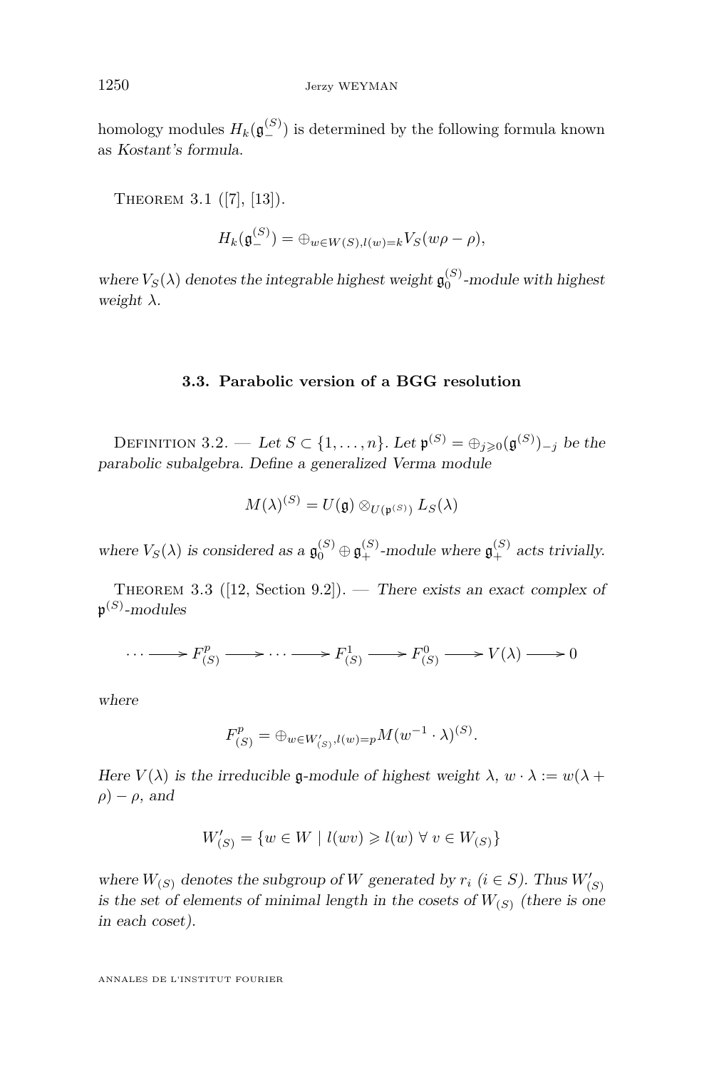homology modules $H_k(\mathfrak{g}_-^{(S)})$ is determined by the following formula known as *Kostant's formula*.

Theorem 3.1 ([7], [13]).

$$H_k(\mathfrak{g}_-^{(S)}) = \oplus_{w\in W(S), l(w)=k} V_S(w\rho - \rho),$$

*where $V_S(\lambda)$ denotes the integrable highest weight $\mathfrak{g}_0^{(S)}$-module with highest weight $\lambda$.*

### 3.3. Parabolic version of a BGG resolution

Definition 3.2. — *Let $S \subset \{1, \ldots, n\}$. Let $\mathfrak{p}^{(S)} = \oplus_{j\geqslant 0}(\mathfrak{g}^{(S)})_{-j}$ be the parabolic subalgebra. Define a generalized Verma module*

$$M(\lambda)^{(S)} = U(\mathfrak{g}) \otimes_{U(\mathfrak{p}^{(S)})} L_S(\lambda)$$

*where $V_S(\lambda)$ is considered as a $\mathfrak{g}_0^{(S)} \oplus \mathfrak{g}_+^{(S)}$-module where $\mathfrak{g}_+^{(S)}$ acts trivially.*

Theorem 3.3 ([12, Section 9.2]). — *There exists an exact complex of $\mathfrak{p}^{(S)}$-modules*

$$\cdots \longrightarrow F^p_{(S)} \longrightarrow \cdots \longrightarrow F^1_{(S)} \longrightarrow F^0_{(S)} \longrightarrow V(\lambda) \longrightarrow 0$$

*where*

$$F^p_{(S)} = \oplus_{w\in W'_{(S)}, l(w)=p} M(w^{-1}\cdot\lambda)^{(S)}.$$

*Here $V(\lambda)$ is the irreducible $\mathfrak{g}$-module of highest weight $\lambda$, $w\cdot\lambda := w(\lambda + \rho) - \rho$, and*

$$W'_{(S)} = \{w \in W \mid l(wv) \geqslant l(w)\ \forall\ v \in W_{(S)}\}$$

*where $W_{(S)}$ denotes the subgroup of $W$ generated by $r_i$ ($i \in S$). Thus $W'_{(S)}$ is the set of elements of minimal length in the cosets of $W_{(S)}$ (there is one in each coset).*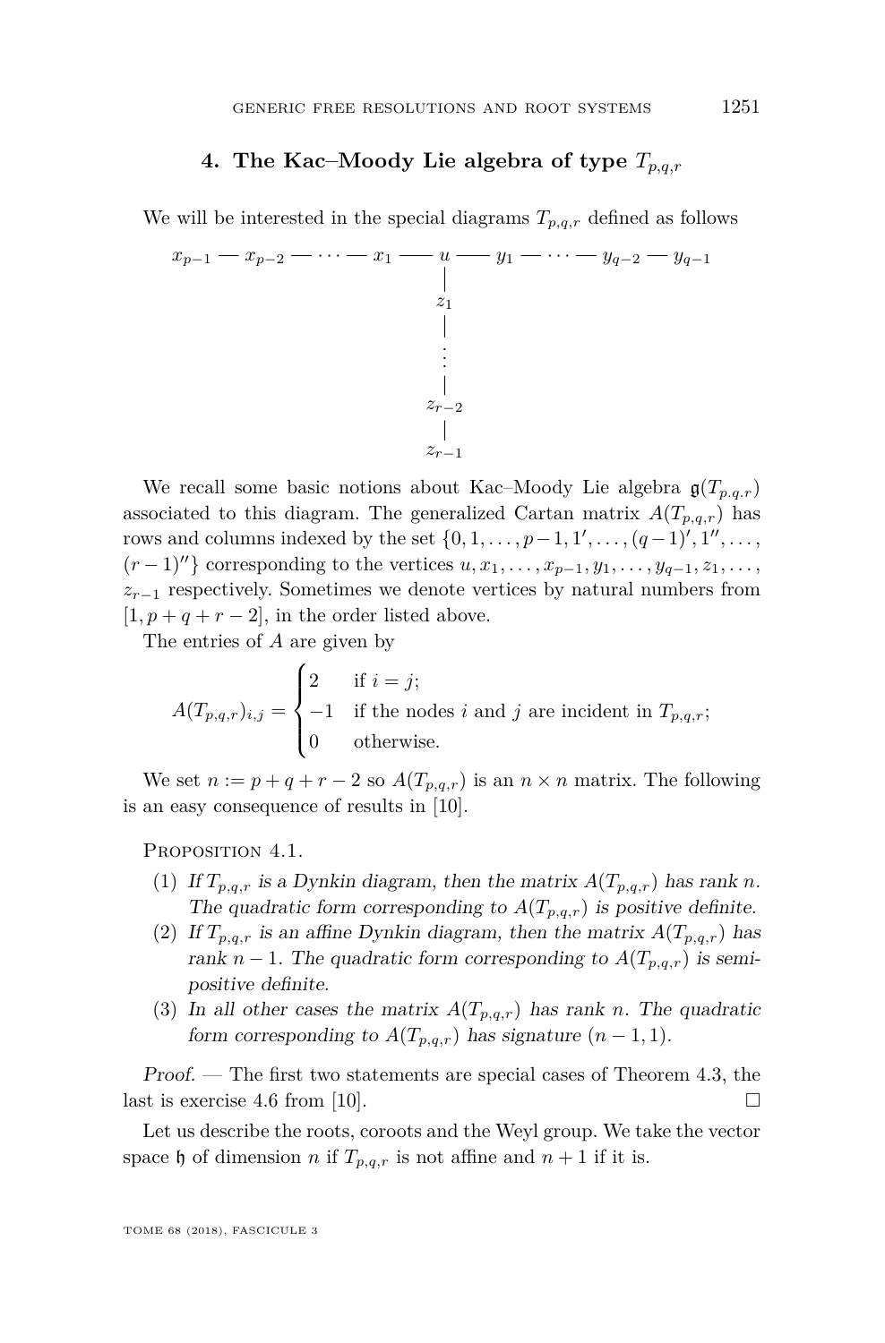## 4. The Kac–Moody Lie algebra of type $T_{p,q,r}$

We will be interested in the special diagrams $T_{p,q,r}$ defined as follows

$$
\begin{array}{ccccccccccccc}
x_{p-1} & — & x_{p-2} & — & \cdots & — & x_1 & — & u & — & y_1 & — & \cdots & — & y_{q-2} & — & y_{q-1} \\
 & & & & & & & & | & & & & & & & & \\
 & & & & & & & & z_1 & & & & & & & & \\
 & & & & & & & & | & & & & & & & & \\
 & & & & & & & & \vdots & & & & & & & & \\
 & & & & & & & & | & & & & & & & & \\
 & & & & & & & & z_{r-2} & & & & & & & & \\
 & & & & & & & & | & & & & & & & & \\
 & & & & & & & & z_{r-1} & & & & & & & &
\end{array}
$$

We recall some basic notions about Kac–Moody Lie algebra $\mathfrak{g}(T_{p.q.r})$ associated to this diagram. The generalized Cartan matrix $A(T_{p,q,r})$ has rows and columns indexed by the set $\{0, 1, \ldots, p-1, 1', \ldots, (q-1)', 1'', \ldots, (r-1)''\}$ corresponding to the vertices $u, x_1, \ldots, x_{p-1}, y_1, \ldots, y_{q-1}, z_1, \ldots, z_{r-1}$ respectively. Sometimes we denote vertices by natural numbers from $[1, p+q+r-2]$, in the order listed above.

The entries of $A$ are given by

$$
A(T_{p,q,r})_{i,j} = \begin{cases} 2 & \text{if } i = j; \\ -1 & \text{if the nodes } i \text{ and } j \text{ are incident in } T_{p,q,r}; \\ 0 & \text{otherwise.} \end{cases}
$$

We set $n := p + q + r - 2$ so $A(T_{p,q,r})$ is an $n \times n$ matrix. The following is an easy consequence of results in [10].

Proposition 4.1.

1. *If $T_{p,q,r}$ is a Dynkin diagram, then the matrix $A(T_{p,q,r})$ has rank $n$. The quadratic form corresponding to $A(T_{p,q,r})$ is positive definite.*
2. *If $T_{p,q,r}$ is an affine Dynkin diagram, then the matrix $A(T_{p,q,r})$ has rank $n-1$. The quadratic form corresponding to $A(T_{p,q,r})$ is semi-positive definite.*
3. *In all other cases the matrix $A(T_{p,q,r})$ has rank $n$. The quadratic form corresponding to $A(T_{p,q,r})$ has signature $(n-1, 1)$.*

*Proof.* — The first two statements are special cases of Theorem 4.3, the last is exercise 4.6 from [10]. □

Let us describe the roots, coroots and the Weyl group. We take the vector space $\mathfrak{h}$ of dimension $n$ if $T_{p,q,r}$ is not affine and $n+1$ if it is.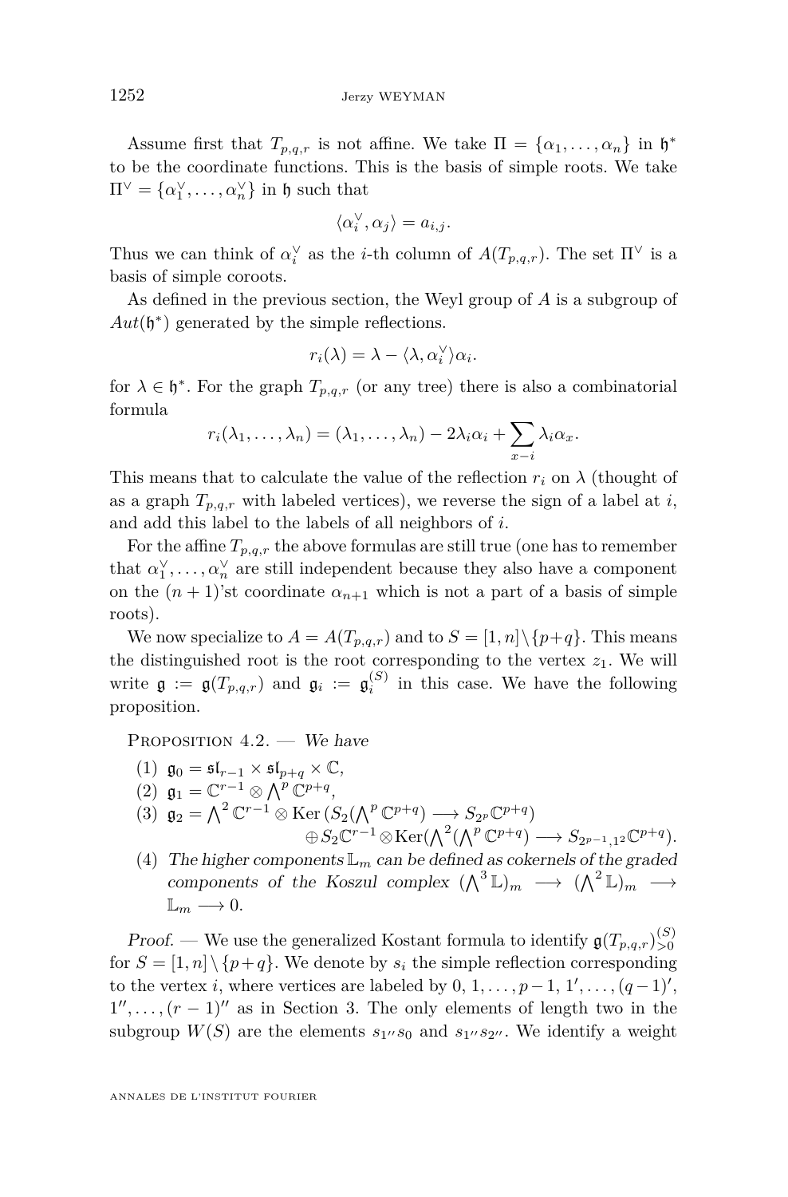Assume first that $T_{p,q,r}$ is not affine. We take $\Pi = \{\alpha_1, \dots, \alpha_n\}$ in $\mathfrak{h}^*$ to be the coordinate functions. This is the basis of simple roots. We take $\Pi^\vee = \{\alpha_1^\vee, \dots, \alpha_n^\vee\}$ in $\mathfrak{h}$ such that

$$\langle \alpha_i^\vee, \alpha_j \rangle = a_{i,j}.$$

Thus we can think of $\alpha_i^\vee$ as the $i$-th column of $A(T_{p,q,r})$. The set $\Pi^\vee$ is a basis of simple coroots.

As defined in the previous section, the Weyl group of $A$ is a subgroup of $Aut(\mathfrak{h}^*)$ generated by the simple reflections.

$$r_i(\lambda) = \lambda - \langle \lambda, \alpha_i^\vee \rangle \alpha_i.$$

for $\lambda \in \mathfrak{h}^*$. For the graph $T_{p,q,r}$ (or any tree) there is also a combinatorial formula

$$r_i(\lambda_1, \dots, \lambda_n) = (\lambda_1, \dots, \lambda_n) - 2\lambda_i \alpha_i + \sum_{x - i} \lambda_i \alpha_x.$$

This means that to calculate the value of the reflection $r_i$ on $\lambda$ (thought of as a graph $T_{p,q,r}$ with labeled vertices), we reverse the sign of a label at $i$, and add this label to the labels of all neighbors of $i$.

For the affine $T_{p,q,r}$ the above formulas are still true (one has to remember that $\alpha_1^\vee, \dots, \alpha_n^\vee$ are still independent because they also have a component on the $(n+1)$'st coordinate $\alpha_{n+1}$ which is not a part of a basis of simple roots).

We now specialize to $A = A(T_{p,q,r})$ and to $S = [1, n] \setminus \{p+q\}$. This means the distinguished root is the root corresponding to the vertex $z_1$. We will write $\mathfrak{g} := \mathfrak{g}(T_{p,q,r})$ and $\mathfrak{g}_i := \mathfrak{g}_i^{(S)}$ in this case. We have the following proposition.

Proposition 4.2. — *We have*

1. $\mathfrak{g}_0 = \mathfrak{sl}_{r-1} \times \mathfrak{sl}_{p+q} \times \mathbb{C}$,
2. $\mathfrak{g}_1 = \mathbb{C}^{r-1} \otimes \bigwedge^p \mathbb{C}^{p+q}$,
3. $\mathfrak{g}_2 = \bigwedge^2 \mathbb{C}^{r-1} \otimes \mathrm{Ker}\,(S_2(\bigwedge^p \mathbb{C}^{p+q}) \longrightarrow S_{2^p}\mathbb{C}^{p+q})$
$$\oplus S_2\mathbb{C}^{r-1} \otimes \mathrm{Ker}(\textstyle\bigwedge^2(\bigwedge^p \mathbb{C}^{p+q}) \longrightarrow S_{2^{p-1},1^2}\mathbb{C}^{p+q}).$$
4. *The higher components $\mathbb{L}_m$ can be defined as cokernels of the graded components of the Koszul complex $(\bigwedge^3 \mathbb{L})_m \longrightarrow (\bigwedge^2 \mathbb{L})_m \longrightarrow \mathbb{L}_m \longrightarrow 0$.*

*Proof.* — We use the generalized Kostant formula to identify $\mathfrak{g}(T_{p,q,r})_{>0}^{(S)}$ for $S = [1, n] \setminus \{p+q\}$. We denote by $s_i$ the simple reflection corresponding to the vertex $i$, where vertices are labeled by $0, 1, \dots, p-1, 1', \dots, (q-1)'$, $1'', \dots, (r-1)''$ as in Section 3. The only elements of length two in the subgroup $W(S)$ are the elements $s_{1''}s_0$ and $s_{1''}s_{2''}$. We identify a weight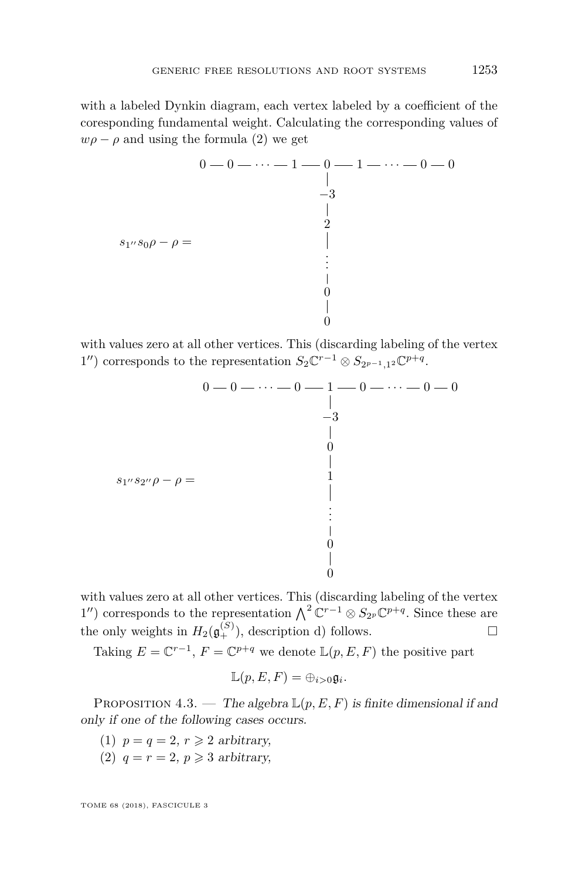with a labeled Dynkin diagram, each vertex labeled by a coefficient of the coresponding fundamental weight. Calculating the corresponding values of $w\rho - \rho$ and using the formula (2) we get

$$
s_{1''}s_0\rho - \rho = \begin{array}{c}
0 — 0 — \cdots — 1 — 0 — 1 — \cdots — 0 — 0 \\
| \\
-3 \\
| \\
2 \\
| \\
\vdots \\
| \\
0 \\
| \\
0
\end{array}
$$

with values zero at all other vertices. This (discarding labeling of the vertex $1''$) corresponds to the representation $S_2\mathbb{C}^{r-1} \otimes S_{2^{p-1},1^2}\mathbb{C}^{p+q}$.

$$
s_{1''}s_{2''}\rho - \rho = \begin{array}{c}
0 — 0 — \cdots — 0 — 1 — 0 — \cdots — 0 — 0 \\
| \\
-3 \\
| \\
0 \\
| \\
1 \\
| \\
\vdots \\
| \\
0 \\
| \\
0
\end{array}
$$

with values zero at all other vertices. This (discarding labeling of the vertex $1''$) corresponds to the representation $\bigwedge^2 \mathbb{C}^{r-1} \otimes S_{2^p}\mathbb{C}^{p+q}$. Since these are the only weights in $H_2(\mathfrak{g}_+^{(S)})$, description d) follows. ☐

Taking $E = \mathbb{C}^{r-1}$, $F = \mathbb{C}^{p+q}$ we denote $\mathbb{L}(p, E, F)$ the positive part

$$\mathbb{L}(p, E, F) = \oplus_{i>0}\mathfrak{g}_i.$$

Proposition 4.3. — *The algebra $\mathbb{L}(p, E, F)$ is finite dimensional if and only if one of the following cases occurs.*

1. $p = q = 2$, $r \geqslant 2$ *arbitrary,*
2. $q = r = 2$, $p \geqslant 3$ *arbitrary,*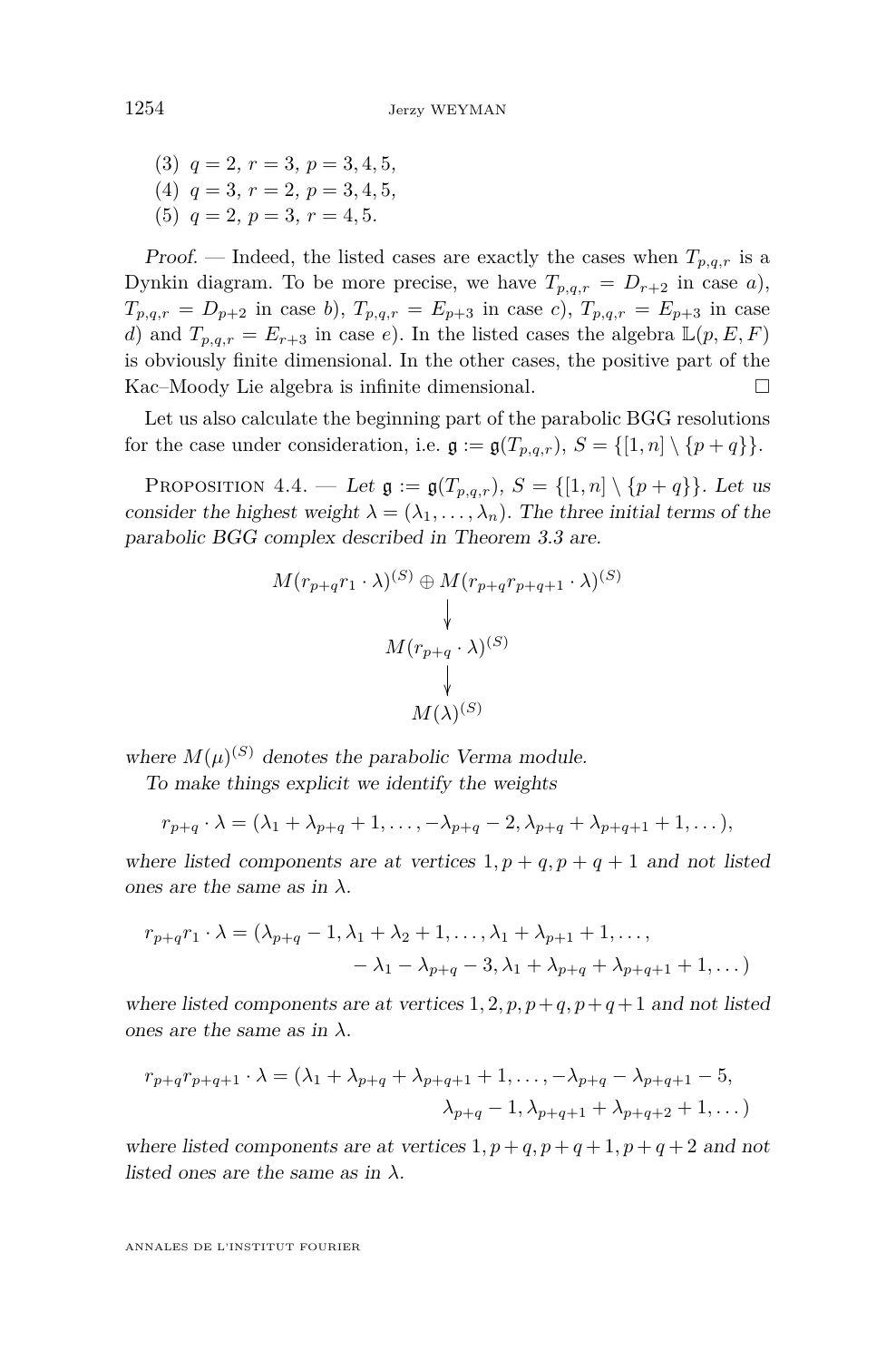(3) $q = 2,\ r = 3,\ p = 3, 4, 5,$

(4) $q = 3,\ r = 2,\ p = 3, 4, 5,$

(5) $q = 2,\ p = 3,\ r = 4, 5.$

*Proof*. — Indeed, the listed cases are exactly the cases when $T_{p,q,r}$ is a Dynkin diagram. To be more precise, we have $T_{p,q,r} = D_{r+2}$ in case *a*), $T_{p,q,r} = D_{p+2}$ in case *b*), $T_{p,q,r} = E_{p+3}$ in case *c*), $T_{p,q,r} = E_{p+3}$ in case *d*) and $T_{p,q,r} = E_{r+3}$ in case *e*). In the listed cases the algebra $\mathbb{L}(p, E, F)$ is obviously finite dimensional. In the other cases, the positive part of the Kac–Moody Lie algebra is infinite dimensional. □

Let us also calculate the beginning part of the parabolic BGG resolutions for the case under consideration, i.e. $\mathfrak{g} := \mathfrak{g}(T_{p,q,r})$, $S = \{[1, n] \setminus \{p + q\}\}$.

Proposition 4.4. — *Let $\mathfrak{g} := \mathfrak{g}(T_{p,q,r})$, $S = \{[1, n] \setminus \{p + q\}\}$. Let us consider the highest weight $\lambda = (\lambda_1, \ldots, \lambda_n)$. The three initial terms of the parabolic BGG complex described in Theorem 3.3 are.*

$$
\begin{array}{c}
M(r_{p+q}r_1 \cdot \lambda)^{(S)} \oplus M(r_{p+q}r_{p+q+1} \cdot \lambda)^{(S)} \\
\downarrow \\
M(r_{p+q} \cdot \lambda)^{(S)} \\
\downarrow \\
M(\lambda)^{(S)}
\end{array}
$$

*where $M(\mu)^{(S)}$ denotes the parabolic Verma module.*

*To make things explicit we identify the weights*

$$r_{p+q} \cdot \lambda = (\lambda_1 + \lambda_{p+q} + 1, \ldots, -\lambda_{p+q} - 2, \lambda_{p+q} + \lambda_{p+q+1} + 1, \ldots),$$

*where listed components are at vertices $1, p + q, p + q + 1$ and not listed ones are the same as in $\lambda$.*

$$r_{p+q}r_1 \cdot \lambda = (\lambda_{p+q} - 1, \lambda_1 + \lambda_2 + 1, \ldots, \lambda_1 + \lambda_{p+1} + 1, \ldots, \\ - \lambda_1 - \lambda_{p+q} - 3, \lambda_1 + \lambda_{p+q} + \lambda_{p+q+1} + 1, \ldots)$$

*where listed components are at vertices $1, 2, p, p+q, p+q+1$ and not listed ones are the same as in $\lambda$.*

$$r_{p+q}r_{p+q+1} \cdot \lambda = (\lambda_1 + \lambda_{p+q} + \lambda_{p+q+1} + 1, \ldots, -\lambda_{p+q} - \lambda_{p+q+1} - 5, \\ \lambda_{p+q} - 1, \lambda_{p+q+1} + \lambda_{p+q+2} + 1, \ldots)$$

*where listed components are at vertices $1, p + q, p + q + 1, p + q + 2$ and not listed ones are the same as in $\lambda$.*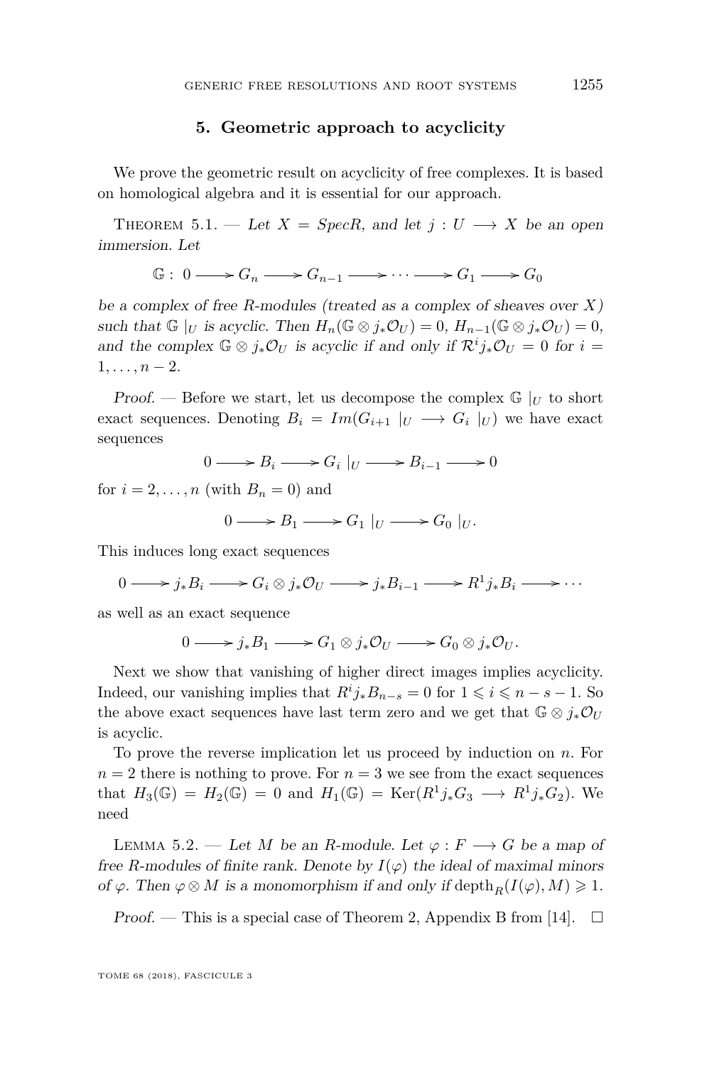## 5. Geometric approach to acyclicity

We prove the geometric result on acyclicity of free complexes. It is based on homological algebra and it is essential for our approach.

**Theorem 5.1.** — *Let $X = SpecR$, and let $j : U \longrightarrow X$ be an open immersion. Let*

$$\mathbb{G} : \ 0 \longrightarrow G_n \longrightarrow G_{n-1} \longrightarrow \cdots \longrightarrow G_1 \longrightarrow G_0$$

*be a complex of free $R$-modules (treated as a complex of sheaves over $X$) such that $\mathbb{G}\mid_U$ is acyclic. Then $H_n(\mathbb{G} \otimes j_*\mathcal{O}_U) = 0$, $H_{n-1}(\mathbb{G} \otimes j_*\mathcal{O}_U) = 0$, and the complex $\mathbb{G} \otimes j_*\mathcal{O}_U$ is acyclic if and only if $\mathcal{R}^i j_*\mathcal{O}_U = 0$ for $i = 1, \ldots, n-2$.*

*Proof.* — Before we start, let us decompose the complex $\mathbb{G}\mid_U$ to short exact sequences. Denoting $B_i = Im(G_{i+1}\mid_U \longrightarrow G_i\mid_U)$ we have exact sequences

$$0 \longrightarrow B_i \longrightarrow G_i\mid_U \longrightarrow B_{i-1} \longrightarrow 0$$

for $i = 2, \ldots, n$ (with $B_n = 0$) and

$$0 \longrightarrow B_1 \longrightarrow G_1\mid_U \longrightarrow G_0\mid_U.$$

This induces long exact sequences

$$0 \longrightarrow j_*B_i \longrightarrow G_i \otimes j_*\mathcal{O}_U \longrightarrow j_*B_{i-1} \longrightarrow R^1 j_*B_i \longrightarrow \cdots$$

as well as an exact sequence

$$0 \longrightarrow j_*B_1 \longrightarrow G_1 \otimes j_*\mathcal{O}_U \longrightarrow G_0 \otimes j_*\mathcal{O}_U.$$

Next we show that vanishing of higher direct images implies acyclicity. Indeed, our vanishing implies that $R^i j_*B_{n-s} = 0$ for $1 \leqslant i \leqslant n-s-1$. So the above exact sequences have last term zero and we get that $\mathbb{G} \otimes j_*\mathcal{O}_U$ is acyclic.

To prove the reverse implication let us proceed by induction on $n$. For $n = 2$ there is nothing to prove. For $n = 3$ we see from the exact sequences that $H_3(\mathbb{G}) = H_2(\mathbb{G}) = 0$ and $H_1(\mathbb{G}) = \mathrm{Ker}(R^1 j_*G_3 \longrightarrow R^1 j_*G_2)$. We need

**Lemma 5.2.** — *Let $M$ be an $R$-module. Let $\varphi : F \longrightarrow G$ be a map of free $R$-modules of finite rank. Denote by $I(\varphi)$ the ideal of maximal minors of $\varphi$. Then $\varphi \otimes M$ is a monomorphism if and only if $\mathrm{depth}_R(I(\varphi), M) \geqslant 1$.*

*Proof.* — This is a special case of Theorem 2, Appendix B from [14]. $\square$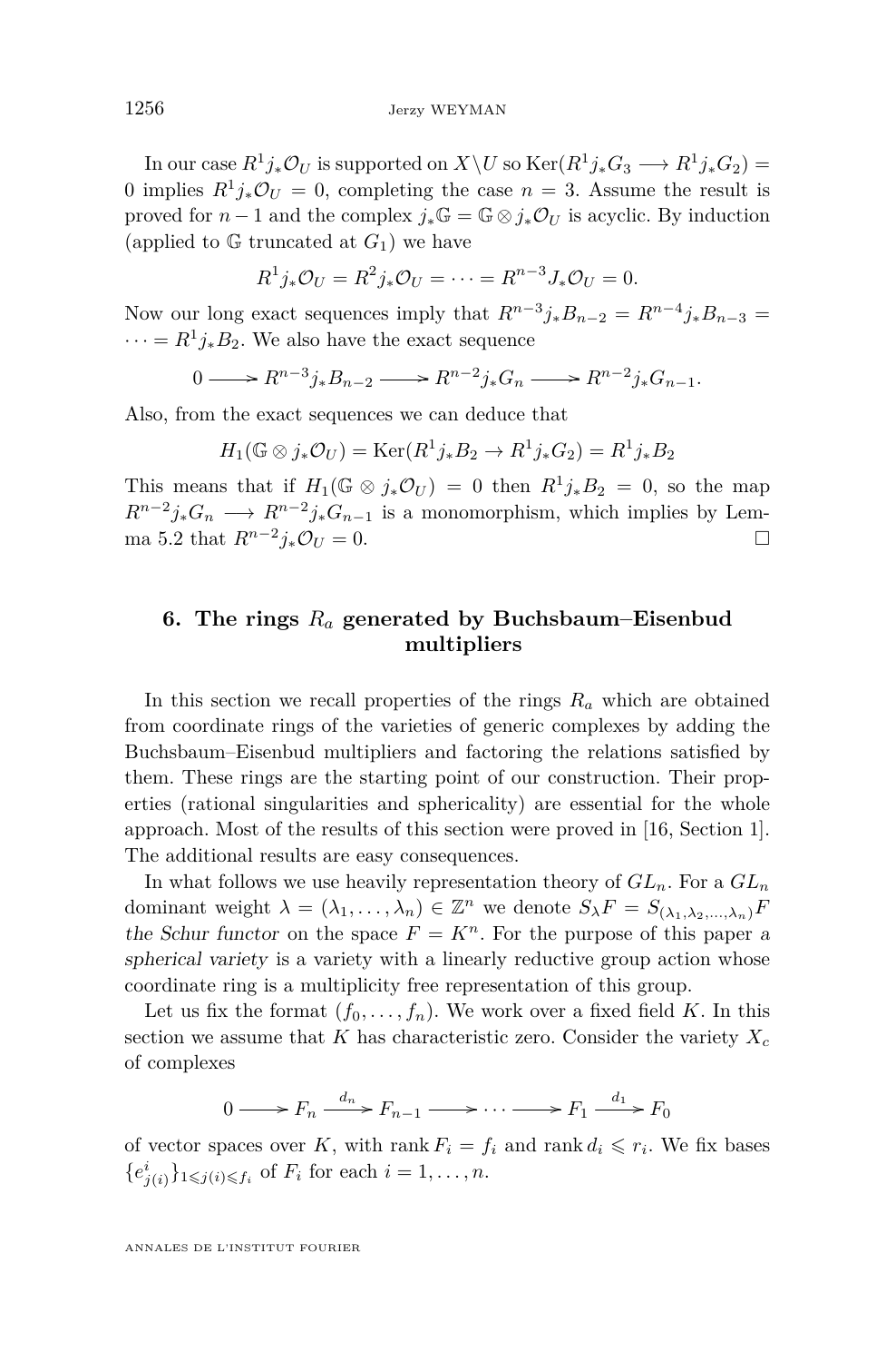In our case $R^1j_*\mathcal{O}_U$ is supported on $X\setminus U$ so $\mathrm{Ker}(R^1j_*G_3 \longrightarrow R^1j_*G_2) = 0$ implies $R^1j_*\mathcal{O}_U = 0$, completing the case $n=3$. Assume the result is proved for $n-1$ and the complex $j_*\mathbb{G} = \mathbb{G}\otimes j_*\mathcal{O}_U$ is acyclic. By induction (applied to $\mathbb{G}$ truncated at $G_1$) we have

$$R^1j_*\mathcal{O}_U = R^2j_*\mathcal{O}_U = \cdots = R^{n-3}J_*\mathcal{O}_U = 0.$$

Now our long exact sequences imply that $R^{n-3}j_*B_{n-2} = R^{n-4}j_*B_{n-3} = \cdots = R^1j_*B_2$. We also have the exact sequence

$$0 \longrightarrow R^{n-3}j_*B_{n-2} \longrightarrow R^{n-2}j_*G_n \longrightarrow R^{n-2}j_*G_{n-1}.$$

Also, from the exact sequences we can deduce that

$$H_1(\mathbb{G}\otimes j_*\mathcal{O}_U) = \mathrm{Ker}(R^1j_*B_2 \to R^1j_*G_2) = R^1j_*B_2$$

This means that if $H_1(\mathbb{G}\otimes j_*\mathcal{O}_U) = 0$ then $R^1j_*B_2 = 0$, so the map $R^{n-2}j_*G_n \longrightarrow R^{n-2}j_*G_{n-1}$ is a monomorphism, which implies by Lemma 5.2 that $R^{n-2}j_*\mathcal{O}_U = 0$. □

## 6. The rings $R_a$ generated by Buchsbaum–Eisenbud multipliers

In this section we recall properties of the rings $R_a$ which are obtained from coordinate rings of the varieties of generic complexes by adding the Buchsbaum–Eisenbud multipliers and factoring the relations satisfied by them. These rings are the starting point of our construction. Their properties (rational singularities and sphericality) are essential for the whole approach. Most of the results of this section were proved in [16, Section 1]. The additional results are easy consequences.

In what follows we use heavily representation theory of $GL_n$. For a $GL_n$ dominant weight $\lambda = (\lambda_1,\ldots,\lambda_n)\in\mathbb{Z}^n$ we denote $S_\lambda F = S_{(\lambda_1,\lambda_2,\ldots,\lambda_n)}F$ *the Schur functor* on the space $F = K^n$. For the purpose of this paper *a spherical variety* is a variety with a linearly reductive group action whose coordinate ring is a multiplicity free representation of this group.

Let us fix the format $(f_0,\ldots,f_n)$. We work over a fixed field $K$. In this section we assume that $K$ has characteristic zero. Consider the variety $X_c$ of complexes

$$0 \longrightarrow F_n \xrightarrow{d_n} F_{n-1} \longrightarrow \cdots \longrightarrow F_1 \xrightarrow{d_1} F_0$$

of vector spaces over $K$, with $\operatorname{rank} F_i = f_i$ and $\operatorname{rank} d_i \leqslant r_i$. We fix bases $\{e^i_{j(i)}\}_{1\leqslant j(i)\leqslant f_i}$ of $F_i$ for each $i=1,\ldots,n$.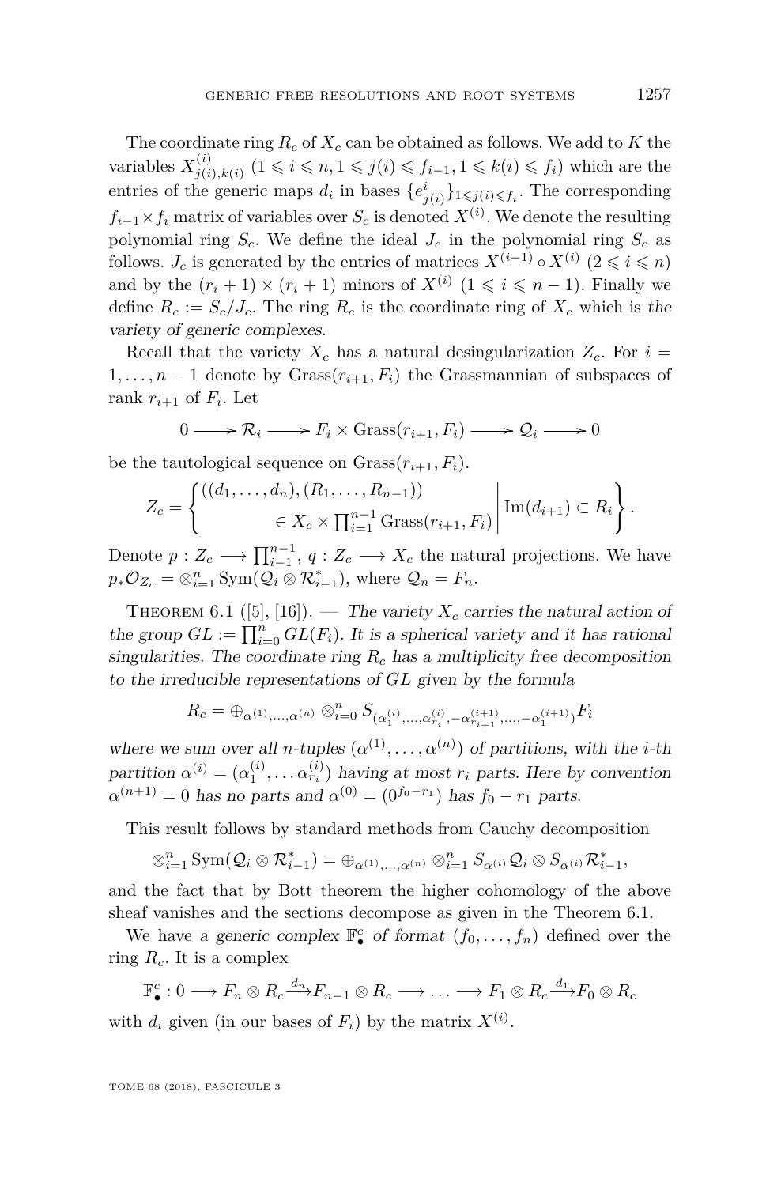The coordinate ring $R_c$ of $X_c$ can be obtained as follows. We add to $K$ the variables $X^{(i)}_{j(i),k(i)}$ $(1 \leqslant i \leqslant n, 1 \leqslant j(i) \leqslant f_{i-1}, 1 \leqslant k(i) \leqslant f_i)$ which are the entries of the generic maps $d_i$ in bases $\{e^i_{j(i)}\}_{1\leqslant j(i)\leqslant f_i}$. The corresponding $f_{i-1}\times f_i$ matrix of variables over $S_c$ is denoted $X^{(i)}$. We denote the resulting polynomial ring $S_c$. We define the ideal $J_c$ in the polynomial ring $S_c$ as follows. $J_c$ is generated by the entries of matrices $X^{(i-1)} \circ X^{(i)}$ $(2 \leqslant i \leqslant n)$ and by the $(r_i + 1) \times (r_i + 1)$ minors of $X^{(i)}$ $(1 \leqslant i \leqslant n-1)$. Finally we define $R_c := S_c/J_c$. The ring $R_c$ is the coordinate ring of $X_c$ which is *the variety of generic complexes*.

Recall that the variety $X_c$ has a natural desingularization $Z_c$. For $i = 1, \ldots, n-1$ denote by $\mathrm{Grass}(r_{i+1}, F_i)$ the Grassmannian of subspaces of rank $r_{i+1}$ of $F_i$. Let

$$0 \longrightarrow \mathcal{R}_i \longrightarrow F_i \times \mathrm{Grass}(r_{i+1}, F_i) \longrightarrow \mathcal{Q}_i \longrightarrow 0$$

be the tautological sequence on $\mathrm{Grass}(r_{i+1}, F_i)$.

$$Z_c = \left\{ \begin{array}{c} ((d_1, \ldots, d_n), (R_1, \ldots, R_{n-1})) \\ \in X_c \times \prod_{i=1}^{n-1} \mathrm{Grass}(r_{i+1}, F_i) \end{array} \middle| \, \mathrm{Im}(d_{i+1}) \subset R_i \right\}.$$

Denote $p : Z_c \longrightarrow \prod_{i-1}^{n-1}$, $q : Z_c \longrightarrow X_c$ the natural projections. We have $p_* \mathcal{O}_{Z_c} = \otimes_{i=1}^n \mathrm{Sym}(\mathcal{Q}_i \otimes \mathcal{R}^*_{i-1})$, where $\mathcal{Q}_n = F_n$.

Theorem 6.1 ([5], [16]). — *The variety $X_c$ carries the natural action of the group $GL := \prod_{i=0}^n GL(F_i)$. It is a spherical variety and it has rational singularities. The coordinate ring $R_c$ has a multiplicity free decomposition to the irreducible representations of $GL$ given by the formula*

$$R_c = \oplus_{\alpha^{(1)},\ldots,\alpha^{(n)}} \otimes_{i=0}^n S_{(\alpha^{(i)}_1,\ldots,\alpha^{(i)}_{r_i}, -\alpha^{(i+1)}_{r_{i+1}},\ldots,-\alpha^{(i+1)}_1)} F_i$$

*where we sum over all $n$-tuples $(\alpha^{(1)}, \ldots, \alpha^{(n)})$ of partitions, with the $i$-th partition $\alpha^{(i)} = (\alpha^{(i)}_1, \ldots \alpha^{(i)}_{r_i})$ having at most $r_i$ parts. Here by convention $\alpha^{(n+1)} = 0$ has no parts and $\alpha^{(0)} = (0^{f_0 - r_1})$ has $f_0 - r_1$ parts.*

This result follows by standard methods from Cauchy decomposition

$$\otimes_{i=1}^n \mathrm{Sym}(\mathcal{Q}_i \otimes \mathcal{R}^*_{i-1}) = \oplus_{\alpha^{(1)},\ldots,\alpha^{(n)}} \otimes_{i=1}^n S_{\alpha^{(i)}} \mathcal{Q}_i \otimes S_{\alpha^{(i)}} \mathcal{R}^*_{i-1},$$

and the fact that by Bott theorem the higher cohomology of the above sheaf vanishes and the sections decompose as given in the Theorem 6.1.

We have *a generic complex $\mathbb{F}^c_\bullet$ of format* $(f_0, \ldots, f_n)$ defined over the ring $R_c$. It is a complex

$$\mathbb{F}^c_\bullet : 0 \longrightarrow F_n \otimes R_c \xrightarrow{d_n} F_{n-1} \otimes R_c \longrightarrow \ldots \longrightarrow F_1 \otimes R_c \xrightarrow{d_1} F_0 \otimes R_c$$

with $d_i$ given (in our bases of $F_i$) by the matrix $X^{(i)}$.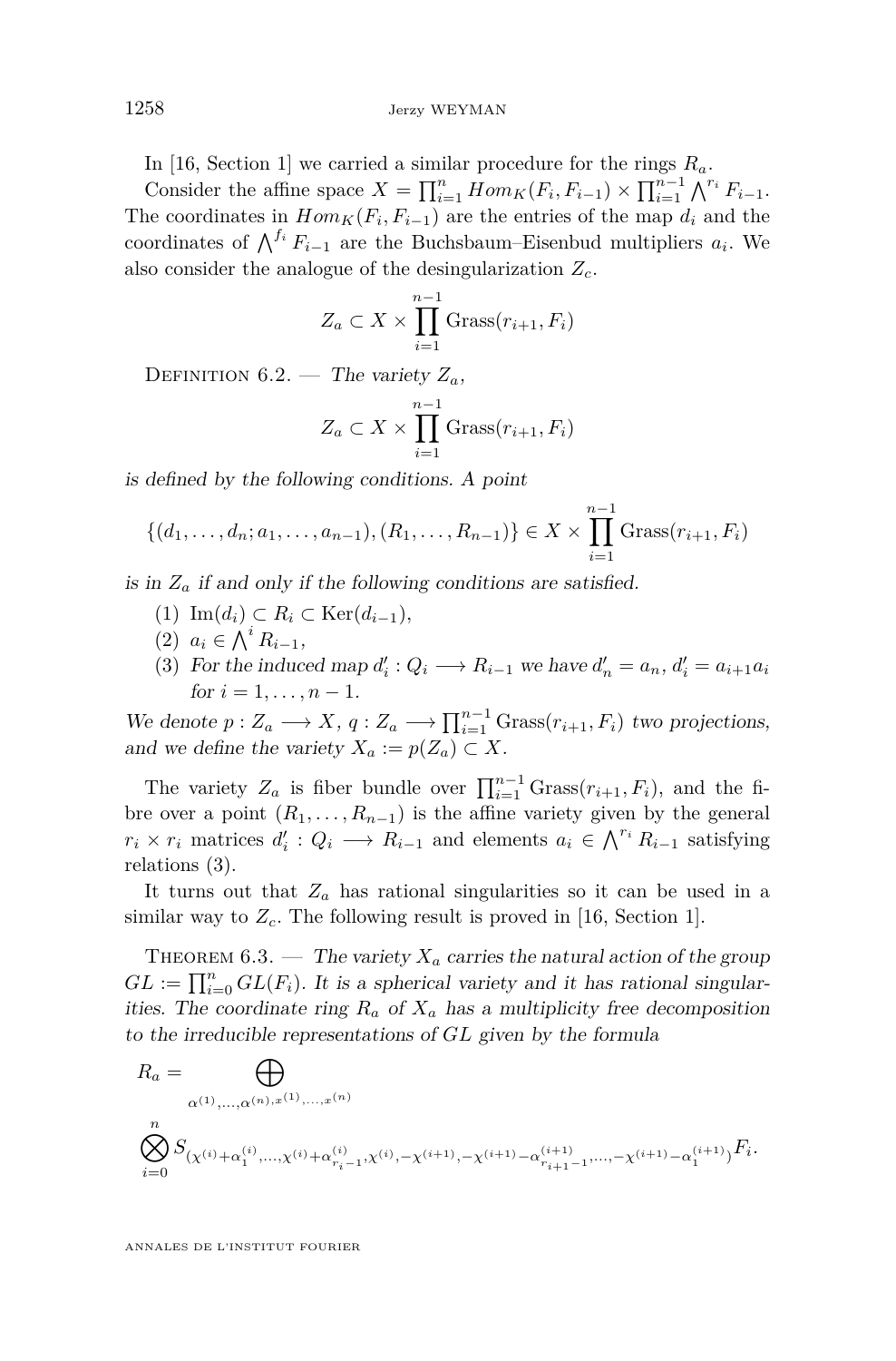In [16, Section 1] we carried a similar procedure for the rings $R_a$.

Consider the affine space $X = \prod_{i=1}^{n} Hom_K(F_i, F_{i-1}) \times \prod_{i=1}^{n-1} \bigwedge^{r_i} F_{i-1}$. The coordinates in $Hom_K(F_i, F_{i-1})$ are the entries of the map $d_i$ and the coordinates of $\bigwedge^{f_i} F_{i-1}$ are the Buchsbaum–Eisenbud multipliers $a_i$. We also consider the analogue of the desingularization $Z_c$.

$$Z_a \subset X \times \prod_{i=1}^{n-1} \mathrm{Grass}(r_{i+1}, F_i)$$

Definition 6.2. — *The variety $Z_a$,*

$$Z_a \subset X \times \prod_{i=1}^{n-1} \mathrm{Grass}(r_{i+1}, F_i)$$

*is defined by the following conditions. A point*

$$\{(d_1, \ldots, d_n; a_1, \ldots, a_{n-1}), (R_1, \ldots, R_{n-1})\} \in X \times \prod_{i=1}^{n-1} \mathrm{Grass}(r_{i+1}, F_i)$$

*is in $Z_a$ if and only if the following conditions are satisfied.*

1. $\mathrm{Im}(d_i) \subset R_i \subset \mathrm{Ker}(d_{i-1})$,
2. $a_i \in \bigwedge^i R_{i-1}$,
3. *For the induced map $d'_i : Q_i \longrightarrow R_{i-1}$ we have $d'_n = a_n$, $d'_i = a_{i+1}a_i$ for $i = 1, \ldots, n-1$.*

*We denote $p : Z_a \longrightarrow X$, $q : Z_a \longrightarrow \prod_{i=1}^{n-1} \mathrm{Grass}(r_{i+1}, F_i)$ two projections, and we define the variety $X_a := p(Z_a) \subset X$.*

The variety $Z_a$ is fiber bundle over $\prod_{i=1}^{n-1} \mathrm{Grass}(r_{i+1}, F_i)$, and the fibre over a point $(R_1, \ldots, R_{n-1})$ is the affine variety given by the general $r_i \times r_i$ matrices $d'_i : Q_i \longrightarrow R_{i-1}$ and elements $a_i \in \bigwedge^{r_i} R_{i-1}$ satisfying relations (3).

It turns out that $Z_a$ has rational singularities so it can be used in a similar way to $Z_c$. The following result is proved in [16, Section 1].

Theorem 6.3. — *The variety $X_a$ carries the natural action of the group $GL := \prod_{i=0}^{n} GL(F_i)$. It is a spherical variety and it has rational singularities. The coordinate ring $R_a$ of $X_a$ has a multiplicity free decomposition to the irreducible representations of $GL$ given by the formula*

$$R_a = \bigoplus_{\alpha^{(1)}, \ldots, \alpha^{(n)}, x^{(1)}, \ldots, x^{(n)}} \bigotimes_{i=0}^{n} S_{(\chi^{(i)} + \alpha_1^{(i)}, \ldots, \chi^{(i)} + \alpha_{r_i - 1}^{(i)}, \chi^{(i)}, -\chi^{(i+1)}, -\chi^{(i+1)} - \alpha_{r_{i+1}-1}^{(i+1)}, \ldots, -\chi^{(i+1)} - \alpha_1^{(i+1)})} F_i.$$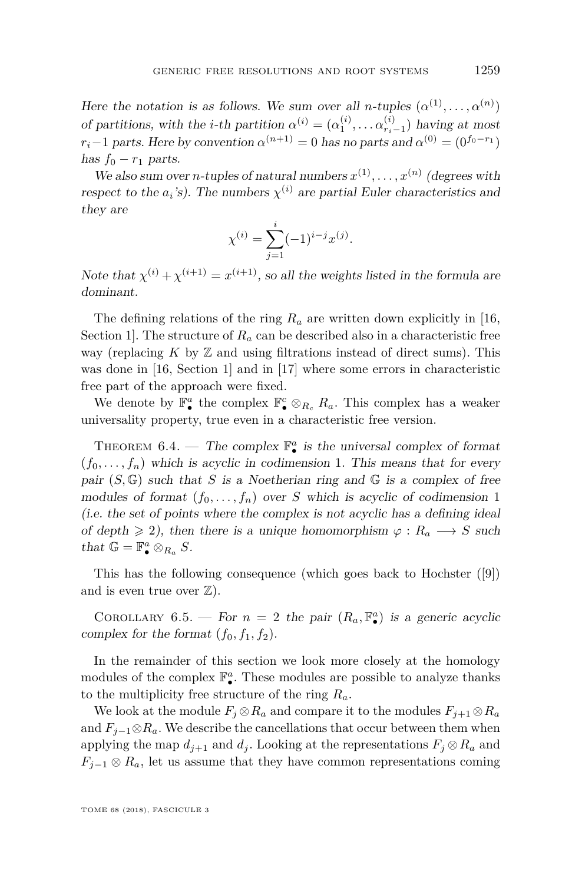*Here the notation is as follows. We sum over all $n$-tuples $(\alpha^{(1)}, \ldots, \alpha^{(n)})$ of partitions, with the $i$-th partition $\alpha^{(i)} = (\alpha^{(i)}_1, \ldots \alpha^{(i)}_{r_i - 1})$ having at most $r_i - 1$ parts. Here by convention $\alpha^{(n+1)} = 0$ has no parts and $\alpha^{(0)} = (0^{f_0 - r_1})$ has $f_0 - r_1$ parts.*

*We also sum over $n$-tuples of natural numbers $x^{(1)}, \ldots, x^{(n)}$ (degrees with respect to the $a_i$'s). The numbers $\chi^{(i)}$ are partial Euler characteristics and they are*

$$\chi^{(i)} = \sum_{j=1}^{i} (-1)^{i-j} x^{(j)}.$$

*Note that $\chi^{(i)} + \chi^{(i+1)} = x^{(i+1)}$, so all the weights listed in the formula are dominant.*

The defining relations of the ring $R_a$ are written down explicitly in [16, Section 1]. The structure of $R_a$ can be described also in a characteristic free way (replacing $K$ by $\mathbb{Z}$ and using filtrations instead of direct sums). This was done in [16, Section 1] and in [17] where some errors in characteristic free part of the approach were fixed.

We denote by $\mathbb{F}^a_\bullet$ the complex $\mathbb{F}^c_\bullet \otimes_{R_c} R_a$. This complex has a weaker universality property, true even in a characteristic free version.

Theorem 6.4. — *The complex $\mathbb{F}^a_\bullet$ is the universal complex of format $(f_0, \ldots, f_n)$ which is acyclic in codimension 1. This means that for every pair $(S, \mathbb{G})$ such that $S$ is a Noetherian ring and $\mathbb{G}$ is a complex of free modules of format $(f_0, \ldots, f_n)$ over $S$ which is acyclic of codimension 1 (i.e. the set of points where the complex is not acyclic has a defining ideal of depth $\geqslant 2$), then there is a unique homomorphism $\varphi : R_a \longrightarrow S$ such that $\mathbb{G} = \mathbb{F}^a_\bullet \otimes_{R_a} S$.*

This has the following consequence (which goes back to Hochster ([9]) and is even true over $\mathbb{Z}$).

Corollary 6.5. — *For $n = 2$ the pair $(R_a, \mathbb{F}^a_\bullet)$ is a generic acyclic complex for the format $(f_0, f_1, f_2)$.*

In the remainder of this section we look more closely at the homology modules of the complex $\mathbb{F}^a_\bullet$. These modules are possible to analyze thanks to the multiplicity free structure of the ring $R_a$.

We look at the module $F_j \otimes R_a$ and compare it to the modules $F_{j+1} \otimes R_a$ and $F_{j-1} \otimes R_a$. We describe the cancellations that occur between them when applying the map $d_{j+1}$ and $d_j$. Looking at the representations $F_j \otimes R_a$ and $F_{j-1} \otimes R_a$, let us assume that they have common representations coming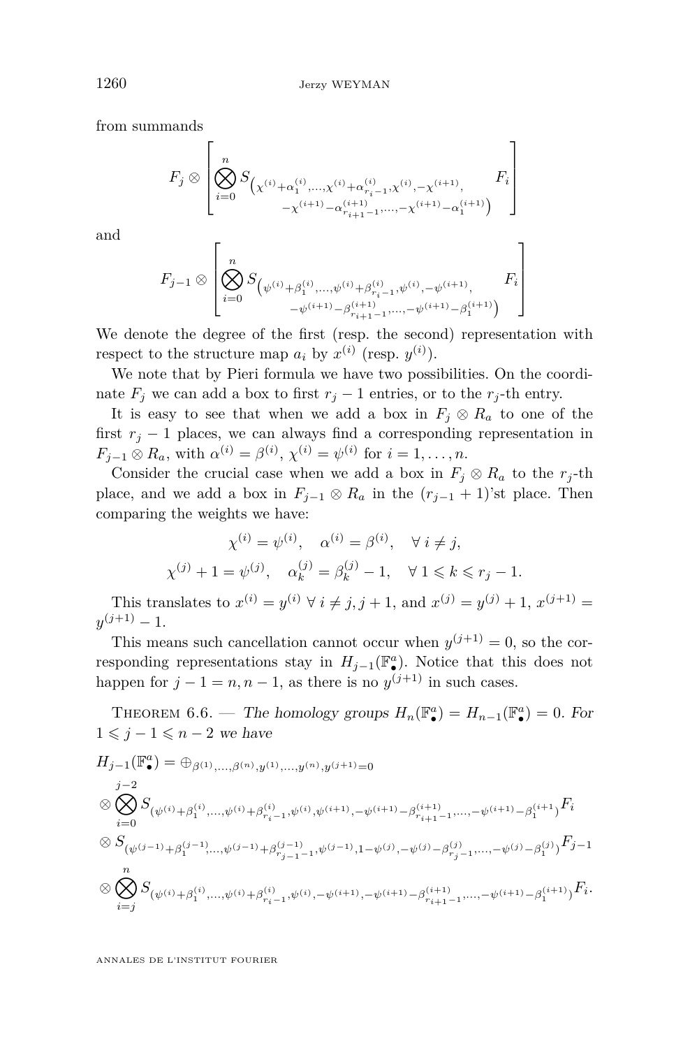from summands

$$F_j \otimes \left[ \bigotimes_{i=0}^{n} S_{\left(\chi^{(i)}+\alpha_1^{(i)},\dots,\chi^{(i)}+\alpha_{r_i-1}^{(i)},\chi^{(i)},-\chi^{(i+1)},\atop -\chi^{(i+1)}-\alpha_{r_{i+1}-1}^{(i+1)},\dots,-\chi^{(i+1)}-\alpha_1^{(i+1)}\right)} F_i \right]$$

and

$$F_{j-1} \otimes \left[ \bigotimes_{i=0}^{n} S_{\left(\psi^{(i)}+\beta_1^{(i)},\dots,\psi^{(i)}+\beta_{r_i-1}^{(i)},\psi^{(i)},-\psi^{(i+1)},\atop -\psi^{(i+1)}-\beta_{r_{i+1}-1}^{(i+1)},\dots,-\psi^{(i+1)}-\beta_1^{(i+1)}\right)} F_i \right]$$

We denote the degree of the first (resp. the second) representation with respect to the structure map $a_i$ by $x^{(i)}$ (resp. $y^{(i)}$).

We note that by Pieri formula we have two possibilities. On the coordinate $F_j$ we can add a box to first $r_j - 1$ entries, or to the $r_j$-th entry.

It is easy to see that when we add a box in $F_j \otimes R_a$ to one of the first $r_j - 1$ places, we can always find a corresponding representation in $F_{j-1} \otimes R_a$, with $\alpha^{(i)} = \beta^{(i)}$, $\chi^{(i)} = \psi^{(i)}$ for $i = 1, \dots, n$.

Consider the crucial case when we add a box in $F_j \otimes R_a$ to the $r_j$-th place, and we add a box in $F_{j-1} \otimes R_a$ in the $(r_{j-1}+1)$'st place. Then comparing the weights we have:

$$\chi^{(i)} = \psi^{(i)}, \quad \alpha^{(i)} = \beta^{(i)}, \quad \forall\, i \neq j,$$
$$\chi^{(j)} + 1 = \psi^{(j)}, \quad \alpha_k^{(j)} = \beta_k^{(j)} - 1, \quad \forall\, 1 \leqslant k \leqslant r_j - 1.$$

This translates to $x^{(i)} = y^{(i)}$ $\forall\, i \neq j, j+1$, and $x^{(j)} = y^{(j)} + 1$, $x^{(j+1)} = y^{(j+1)} - 1$.

This means such cancellation cannot occur when $y^{(j+1)} = 0$, so the corresponding representations stay in $H_{j-1}(\mathbb{F}^a_\bullet)$. Notice that this does not happen for $j - 1 = n, n-1$, as there is no $y^{(j+1)}$ in such cases.

Theorem 6.6. — *The homology groups $H_n(\mathbb{F}^a_\bullet) = H_{n-1}(\mathbb{F}^a_\bullet) = 0$. For $1 \leqslant j-1 \leqslant n-2$ we have*

$$H_{j-1}(\mathbb{F}^a_\bullet) = \oplus_{\beta^{(1)},\dots,\beta^{(n)},y^{(1)},\dots,y^{(n)},y^{(j+1)}=0}$$
$$\otimes \bigotimes_{i=0}^{j-2} S_{(\psi^{(i)}+\beta_1^{(i)},\dots,\psi^{(i)}+\beta_{r_i-1}^{(i)},\psi^{(i)},\psi^{(i+1)},-\psi^{(i+1)}-\beta_{r_{i+1}-1}^{(i+1)},\dots,-\psi^{(i+1)}-\beta_1^{(i+1)})} F_i$$
$$\otimes S_{(\psi^{(j-1)}+\beta_1^{(j-1)},\dots,\psi^{(j-1)}+\beta_{r_{j-1}-1}^{(j-1)},\psi^{(j-1)},1-\psi^{(j)},-\psi^{(j)}-\beta_{r_j-1}^{(j)},\dots,-\psi^{(j)}-\beta_1^{(j)})} F_{j-1}$$
$$\otimes \bigotimes_{i=j}^{n} S_{(\psi^{(i)}+\beta_1^{(i)},\dots,\psi^{(i)}+\beta_{r_i-1}^{(i)},\psi^{(i)},-\psi^{(i+1)},-\psi^{(i+1)}-\beta_{r_{i+1}-1}^{(i+1)},\dots,-\psi^{(i+1)}-\beta_1^{(i+1)})} F_i.$$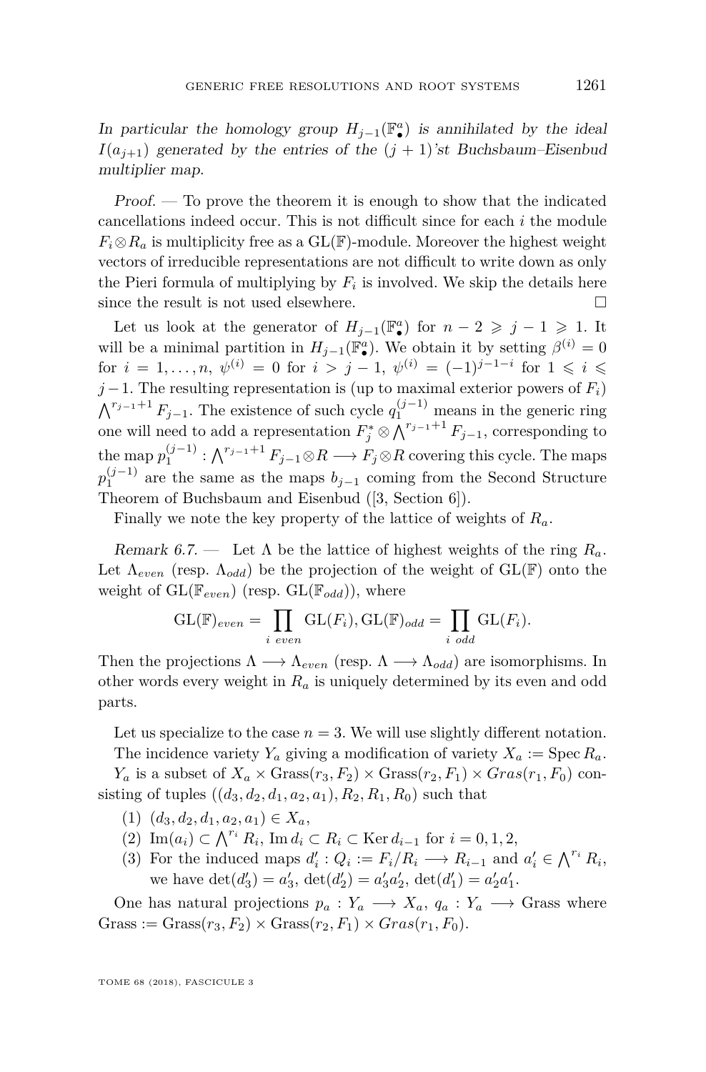*In particular the homology group $H_{j-1}(\mathbb{F}^a_\bullet)$ is annihilated by the ideal $I(a_{j+1})$ generated by the entries of the $(j+1)$'st Buchsbaum–Eisenbud multiplier map.*

*Proof.* — To prove the theorem it is enough to show that the indicated cancellations indeed occur. This is not difficult since for each $i$ the module $F_i \otimes R_a$ is multiplicity free as a $\mathrm{GL}(\mathbb{F})$-module. Moreover the highest weight vectors of irreducible representations are not difficult to write down as only the Pieri formula of multiplying by $F_i$ is involved. We skip the details here since the result is not used elsewhere. □

Let us look at the generator of $H_{j-1}(\mathbb{F}^a_\bullet)$ for $n-2 \geqslant j-1 \geqslant 1$. It will be a minimal partition in $H_{j-1}(\mathbb{F}^a_\bullet)$. We obtain it by setting $\beta^{(i)} = 0$ for $i = 1, \ldots, n$, $\psi^{(i)} = 0$ for $i > j-1$, $\psi^{(i)} = (-1)^{j-1-i}$ for $1 \leqslant i \leqslant j-1$. The resulting representation is (up to maximal exterior powers of $F_i$) $\bigwedge^{r_{j-1}+1} F_{j-1}$. The existence of such cycle $q_1^{(j-1)}$ means in the generic ring one will need to add a representation $F_j^* \otimes \bigwedge^{r_{j-1}+1} F_{j-1}$, corresponding to the map $p_1^{(j-1)} : \bigwedge^{r_{j-1}+1} F_{j-1} \otimes R \longrightarrow F_j \otimes R$ covering this cycle. The maps $p_1^{(j-1)}$ are the same as the maps $b_{j-1}$ coming from the Second Structure Theorem of Buchsbaum and Eisenbud ([3, Section 6]).

Finally we note the key property of the lattice of weights of $R_a$.

*Remark 6.7.* — Let $\Lambda$ be the lattice of highest weights of the ring $R_a$. Let $\Lambda_{even}$ (resp. $\Lambda_{odd}$) be the projection of the weight of $\mathrm{GL}(\mathbb{F})$ onto the weight of $\mathrm{GL}(\mathbb{F}_{even})$ (resp. $\mathrm{GL}(\mathbb{F}_{odd})$), where

$$\mathrm{GL}(\mathbb{F})_{even} = \prod_{i \ even} \mathrm{GL}(F_i), \mathrm{GL}(\mathbb{F})_{odd} = \prod_{i \ odd} \mathrm{GL}(F_i).$$

Then the projections $\Lambda \longrightarrow \Lambda_{even}$ (resp. $\Lambda \longrightarrow \Lambda_{odd}$) are isomorphisms. In other words every weight in $R_a$ is uniquely determined by its even and odd parts.

Let us specialize to the case $n = 3$. We will use slightly different notation.

The incidence variety $Y_a$ giving a modification of variety $X_a := \operatorname{Spec} R_a$.

$Y_a$ is a subset of $X_a \times \mathrm{Grass}(r_3, F_2) \times \mathrm{Grass}(r_2, F_1) \times Gras(r_1, F_0)$ consisting of tuples $((d_3, d_2, d_1, a_2, a_1), R_2, R_1, R_0)$ such that

1. $(d_3, d_2, d_1, a_2, a_1) \in X_a$,
2. $\mathrm{Im}(a_i) \subset \bigwedge^{r_i} R_i$, $\mathrm{Im}\, d_i \subset R_i \subset \mathrm{Ker}\, d_{i-1}$ for $i = 0, 1, 2$,
3. For the induced maps $d'_i : Q_i := F_i/R_i \longrightarrow R_{i-1}$ and $a'_i \in \bigwedge^{r_i} R_i$, we have $\det(d'_3) = a'_3$, $\det(d'_2) = a'_3 a'_2$, $\det(d'_1) = a'_2 a'_1$.

One has natural projections $p_a : Y_a \longrightarrow X_a$, $q_a : Y_a \longrightarrow \mathrm{Grass}$ where $\mathrm{Grass} := \mathrm{Grass}(r_3, F_2) \times \mathrm{Grass}(r_2, F_1) \times Gras(r_1, F_0)$.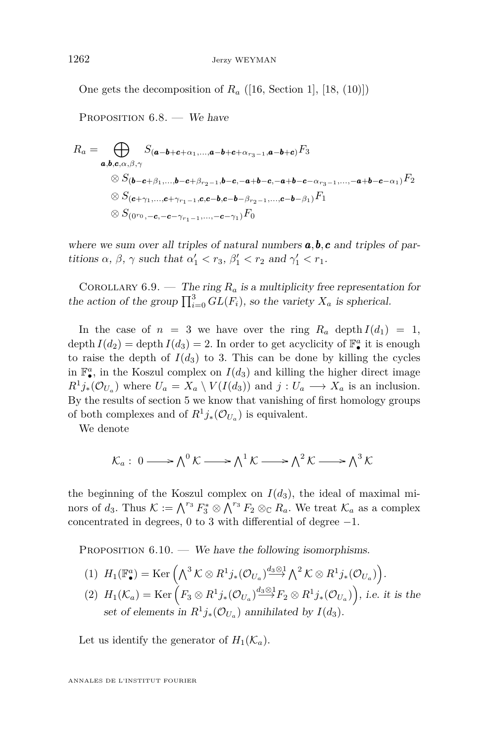One gets the decomposition of $R_a$ ([16, Section 1], [18, (10)])

Proposition 6.8. — *We have*

$$
\begin{aligned}
R_a = \bigoplus_{\boldsymbol{a},\boldsymbol{b},\boldsymbol{c},\alpha,\beta,\gamma} & S_{(\boldsymbol{a}-\boldsymbol{b}+\boldsymbol{c}+\alpha_1,\dots,\boldsymbol{a}-\boldsymbol{b}+\boldsymbol{c}+\alpha_{r_3-1},\boldsymbol{a}-\boldsymbol{b}+\boldsymbol{c})}F_3 \\
& \otimes S_{(\boldsymbol{b}-\boldsymbol{c}+\beta_1,\dots,\boldsymbol{b}-\boldsymbol{c}+\beta_{r_2-1},\boldsymbol{b}-\boldsymbol{c},-\boldsymbol{a}+\boldsymbol{b}-\boldsymbol{c},-\boldsymbol{a}+\boldsymbol{b}-\boldsymbol{c}-\alpha_{r_3-1},\dots,-\boldsymbol{a}+\boldsymbol{b}-\boldsymbol{c}-\alpha_1)}F_2 \\
& \otimes S_{(\boldsymbol{c}+\gamma_1,\dots,\boldsymbol{c}+\gamma_{r_1-1},\boldsymbol{c},\boldsymbol{c}-\boldsymbol{b},\boldsymbol{c}-\boldsymbol{b}-\beta_{r_2-1},\dots,\boldsymbol{c}-\boldsymbol{b}-\beta_1)}F_1 \\
& \otimes S_{(0^{r_0},-\boldsymbol{c},-\boldsymbol{c}-\gamma_{r_1-1},\dots,-\boldsymbol{c}-\gamma_1)}F_0
\end{aligned}
$$

*where we sum over all triples of natural numbers* $\boldsymbol{a},\boldsymbol{b},\boldsymbol{c}$ *and triples of partitions* $\alpha$, $\beta$, $\gamma$ *such that* $\alpha'_1 < r_3$, $\beta'_1 < r_2$ *and* $\gamma'_1 < r_1$.

Corollary 6.9. — *The ring* $R_a$ *is a multiplicity free representation for the action of the group* $\prod_{i=0}^3 GL(F_i)$, *so the variety* $X_a$ *is spherical.*

In the case of $n = 3$ we have over the ring $R_a$ $\operatorname{depth} I(d_1) = 1$, $\operatorname{depth} I(d_2) = \operatorname{depth} I(d_3) = 2$. In order to get acyclicity of $\mathbb{F}^a_\bullet$ it is enough to raise the depth of $I(d_3)$ to 3. This can be done by killing the cycles in $\mathbb{F}^a_\bullet$, in the Koszul complex on $I(d_3)$ and killing the higher direct image $R^1 j_*(\mathcal{O}_{U_a})$ where $U_a = X_a \setminus V(I(d_3))$ and $j : U_a \longrightarrow X_a$ is an inclusion. By the results of section 5 we know that vanishing of first homology groups of both complexes and of $R^1 j_*(\mathcal{O}_{U_a})$ is equivalent.

We denote

$$\mathcal{K}_a :\ 0 \longrightarrow \bigwedge^0 \mathcal{K} \longrightarrow \bigwedge^1 \mathcal{K} \longrightarrow \bigwedge^2 \mathcal{K} \longrightarrow \bigwedge^3 \mathcal{K}$$

the beginning of the Koszul complex on $I(d_3)$, the ideal of maximal minors of $d_3$. Thus $\mathcal{K} := \bigwedge^{r_3} F_3^* \otimes \bigwedge^{r_3} F_2 \otimes_{\mathbb{C}} R_a$. We treat $\mathcal{K}_a$ as a complex concentrated in degrees, 0 to 3 with differential of degree $-1$.

Proposition 6.10. — *We have the following isomorphisms.*

1. $H_1(\mathbb{F}^a_\bullet) = \operatorname{Ker}\left(\bigwedge^3 \mathcal{K} \otimes R^1 j_*(\mathcal{O}_{U_a}) \xrightarrow{d_3\otimes 1} \bigwedge^2 \mathcal{K} \otimes R^1 j_*(\mathcal{O}_{U_a})\right)$.
2. $H_1(\mathcal{K}_a) = \operatorname{Ker}\left(F_3 \otimes R^1 j_*(\mathcal{O}_{U_a}) \xrightarrow{d_3\otimes 1} F_2 \otimes R^1 j_*(\mathcal{O}_{U_a})\right)$, *i.e. it is the set of elements in* $R^1 j_*(\mathcal{O}_{U_a})$ *annihilated by* $I(d_3)$.

Let us identify the generator of $H_1(\mathcal{K}_a)$.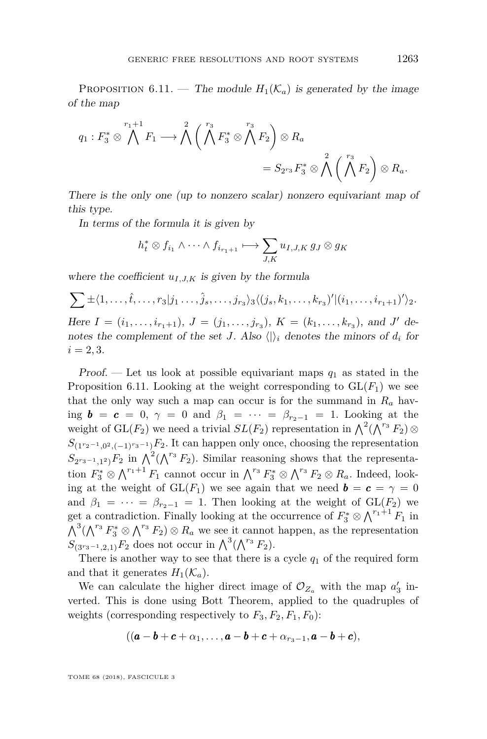Proposition 6.11. — *The module $H_1(\mathcal{K}_a)$ is generated by the image of the map*

$$q_1 : F_3^* \otimes \bigwedge^{r_1+1} F_1 \longrightarrow \bigwedge^2 \Big( \bigwedge^{r_3} F_3^* \otimes \bigwedge^{r_3} F_2 \Big) \otimes R_a$$
$$= S_{2^{r_3}} F_3^* \otimes \bigwedge^2 \Big( \bigwedge^{r_3} F_2 \Big) \otimes R_a.$$

*There is the only one (up to nonzero scalar) nonzero equivariant map of this type.*

*In terms of the formula it is given by*

$$h_t^* \otimes f_{i_1} \wedge \cdots \wedge f_{i_{r_1+1}} \longmapsto \sum_{J,K} u_{I,J,K}\, g_J \otimes g_K$$

*where the coefficient $u_{I,J,K}$ is given by the formula*

$$\sum \pm \langle 1, \ldots, \hat{t}, \ldots, r_3 | j_1 \ldots, \hat{j}_s, \ldots, j_{r_3} \rangle_3 \langle (j_s, k_1, \ldots, k_{r_3})' | (i_1, \ldots, i_{r_1+1})' \rangle_2.$$

*Here $I = (i_1, \ldots, i_{r_1+1})$, $J = (j_1, \ldots, j_{r_3})$, $K = (k_1, \ldots, k_{r_3})$, and $J'$ denotes the complement of the set $J$. Also $\langle | \rangle_i$ denotes the minors of $d_i$ for $i = 2, 3$.*

*Proof.* — Let us look at possible equivariant maps $q_1$ as stated in the Proposition 6.11. Looking at the weight corresponding to $\mathrm{GL}(F_1)$ we see that the only way such a map can occur is for the summand in $R_a$ having $\boldsymbol{b} = \boldsymbol{c} = 0$, $\gamma = 0$ and $\beta_1 = \cdots = \beta_{r_2-1} = 1$. Looking at the weight of $\mathrm{GL}(F_2)$ we need a trivial $SL(F_2)$ representation in $\bigwedge^2(\bigwedge^{r_3} F_2) \otimes S_{(1^{r_2-1}, 0^2, (-1)^{r_3-1})} F_2$. It can happen only once, choosing the representation $S_{(2^{r_3-1}, 1^2)} F_2$ in $\bigwedge^2(\bigwedge^{r_3} F_2)$. Similar reasoning shows that the representation $F_3^* \otimes \bigwedge^{r_1+1} F_1$ cannot occur in $\bigwedge^{r_3} F_3^* \otimes \bigwedge^{r_3} F_2 \otimes R_a$. Indeed, looking at the weight of $\mathrm{GL}(F_1)$ we see again that we need $\boldsymbol{b} = \boldsymbol{c} = \gamma = 0$ and $\beta_1 = \cdots = \beta_{r_2-1} = 1$. Then looking at the weight of $\mathrm{GL}(F_2)$ we get a contradiction. Finally looking at the occurrence of $F_3^* \otimes \bigwedge^{r_1+1} F_1$ in $\bigwedge^3(\bigwedge^{r_3} F_3^* \otimes \bigwedge^{r_3} F_2) \otimes R_a$ we see it cannot happen, as the representation $S_{(3^{r_3-1}, 2, 1)} F_2$ does not occur in $\bigwedge^3(\bigwedge^{r_3} F_2)$.

There is another way to see that there is a cycle $q_1$ of the required form and that it generates $H_1(\mathcal{K}_a)$.

We can calculate the higher direct image of $\mathcal{O}_{Z_a}$ with the map $a_3'$ inverted. This is done using Bott Theorem, applied to the quadruples of weights (corresponding respectively to $F_3, F_2, F_1, F_0$):

$$((\boldsymbol{a} - \boldsymbol{b} + \boldsymbol{c} + \alpha_1, \ldots, \boldsymbol{a} - \boldsymbol{b} + \boldsymbol{c} + \alpha_{r_3-1}, \boldsymbol{a} - \boldsymbol{b} + \boldsymbol{c}),$$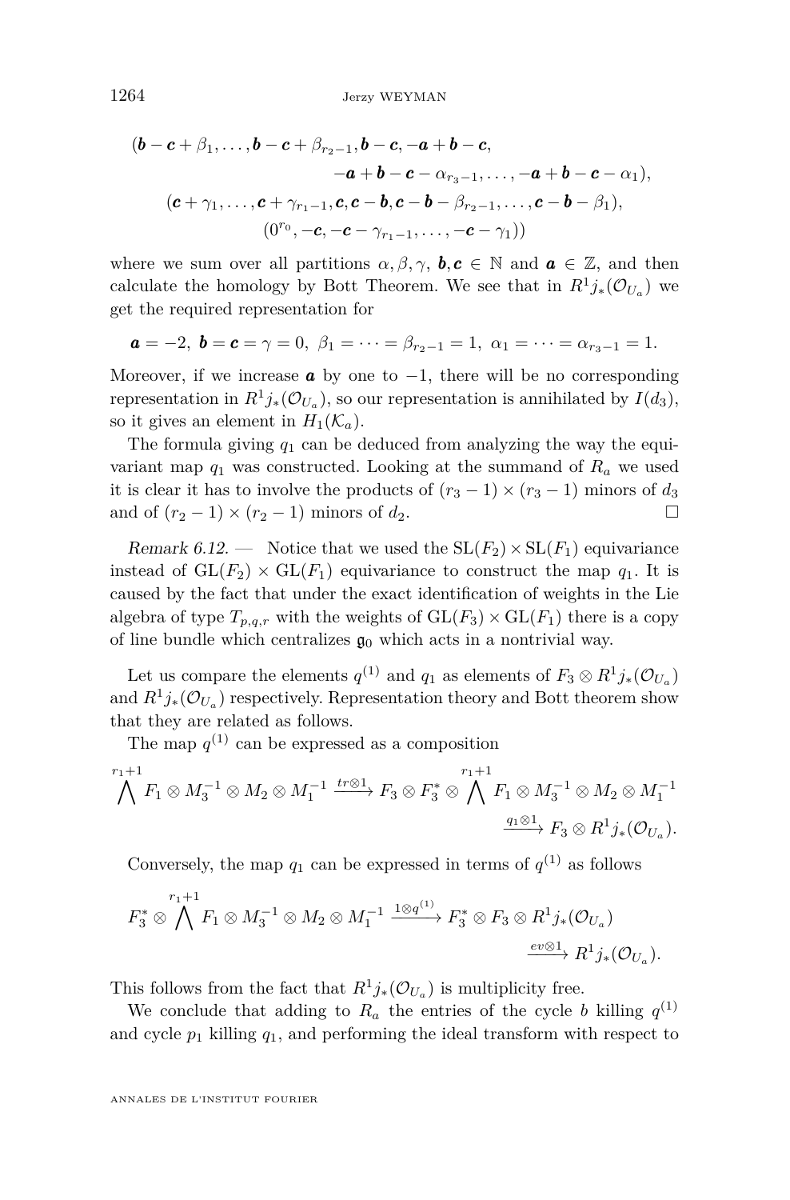$$(\boldsymbol{b}-\boldsymbol{c}+\beta_1,\ldots,\boldsymbol{b}-\boldsymbol{c}+\beta_{r_2-1},\boldsymbol{b}-\boldsymbol{c},-\boldsymbol{a}+\boldsymbol{b}-\boldsymbol{c},\\ -\boldsymbol{a}+\boldsymbol{b}-\boldsymbol{c}-\alpha_{r_3-1},\ldots,-\boldsymbol{a}+\boldsymbol{b}-\boldsymbol{c}-\alpha_1),\\ (\boldsymbol{c}+\gamma_1,\ldots,\boldsymbol{c}+\gamma_{r_1-1},\boldsymbol{c},\boldsymbol{c}-\boldsymbol{b},\boldsymbol{c}-\boldsymbol{b}-\beta_{r_2-1},\ldots,\boldsymbol{c}-\boldsymbol{b}-\beta_1),\\ (0^{r_0},-\boldsymbol{c},-\boldsymbol{c}-\gamma_{r_1-1},\ldots,-\boldsymbol{c}-\gamma_1))$$

where we sum over all partitions $\alpha,\beta,\gamma$, $\boldsymbol{b},\boldsymbol{c}\in\mathbb{N}$ and $\boldsymbol{a}\in\mathbb{Z}$, and then calculate the homology by Bott Theorem. We see that in $R^1j_*(\mathcal{O}_{U_a})$ we get the required representation for

$$\boldsymbol{a}=-2,\ \boldsymbol{b}=\boldsymbol{c}=\gamma=0,\ \beta_1=\cdots=\beta_{r_2-1}=1,\ \alpha_1=\cdots=\alpha_{r_3-1}=1.$$

Moreover, if we increase $\boldsymbol{a}$ by one to $-1$, there will be no corresponding representation in $R^1j_*(\mathcal{O}_{U_a})$, so our representation is annihilated by $I(d_3)$, so it gives an element in $H_1(\mathcal{K}_a)$.

The formula giving $q_1$ can be deduced from analyzing the way the equivariant map $q_1$ was constructed. Looking at the summand of $R_a$ we used it is clear it has to involve the products of $(r_3-1)\times(r_3-1)$ minors of $d_3$ and of $(r_2-1)\times(r_2-1)$ minors of $d_2$. □

*Remark 6.12.* — Notice that we used the $\mathrm{SL}(F_2)\times\mathrm{SL}(F_1)$ equivariance instead of $\mathrm{GL}(F_2)\times\mathrm{GL}(F_1)$ equivariance to construct the map $q_1$. It is caused by the fact that under the exact identification of weights in the Lie algebra of type $T_{p,q,r}$ with the weights of $\mathrm{GL}(F_3)\times\mathrm{GL}(F_1)$ there is a copy of line bundle which centralizes $\mathfrak{g}_0$ which acts in a nontrivial way.

Let us compare the elements $q^{(1)}$ and $q_1$ as elements of $F_3\otimes R^1j_*(\mathcal{O}_{U_a})$ and $R^1j_*(\mathcal{O}_{U_a})$ respectively. Representation theory and Bott theorem show that they are related as follows.

The map $q^{(1)}$ can be expressed as a composition

$$\bigwedge^{r_1+1}F_1\otimes M_3^{-1}\otimes M_2\otimes M_1^{-1}\xrightarrow{tr\otimes 1}F_3\otimes F_3^*\otimes\bigwedge^{r_1+1}F_1\otimes M_3^{-1}\otimes M_2\otimes M_1^{-1}\\ \xrightarrow{q_1\otimes 1}F_3\otimes R^1j_*(\mathcal{O}_{U_a}).$$

Conversely, the map $q_1$ can be expressed in terms of $q^{(1)}$ as follows

$$F_3^*\otimes\bigwedge^{r_1+1}F_1\otimes M_3^{-1}\otimes M_2\otimes M_1^{-1}\xrightarrow{1\otimes q^{(1)}}F_3^*\otimes F_3\otimes R^1j_*(\mathcal{O}_{U_a})\\ \xrightarrow{ev\otimes 1}R^1j_*(\mathcal{O}_{U_a}).$$

This follows from the fact that $R^1j_*(\mathcal{O}_{U_a})$ is multiplicity free.

We conclude that adding to $R_a$ the entries of the cycle $b$ killing $q^{(1)}$ and cycle $p_1$ killing $q_1$, and performing the ideal transform with respect to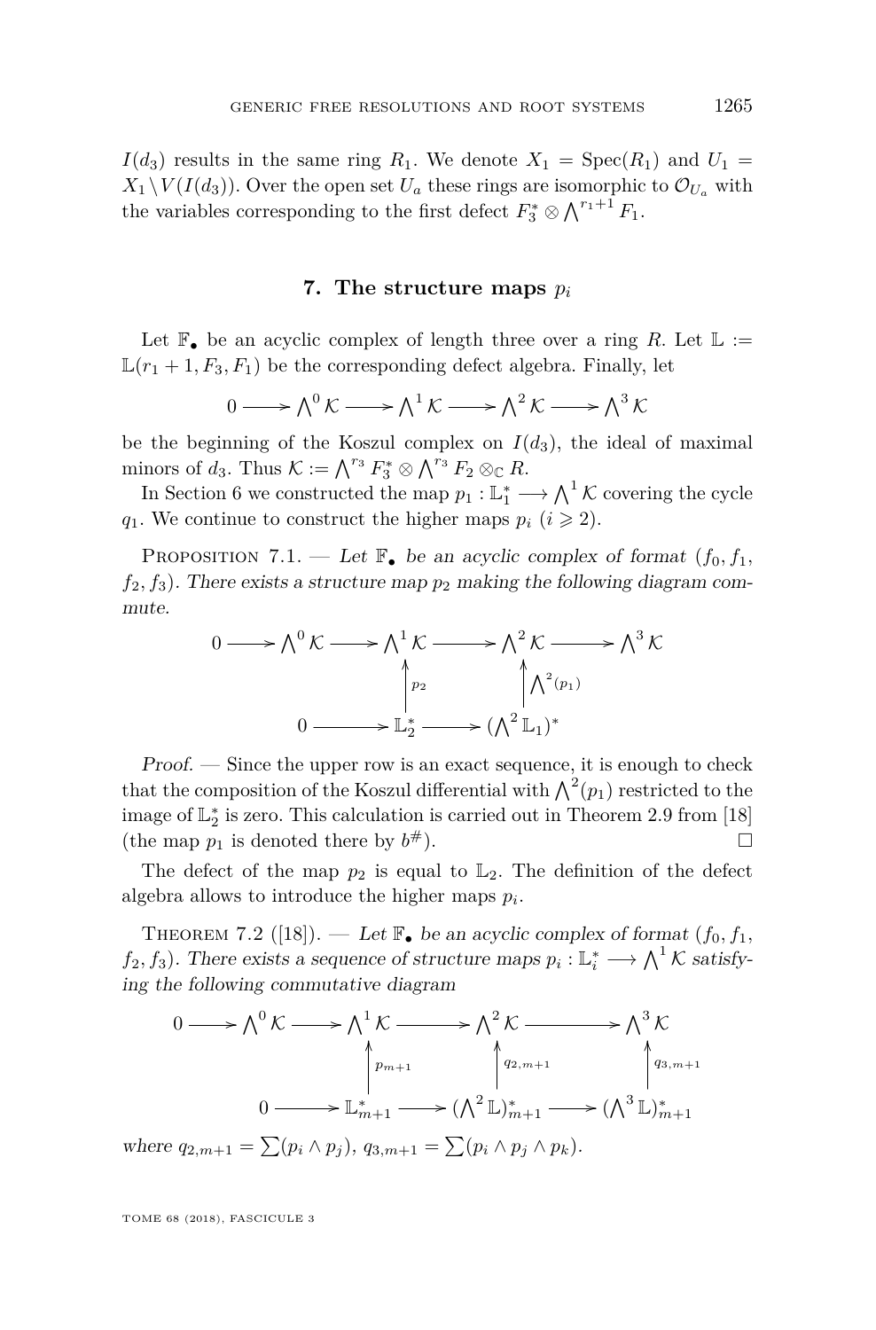$I(d_3)$ results in the same ring $R_1$. We denote $X_1 = \operatorname{Spec}(R_1)$ and $U_1 = X_1 \setminus V(I(d_3))$. Over the open set $U_a$ these rings are isomorphic to $\mathcal{O}_{U_a}$ with the variables corresponding to the first defect $F_3^* \otimes \bigwedge^{r_1+1} F_1$.

## 7. The structure maps $p_i$

Let $\mathbb{F}_\bullet$ be an acyclic complex of length three over a ring $R$. Let $\mathbb{L} := \mathbb{L}(r_1+1, F_3, F_1)$ be the corresponding defect algebra. Finally, let

$$0 \longrightarrow \bigwedge^0 \mathcal{K} \longrightarrow \bigwedge^1 \mathcal{K} \longrightarrow \bigwedge^2 \mathcal{K} \longrightarrow \bigwedge^3 \mathcal{K}$$

be the beginning of the Koszul complex on $I(d_3)$, the ideal of maximal minors of $d_3$. Thus $\mathcal{K} := \bigwedge^{r_3} F_3^* \otimes \bigwedge^{r_3} F_2 \otimes_{\mathbb{C}} R$.

In Section 6 we constructed the map $p_1 : \mathbb{L}_1^* \longrightarrow \bigwedge^1 \mathcal{K}$ covering the cycle $q_1$. We continue to construct the higher maps $p_i$ ($i \geqslant 2$).

Proposition 7.1. — *Let $\mathbb{F}_\bullet$ be an acyclic complex of format $(f_0, f_1, f_2, f_3)$. There exists a structure map $p_2$ making the following diagram commute.*

$$\begin{array}{ccccccccc}
0 & \longrightarrow & \bigwedge^0 \mathcal{K} & \longrightarrow & \bigwedge^1 \mathcal{K} & \longrightarrow & \bigwedge^2 \mathcal{K} & \longrightarrow & \bigwedge^3 \mathcal{K} \\
 & & & & \uparrow{\scriptstyle p_2} & & \uparrow{\scriptstyle \bigwedge^2(p_1)} & & \\
 & & 0 & \longrightarrow & \mathbb{L}_2^* & \longrightarrow & (\bigwedge^2 \mathbb{L}_1)^* & &
\end{array}$$

*Proof.* — Since the upper row is an exact sequence, it is enough to check that the composition of the Koszul differential with $\bigwedge^2(p_1)$ restricted to the image of $\mathbb{L}_2^*$ is zero. This calculation is carried out in Theorem 2.9 from [18] (the map $p_1$ is denoted there by $b^\#$). □

The defect of the map $p_2$ is equal to $\mathbb{L}_2$. The definition of the defect algebra allows to introduce the higher maps $p_i$.

Theorem 7.2 ([18]). — *Let $\mathbb{F}_\bullet$ be an acyclic complex of format $(f_0, f_1, f_2, f_3)$. There exists a sequence of structure maps $p_i : \mathbb{L}_i^* \longrightarrow \bigwedge^1 \mathcal{K}$ satisfying the following commutative diagram*

$$\begin{array}{ccccccccc}
0 & \longrightarrow & \bigwedge^0 \mathcal{K} & \longrightarrow & \bigwedge^1 \mathcal{K} & \longrightarrow & \bigwedge^2 \mathcal{K} & \longrightarrow & \bigwedge^3 \mathcal{K} \\
 & & & & \uparrow{\scriptstyle p_{m+1}} & & \uparrow{\scriptstyle q_{2,m+1}} & & \uparrow{\scriptstyle q_{3,m+1}} \\
 & & 0 & \longrightarrow & \mathbb{L}_{m+1}^* & \longrightarrow & (\bigwedge^2 \mathbb{L})_{m+1}^* & \longrightarrow & (\bigwedge^3 \mathbb{L})_{m+1}^*
\end{array}$$

*where $q_{2,m+1} = \sum (p_i \wedge p_j)$, $q_{3,m+1} = \sum (p_i \wedge p_j \wedge p_k)$.*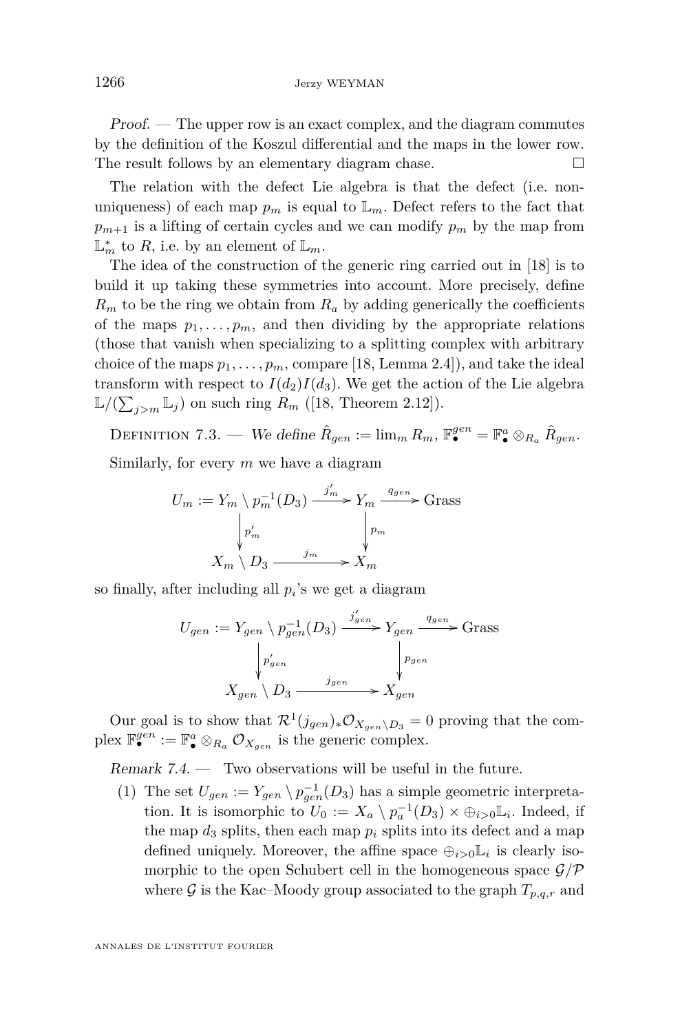*Proof.* — The upper row is an exact complex, and the diagram commutes by the definition of the Koszul differential and the maps in the lower row. The result follows by an elementary diagram chase. □

The relation with the defect Lie algebra is that the defect (i.e. non-uniqueness) of each map $p_m$ is equal to $\mathbb{L}_m$. Defect refers to the fact that $p_{m+1}$ is a lifting of certain cycles and we can modify $p_m$ by the map from $\mathbb{L}_m^*$ to $R$, i.e. by an element of $\mathbb{L}_m$.

The idea of the construction of the generic ring carried out in [18] is to build it up taking these symmetries into account. More precisely, define $R_m$ to be the ring we obtain from $R_a$ by adding generically the coefficients of the maps $p_1, \ldots, p_m$, and then dividing by the appropriate relations (those that vanish when specializing to a splitting complex with arbitrary choice of the maps $p_1, \ldots, p_m$, compare [18, Lemma 2.4]), and take the ideal transform with respect to $I(d_2)I(d_3)$. We get the action of the Lie algebra $\mathbb{L}/(\sum_{j>m} \mathbb{L}_j)$ on such ring $R_m$ ([18, Theorem 2.12]).

Definition 7.3. — *We define $\hat{R}_{gen} := \lim_m R_m$, $\mathbb{F}_\bullet^{gen} = \mathbb{F}_\bullet^a \otimes_{R_a} \hat{R}_{gen}$.*

Similarly, for every $m$ we have a diagram

$$\begin{array}{ccccc} U_m := Y_m \setminus p_m^{-1}(D_3) & \xrightarrow{j'_m} & Y_m & \xrightarrow{q_{gen}} & \text{Grass} \\ \downarrow{\scriptstyle p'_m} & & \downarrow{\scriptstyle p_m} & & \\ X_m \setminus D_3 & \xrightarrow{j_m} & X_m & & \end{array}$$

so finally, after including all $p_i$'s we get a diagram

$$\begin{array}{ccccc} U_{gen} := Y_{gen} \setminus p_{gen}^{-1}(D_3) & \xrightarrow{j'_{gen}} & Y_{gen} & \xrightarrow{q_{gen}} & \text{Grass} \\ \downarrow{\scriptstyle p'_{gen}} & & \downarrow{\scriptstyle p_{gen}} & & \\ X_{gen} \setminus D_3 & \xrightarrow{j_{gen}} & X_{gen} & & \end{array}$$

Our goal is to show that $\mathcal{R}^1(j_{gen})_* \mathcal{O}_{X_{gen} \setminus D_3} = 0$ proving that the complex $\mathbb{F}_\bullet^{gen} := \mathbb{F}_\bullet^a \otimes_{R_a} \mathcal{O}_{X_{gen}}$ is the generic complex.

*Remark 7.4.* — Two observations will be useful in the future.

1. The set $U_{gen} := Y_{gen} \setminus p_{gen}^{-1}(D_3)$ has a simple geometric interpretation. It is isomorphic to $U_0 := X_a \setminus p_a^{-1}(D_3) \times \oplus_{i>0} \mathbb{L}_i$. Indeed, if the map $d_3$ splits, then each map $p_i$ splits into its defect and a map defined uniquely. Moreover, the affine space $\oplus_{i>0} \mathbb{L}_i$ is clearly isomorphic to the open Schubert cell in the homogeneous space $\mathcal{G}/\mathcal{P}$ where $\mathcal{G}$ is the Kac–Moody group associated to the graph $T_{p,q,r}$ and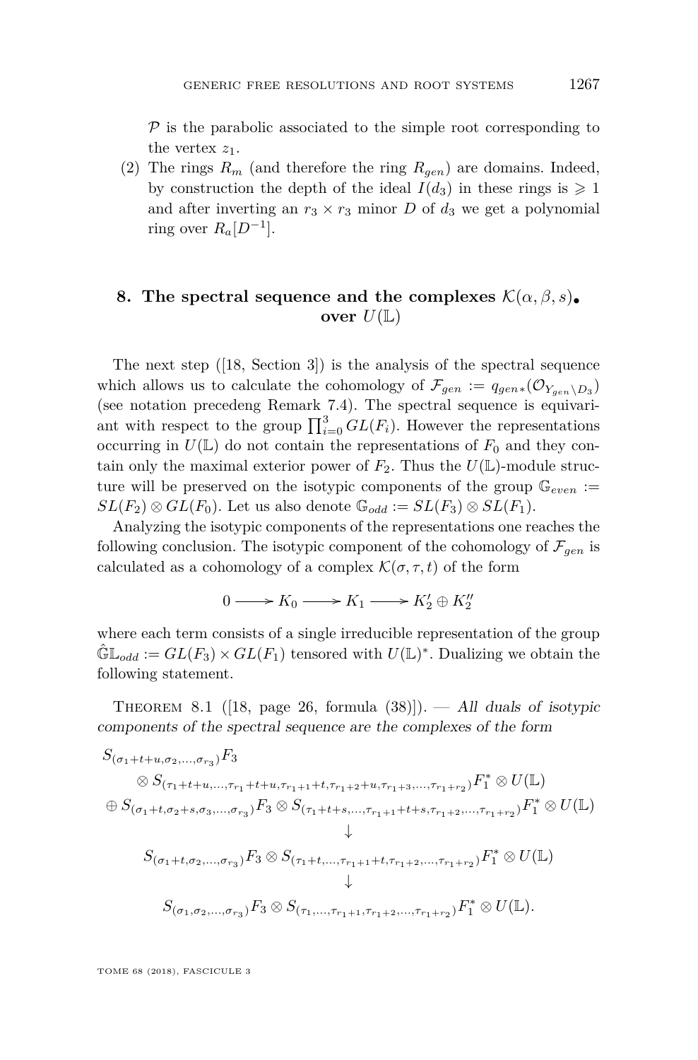$\mathcal{P}$ is the parabolic associated to the simple root corresponding to the vertex $z_1$.

(2) The rings $R_m$ (and therefore the ring $R_{gen}$) are domains. Indeed, by construction the depth of the ideal $I(d_3)$ in these rings is $\geqslant 1$ and after inverting an $r_3 \times r_3$ minor $D$ of $d_3$ we get a polynomial ring over $R_a[D^{-1}]$.

## 8. The spectral sequence and the complexes $\mathcal{K}(\alpha, \beta, s)_\bullet$ over $U(\mathbb{L})$

The next step ([18, Section 3]) is the analysis of the spectral sequence which allows us to calculate the cohomology of $\mathcal{F}_{gen} := q_{gen*}(\mathcal{O}_{Y_{gen}\setminus D_3})$ (see notation precedeng Remark 7.4). The spectral sequence is equivariant with respect to the group $\prod_{i=0}^{3} GL(F_i)$. However the representations occurring in $U(\mathbb{L})$ do not contain the representations of $F_0$ and they contain only the maximal exterior power of $F_2$. Thus the $U(\mathbb{L})$-module structure will be preserved on the isotypic components of the group $\mathbb{G}_{even} := SL(F_2) \otimes GL(F_0)$. Let us also denote $\mathbb{G}_{odd} := SL(F_3) \otimes SL(F_1)$.

Analyzing the isotypic components of the representations one reaches the following conclusion. The isotypic component of the cohomology of $\mathcal{F}_{gen}$ is calculated as a cohomology of a complex $\mathcal{K}(\sigma, \tau, t)$ of the form

$$0 \longrightarrow K_0 \longrightarrow K_1 \longrightarrow K_2' \oplus K_2''$$

where each term consists of a single irreducible representation of the group $\hat{\mathbb{G}}\mathbb{L}_{odd} := GL(F_3) \times GL(F_1)$ tensored with $U(\mathbb{L})^*$. Dualizing we obtain the following statement.

Theorem 8.1 ([18, page 26, formula (38)]). — *All duals of isotypic components of the spectral sequence are the complexes of the form*

$$\begin{gathered}
S_{(\sigma_1+t+u,\sigma_2,\ldots,\sigma_{r_3})}F_3 \\
\otimes S_{(\tau_1+t+u,\ldots,\tau_{r_1}+t+u,\tau_{r_1+1}+t,\tau_{r_1+2}+u,\tau_{r_1+3},\ldots,\tau_{r_1+r_2})}F_1^* \otimes U(\mathbb{L}) \\
\oplus S_{(\sigma_1+t,\sigma_2+s,\sigma_3,\ldots,\sigma_{r_3})}F_3 \otimes S_{(\tau_1+t+s,\ldots,\tau_{r_1+1}+t+s,\tau_{r_1+2},\ldots,\tau_{r_1+r_2})}F_1^* \otimes U(\mathbb{L}) \\
\downarrow \\
S_{(\sigma_1+t,\sigma_2,\ldots,\sigma_{r_3})}F_3 \otimes S_{(\tau_1+t,\ldots,\tau_{r_1+1}+t,\tau_{r_1+2},\ldots,\tau_{r_1+r_2})}F_1^* \otimes U(\mathbb{L}) \\
\downarrow \\
S_{(\sigma_1,\sigma_2,\ldots,\sigma_{r_3})}F_3 \otimes S_{(\tau_1,\ldots,\tau_{r_1+1},\tau_{r_1+2},\ldots,\tau_{r_1+r_2})}F_1^* \otimes U(\mathbb{L}).
\end{gathered}$$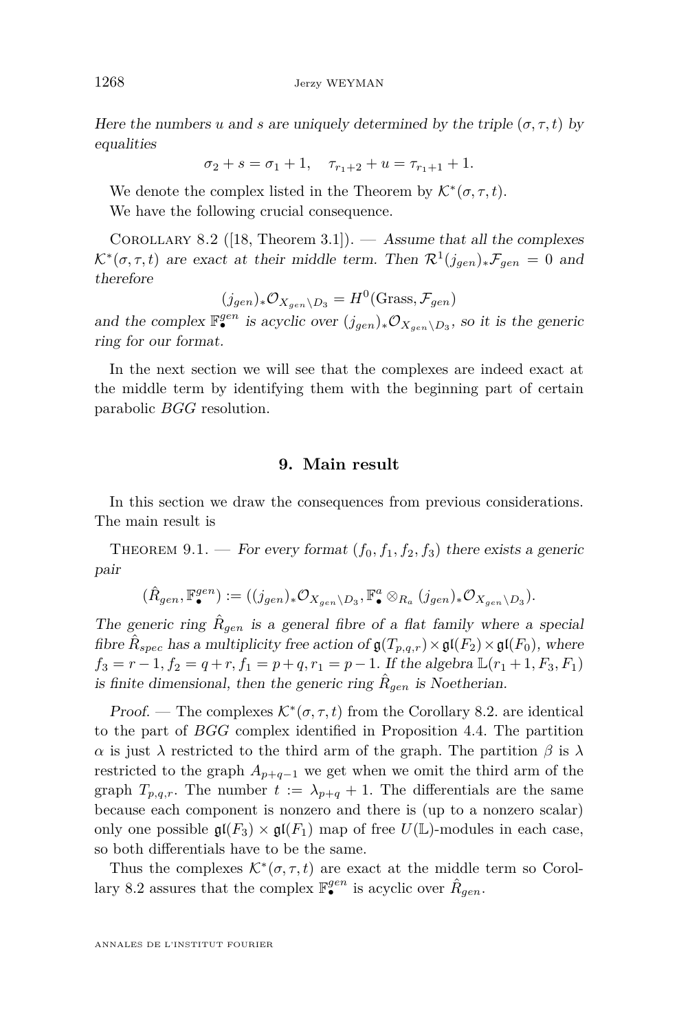*Here the numbers $u$ and $s$ are uniquely determined by the triple $(\sigma, \tau, t)$ by equalities*

$$\sigma_2 + s = \sigma_1 + 1, \quad \tau_{r_1+2} + u = \tau_{r_1+1} + 1.$$

We denote the complex listed in the Theorem by $\mathcal{K}^*(\sigma, \tau, t)$.

We have the following crucial consequence.

Corollary 8.2 ([18, Theorem 3.1]). — *Assume that all the complexes $\mathcal{K}^*(\sigma, \tau, t)$ are exact at their middle term. Then $\mathcal{R}^1(j_{gen})_*\mathcal{F}_{gen} = 0$ and therefore*

$$(j_{gen})_*\mathcal{O}_{X_{gen}\setminus D_3} = H^0(\mathrm{Grass}, \mathcal{F}_{gen})$$

*and the complex $\mathbb{F}_\bullet^{gen}$ is acyclic over $(j_{gen})_*\mathcal{O}_{X_{gen}\setminus D_3}$, so it is the generic ring for our format.*

In the next section we will see that the complexes are indeed exact at the middle term by identifying them with the beginning part of certain parabolic *BGG* resolution.

## 9. Main result

In this section we draw the consequences from previous considerations. The main result is

Theorem 9.1. — *For every format $(f_0, f_1, f_2, f_3)$ there exists a generic pair*

$$(\hat{R}_{gen}, \mathbb{F}_\bullet^{gen}) := ((j_{gen})_*\mathcal{O}_{X_{gen}\setminus D_3}, \mathbb{F}_\bullet^a \otimes_{R_a} (j_{gen})_*\mathcal{O}_{X_{gen}\setminus D_3}).$$

*The generic ring $\hat{R}_{gen}$ is a general fibre of a flat family where a special fibre $\hat{R}_{spec}$ has a multiplicity free action of $\mathfrak{g}(T_{p,q,r}) \times \mathfrak{gl}(F_2) \times \mathfrak{gl}(F_0)$, where $f_3 = r-1, f_2 = q+r, f_1 = p+q, r_1 = p-1$. If the algebra $\mathbb{L}(r_1+1, F_3, F_1)$ is finite dimensional, then the generic ring $\hat{R}_{gen}$ is Noetherian.*

*Proof.* — The complexes $\mathcal{K}^*(\sigma, \tau, t)$ from the Corollary 8.2. are identical to the part of *BGG* complex identified in Proposition 4.4. The partition $\alpha$ is just $\lambda$ restricted to the third arm of the graph. The partition $\beta$ is $\lambda$ restricted to the graph $A_{p+q-1}$ we get when we omit the third arm of the graph $T_{p,q,r}$. The number $t := \lambda_{p+q} + 1$. The differentials are the same because each component is nonzero and there is (up to a nonzero scalar) only one possible $\mathfrak{gl}(F_3) \times \mathfrak{gl}(F_1)$ map of free $U(\mathbb{L})$-modules in each case, so both differentials have to be the same.

Thus the complexes $\mathcal{K}^*(\sigma, \tau, t)$ are exact at the middle term so Corollary 8.2 assures that the complex $\mathbb{F}_\bullet^{gen}$ is acyclic over $\hat{R}_{gen}$.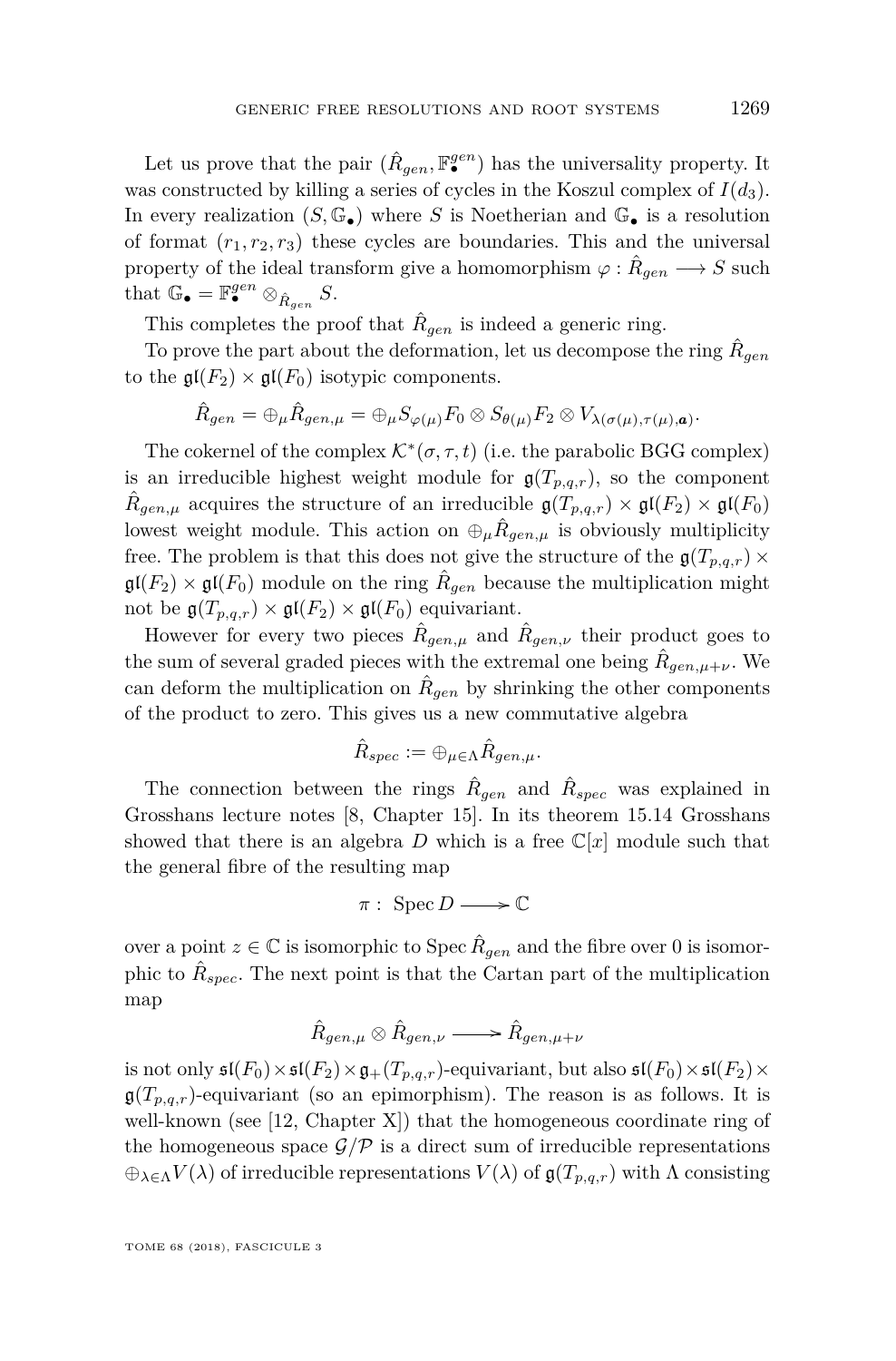Let us prove that the pair $(\hat{R}_{gen}, \mathbb{F}^{gen}_\bullet)$ has the universality property. It was constructed by killing a series of cycles in the Koszul complex of $I(d_3)$. In every realization $(S, \mathbb{G}_\bullet)$ where $S$ is Noetherian and $\mathbb{G}_\bullet$ is a resolution of format $(r_1, r_2, r_3)$ these cycles are boundaries. This and the universal property of the ideal transform give a homomorphism $\varphi : \hat{R}_{gen} \longrightarrow S$ such that $\mathbb{G}_\bullet = \mathbb{F}^{gen}_\bullet \otimes_{\hat{R}_{gen}} S$.

This completes the proof that $\hat{R}_{gen}$ is indeed a generic ring.

To prove the part about the deformation, let us decompose the ring $\hat{R}_{gen}$ to the $\mathfrak{gl}(F_2) \times \mathfrak{gl}(F_0)$ isotypic components.

$$\hat{R}_{gen} = \oplus_\mu \hat{R}_{gen,\mu} = \oplus_\mu S_{\varphi(\mu)} F_0 \otimes S_{\theta(\mu)} F_2 \otimes V_{\lambda(\sigma(\mu),\tau(\mu),\mathbf{a})}.$$

The cokernel of the complex $\mathcal{K}^*(\sigma, \tau, t)$ (i.e. the parabolic BGG complex) is an irreducible highest weight module for $\mathfrak{g}(T_{p,q,r})$, so the component $\hat{R}_{gen,\mu}$ acquires the structure of an irreducible $\mathfrak{g}(T_{p,q,r}) \times \mathfrak{gl}(F_2) \times \mathfrak{gl}(F_0)$ lowest weight module. This action on $\oplus_\mu \hat{R}_{gen,\mu}$ is obviously multiplicity free. The problem is that this does not give the structure of the $\mathfrak{g}(T_{p,q,r}) \times \mathfrak{gl}(F_2) \times \mathfrak{gl}(F_0)$ module on the ring $\hat{R}_{gen}$ because the multiplication might not be $\mathfrak{g}(T_{p,q,r}) \times \mathfrak{gl}(F_2) \times \mathfrak{gl}(F_0)$ equivariant.

However for every two pieces $\hat{R}_{gen,\mu}$ and $\hat{R}_{gen,\nu}$ their product goes to the sum of several graded pieces with the extremal one being $\hat{R}_{gen,\mu+\nu}$. We can deform the multiplication on $\hat{R}_{gen}$ by shrinking the other components of the product to zero. This gives us a new commutative algebra

$$\hat{R}_{spec} := \oplus_{\mu \in \Lambda} \hat{R}_{gen,\mu}.$$

The connection between the rings $\hat{R}_{gen}$ and $\hat{R}_{spec}$ was explained in Grosshans lecture notes [8, Chapter 15]. In its theorem 15.14 Grosshans showed that there is an algebra $D$ which is a free $\mathbb{C}[x]$ module such that the general fibre of the resulting map

$$\pi : \operatorname{Spec} D \longrightarrow \mathbb{C}$$

over a point $z \in \mathbb{C}$ is isomorphic to $\operatorname{Spec} \hat{R}_{gen}$ and the fibre over 0 is isomorphic to $\hat{R}_{spec}$. The next point is that the Cartan part of the multiplication map

$$\hat{R}_{gen,\mu} \otimes \hat{R}_{gen,\nu} \longrightarrow \hat{R}_{gen,\mu+\nu}$$

is not only $\mathfrak{sl}(F_0) \times \mathfrak{sl}(F_2) \times \mathfrak{g}_+(T_{p,q,r})$-equivariant, but also $\mathfrak{sl}(F_0) \times \mathfrak{sl}(F_2) \times \mathfrak{g}(T_{p,q,r})$-equivariant (so an epimorphism). The reason is as follows. It is well-known (see [12, Chapter X]) that the homogeneous coordinate ring of the homogeneous space $\mathcal{G}/\mathcal{P}$ is a direct sum of irreducible representations $\oplus_{\lambda \in \Lambda} V(\lambda)$ of irreducible representations $V(\lambda)$ of $\mathfrak{g}(T_{p,q,r})$ with $\Lambda$ consisting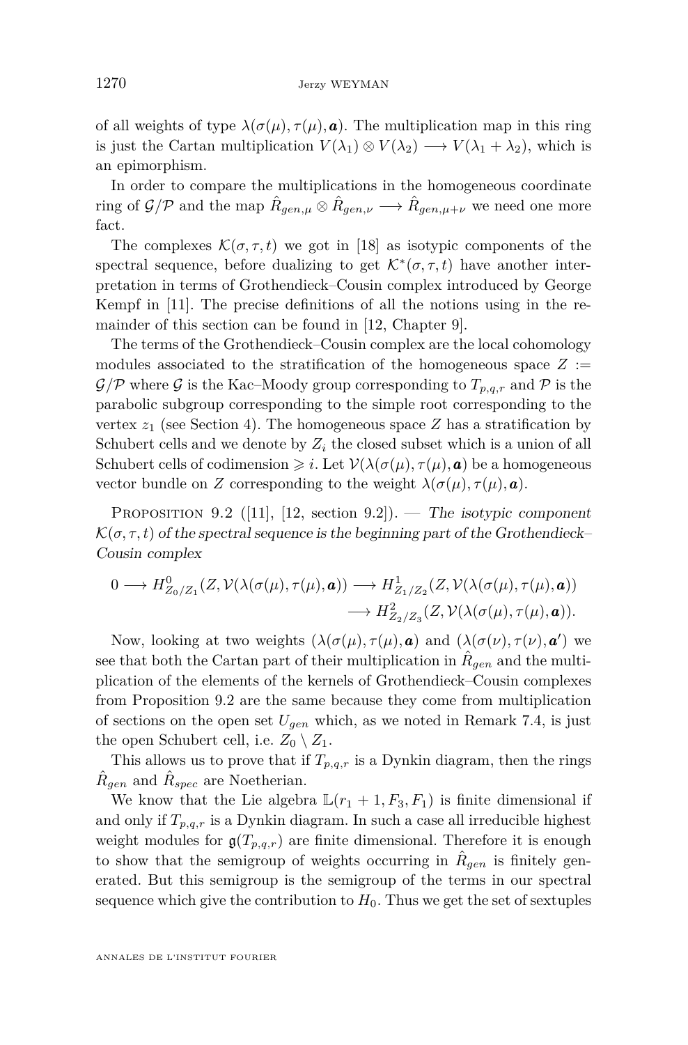of all weights of type $\lambda(\sigma(\mu), \tau(\mu), \boldsymbol{a})$. The multiplication map in this ring is just the Cartan multiplication $V(\lambda_1) \otimes V(\lambda_2) \longrightarrow V(\lambda_1 + \lambda_2)$, which is an epimorphism.

In order to compare the multiplications in the homogeneous coordinate ring of $\mathcal{G}/\mathcal{P}$ and the map $\hat{R}_{gen,\mu} \otimes \hat{R}_{gen,\nu} \longrightarrow \hat{R}_{gen,\mu+\nu}$ we need one more fact.

The complexes $\mathcal{K}(\sigma, \tau, t)$ we got in [18] as isotypic components of the spectral sequence, before dualizing to get $\mathcal{K}^*(\sigma, \tau, t)$ have another interpretation in terms of Grothendieck–Cousin complex introduced by George Kempf in [11]. The precise definitions of all the notions using in the remainder of this section can be found in [12, Chapter 9].

The terms of the Grothendieck–Cousin complex are the local cohomology modules associated to the stratification of the homogeneous space $Z := \mathcal{G}/\mathcal{P}$ where $\mathcal{G}$ is the Kac–Moody group corresponding to $T_{p,q,r}$ and $\mathcal{P}$ is the parabolic subgroup corresponding to the simple root corresponding to the vertex $z_1$ (see Section 4). The homogeneous space $Z$ has a stratification by Schubert cells and we denote by $Z_i$ the closed subset which is a union of all Schubert cells of codimension $\geqslant i$. Let $\mathcal{V}(\lambda(\sigma(\mu), \tau(\mu), \boldsymbol{a})$ be a homogeneous vector bundle on $Z$ corresponding to the weight $\lambda(\sigma(\mu), \tau(\mu), \boldsymbol{a})$.

Proposition 9.2 ([11], [12, section 9.2]). — *The isotypic component $\mathcal{K}(\sigma, \tau, t)$ of the spectral sequence is the beginning part of the Grothendieck–Cousin complex*

$$0 \longrightarrow H^0_{Z_0/Z_1}(Z, \mathcal{V}(\lambda(\sigma(\mu), \tau(\mu), \boldsymbol{a})) \longrightarrow H^1_{Z_1/Z_2}(Z, \mathcal{V}(\lambda(\sigma(\mu), \tau(\mu), \boldsymbol{a})) \longrightarrow H^2_{Z_2/Z_3}(Z, \mathcal{V}(\lambda(\sigma(\mu), \tau(\mu), \boldsymbol{a})).$$

Now, looking at two weights $(\lambda(\sigma(\mu), \tau(\mu), \boldsymbol{a})$ and $(\lambda(\sigma(\nu), \tau(\nu), \boldsymbol{a}')$ we see that both the Cartan part of their multiplication in $\hat{R}_{gen}$ and the multiplication of the elements of the kernels of Grothendieck–Cousin complexes from Proposition 9.2 are the same because they come from multiplication of sections on the open set $U_{gen}$ which, as we noted in Remark 7.4, is just the open Schubert cell, i.e. $Z_0 \setminus Z_1$.

This allows us to prove that if $T_{p,q,r}$ is a Dynkin diagram, then the rings $\hat{R}_{gen}$ and $\hat{R}_{spec}$ are Noetherian.

We know that the Lie algebra $\mathbb{L}(r_1 + 1, F_3, F_1)$ is finite dimensional if and only if $T_{p,q,r}$ is a Dynkin diagram. In such a case all irreducible highest weight modules for $\mathfrak{g}(T_{p,q,r})$ are finite dimensional. Therefore it is enough to show that the semigroup of weights occurring in $\hat{R}_{gen}$ is finitely generated. But this semigroup is the semigroup of the terms in our spectral sequence which give the contribution to $H_0$. Thus we get the set of sextuples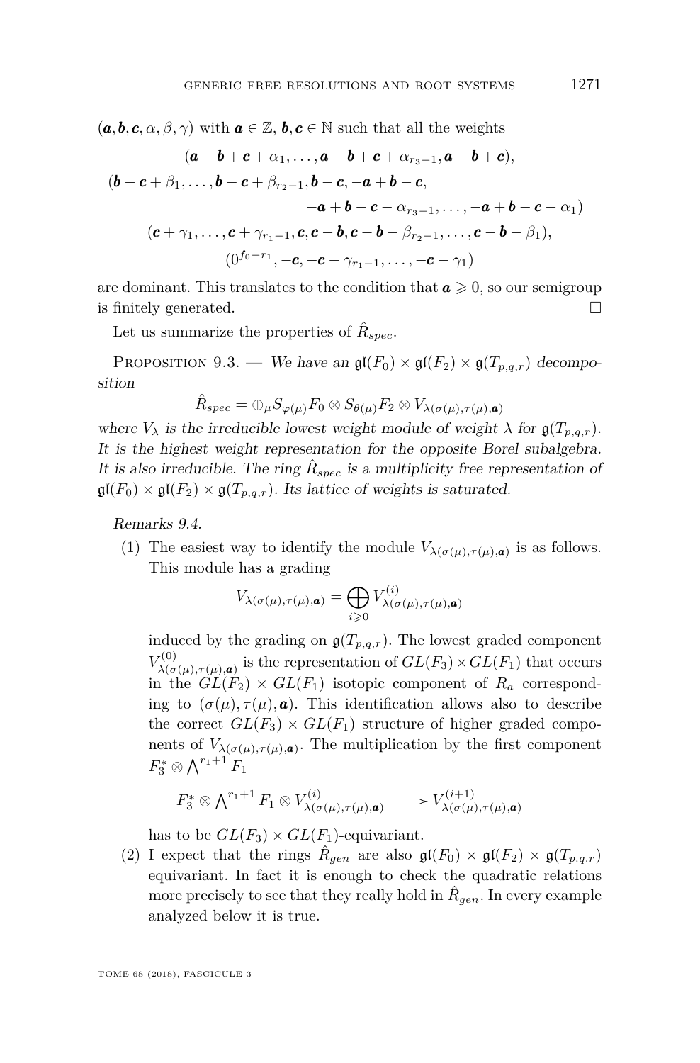$(\boldsymbol{a}, \boldsymbol{b}, \boldsymbol{c}, \alpha, \beta, \gamma)$ with $\boldsymbol{a} \in \mathbb{Z}$, $\boldsymbol{b}, \boldsymbol{c} \in \mathbb{N}$ such that all the weights

$$(\boldsymbol{a}-\boldsymbol{b}+\boldsymbol{c}+\alpha_1, \ldots, \boldsymbol{a}-\boldsymbol{b}+\boldsymbol{c}+\alpha_{r_3-1}, \boldsymbol{a}-\boldsymbol{b}+\boldsymbol{c}),$$

$$(\boldsymbol{b}-\boldsymbol{c}+\beta_1, \ldots, \boldsymbol{b}-\boldsymbol{c}+\beta_{r_2-1}, \boldsymbol{b}-\boldsymbol{c}, -\boldsymbol{a}+\boldsymbol{b}-\boldsymbol{c},$$
$$-\boldsymbol{a}+\boldsymbol{b}-\boldsymbol{c}-\alpha_{r_3-1}, \ldots, -\boldsymbol{a}+\boldsymbol{b}-\boldsymbol{c}-\alpha_1)$$

$$(\boldsymbol{c}+\gamma_1, \ldots, \boldsymbol{c}+\gamma_{r_1-1}, \boldsymbol{c}, \boldsymbol{c}-\boldsymbol{b}, \boldsymbol{c}-\boldsymbol{b}-\beta_{r_2-1}, \ldots, \boldsymbol{c}-\boldsymbol{b}-\beta_1),$$

$$(0^{f_0-r_1}, -\boldsymbol{c}, -\boldsymbol{c}-\gamma_{r_1-1}, \ldots, -\boldsymbol{c}-\gamma_1)$$

are dominant. This translates to the condition that $\boldsymbol{a} \geqslant 0$, so our semigroup is finitely generated. □

Let us summarize the properties of $\hat{R}_{spec}$.

Proposition 9.3. — *We have an $\mathfrak{gl}(F_0) \times \mathfrak{gl}(F_2) \times \mathfrak{g}(T_{p,q,r})$ decomposition*

$$\hat{R}_{spec} = \oplus_\mu S_{\varphi(\mu)} F_0 \otimes S_{\theta(\mu)} F_2 \otimes V_{\lambda(\sigma(\mu), \tau(\mu), \boldsymbol{a})}$$

*where $V_\lambda$ is the irreducible lowest weight module of weight $\lambda$ for $\mathfrak{g}(T_{p,q,r})$. It is the highest weight representation for the opposite Borel subalgebra. It is also irreducible. The ring $\hat{R}_{spec}$ is a multiplicity free representation of $\mathfrak{gl}(F_0) \times \mathfrak{gl}(F_2) \times \mathfrak{g}(T_{p,q,r})$. Its lattice of weights is saturated.*

*Remarks 9.4.*

(1) The easiest way to identify the module $V_{\lambda(\sigma(\mu), \tau(\mu), \boldsymbol{a})}$ is as follows. This module has a grading

$$V_{\lambda(\sigma(\mu), \tau(\mu), \boldsymbol{a})} = \bigoplus_{i \geqslant 0} V^{(i)}_{\lambda(\sigma(\mu), \tau(\mu), \boldsymbol{a})}$$

induced by the grading on $\mathfrak{g}(T_{p,q,r})$. The lowest graded component $V^{(0)}_{\lambda(\sigma(\mu), \tau(\mu), \boldsymbol{a})}$ is the representation of $GL(F_3) \times GL(F_1)$ that occurs in the $GL(F_2) \times GL(F_1)$ isotopic component of $R_a$ corresponding to $(\sigma(\mu), \tau(\mu), \boldsymbol{a})$. This identification allows also to describe the correct $GL(F_3) \times GL(F_1)$ structure of higher graded components of $V_{\lambda(\sigma(\mu), \tau(\mu), \boldsymbol{a})}$. The multiplication by the first component $F_3^* \otimes \bigwedge^{r_1+1} F_1$

$$F_3^* \otimes \bigwedge^{r_1+1} F_1 \otimes V^{(i)}_{\lambda(\sigma(\mu), \tau(\mu), \boldsymbol{a})} \longrightarrow V^{(i+1)}_{\lambda(\sigma(\mu), \tau(\mu), \boldsymbol{a})}$$

has to be $GL(F_3) \times GL(F_1)$-equivariant.

(2) I expect that the rings $\hat{R}_{gen}$ are also $\mathfrak{gl}(F_0) \times \mathfrak{gl}(F_2) \times \mathfrak{g}(T_{p.q.r})$ equivariant. In fact it is enough to check the quadratic relations more precisely to see that they really hold in $\hat{R}_{gen}$. In every example analyzed below it is true.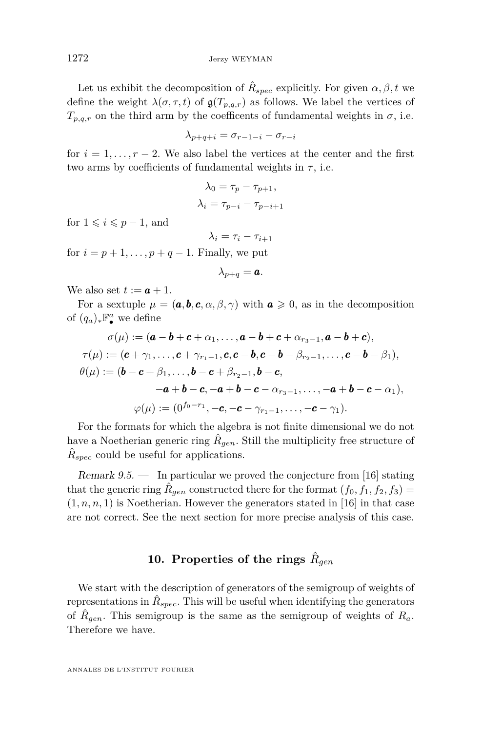Let us exhibit the decomposition of $\hat{R}_{spec}$ explicitly. For given $\alpha, \beta, t$ we define the weight $\lambda(\sigma, \tau, t)$ of $\mathfrak{g}(T_{p,q,r})$ as follows. We label the vertices of $T_{p,q,r}$ on the third arm by the coefficents of fundamental weights in $\sigma$, i.e.

$$\lambda_{p+q+i} = \sigma_{r-1-i} - \sigma_{r-i}$$

for $i = 1, \dots, r-2$. We also label the vertices at the center and the first two arms by coefficients of fundamental weights in $\tau$, i.e.

$$\lambda_0 = \tau_p - \tau_{p+1},$$
$$\lambda_i = \tau_{p-i} - \tau_{p-i+1}$$

for $1 \leqslant i \leqslant p-1$, and

$$\lambda_i = \tau_i - \tau_{i+1}$$

for $i = p+1, \dots, p+q-1$. Finally, we put

$$\lambda_{p+q} = \boldsymbol{a}.$$

We also set $t := \boldsymbol{a} + 1$.

For a sextuple $\mu = (\boldsymbol{a}, \boldsymbol{b}, \boldsymbol{c}, \alpha, \beta, \gamma)$ with $\boldsymbol{a} \geqslant 0$, as in the decomposition of $(q_a)_* \mathbb{F}^a_\bullet$ we define

$$\begin{aligned}
\sigma(\mu) &:= (\boldsymbol{a} - \boldsymbol{b} + \boldsymbol{c} + \alpha_1, \dots, \boldsymbol{a} - \boldsymbol{b} + \boldsymbol{c} + \alpha_{r_3-1}, \boldsymbol{a} - \boldsymbol{b} + \boldsymbol{c}),\\
\tau(\mu) &:= (\boldsymbol{c} + \gamma_1, \dots, \boldsymbol{c} + \gamma_{r_1-1}, \boldsymbol{c}, \boldsymbol{c} - \boldsymbol{b}, \boldsymbol{c} - \boldsymbol{b} - \beta_{r_2-1}, \dots, \boldsymbol{c} - \boldsymbol{b} - \beta_1),\\
\theta(\mu) &:= (\boldsymbol{b} - \boldsymbol{c} + \beta_1, \dots, \boldsymbol{b} - \boldsymbol{c} + \beta_{r_2-1}, \boldsymbol{b} - \boldsymbol{c},\\
&\qquad -\boldsymbol{a} + \boldsymbol{b} - \boldsymbol{c}, -\boldsymbol{a} + \boldsymbol{b} - \boldsymbol{c} - \alpha_{r_3-1}, \dots, -\boldsymbol{a} + \boldsymbol{b} - \boldsymbol{c} - \alpha_1),\\
\varphi(\mu) &:= (0^{f_0 - r_1}, -\boldsymbol{c}, -\boldsymbol{c} - \gamma_{r_1-1}, \dots, -\boldsymbol{c} - \gamma_1).
\end{aligned}$$

For the formats for which the algebra is not finite dimensional we do not have a Noetherian generic ring $\hat{R}_{gen}$. Still the multiplicity free structure of $\hat{R}_{spec}$ could be useful for applications.

*Remark 9.5.* — In particular we proved the conjecture from [16] stating that the generic ring $\hat{R}_{gen}$ constructed there for the format $(f_0, f_1, f_2, f_3) = (1, n, n, 1)$ is Noetherian. However the generators stated in [16] in that case are not correct. See the next section for more precise analysis of this case.

## 10. Properties of the rings $\hat{R}_{gen}$

We start with the description of generators of the semigroup of weights of representations in $\hat{R}_{spec}$. This will be useful when identifying the generators of $\hat{R}_{gen}$. This semigroup is the same as the semigroup of weights of $R_a$. Therefore we have.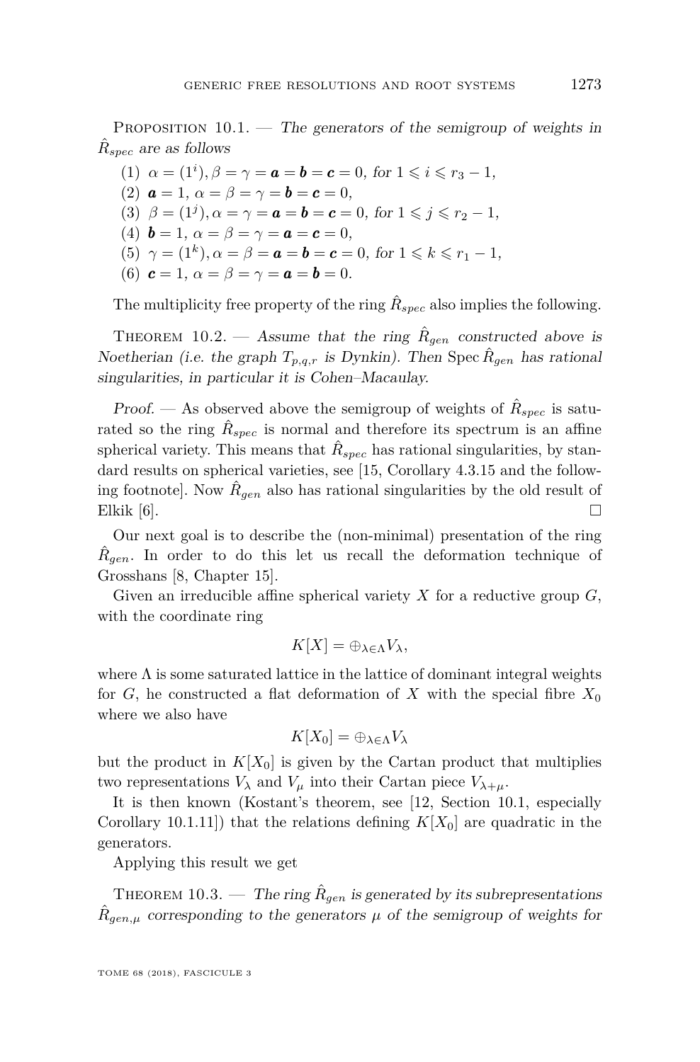Proposition 10.1. — *The generators of the semigroup of weights in $\hat{R}_{spec}$ are as follows*

1. $\alpha = (1^i), \beta = \gamma = \boldsymbol{a} = \boldsymbol{b} = \boldsymbol{c} = 0$, *for* $1 \leqslant i \leqslant r_3 - 1$,
2. $\boldsymbol{a} = 1$, $\alpha = \beta = \gamma = \boldsymbol{b} = \boldsymbol{c} = 0$,
3. $\beta = (1^j), \alpha = \gamma = \boldsymbol{a} = \boldsymbol{b} = \boldsymbol{c} = 0$, *for* $1 \leqslant j \leqslant r_2 - 1$,
4. $\boldsymbol{b} = 1$, $\alpha = \beta = \gamma = \boldsymbol{a} = \boldsymbol{c} = 0$,
5. $\gamma = (1^k), \alpha = \beta = \boldsymbol{a} = \boldsymbol{b} = \boldsymbol{c} = 0$, *for* $1 \leqslant k \leqslant r_1 - 1$,
6. $\boldsymbol{c} = 1$, $\alpha = \beta = \gamma = \boldsymbol{a} = \boldsymbol{b} = 0$.

The multiplicity free property of the ring $\hat{R}_{spec}$ also implies the following.

Theorem 10.2. — *Assume that the ring $\hat{R}_{gen}$ constructed above is Noetherian (i.e. the graph $T_{p,q,r}$ is Dynkin). Then $\operatorname{Spec} \hat{R}_{gen}$ has rational singularities, in particular it is Cohen–Macaulay.*

*Proof.* — As observed above the semigroup of weights of $\hat{R}_{spec}$ is saturated so the ring $\hat{R}_{spec}$ is normal and therefore its spectrum is an affine spherical variety. This means that $\hat{R}_{spec}$ has rational singularities, by standard results on spherical varieties, see [15, Corollary 4.3.15 and the following footnote]. Now $\hat{R}_{gen}$ also has rational singularities by the old result of Elkik [6]. □

Our next goal is to describe the (non-minimal) presentation of the ring $\hat{R}_{gen}$. In order to do this let us recall the deformation technique of Grosshans [8, Chapter 15].

Given an irreducible affine spherical variety $X$ for a reductive group $G$, with the coordinate ring

$$K[X] = \oplus_{\lambda \in \Lambda} V_\lambda,$$

where $\Lambda$ is some saturated lattice in the lattice of dominant integral weights for $G$, he constructed a flat deformation of $X$ with the special fibre $X_0$ where we also have

$$K[X_0] = \oplus_{\lambda \in \Lambda} V_\lambda$$

but the product in $K[X_0]$ is given by the Cartan product that multiplies two representations $V_\lambda$ and $V_\mu$ into their Cartan piece $V_{\lambda+\mu}$.

It is then known (Kostant's theorem, see [12, Section 10.1, especially Corollary 10.1.11]) that the relations defining $K[X_0]$ are quadratic in the generators.

Applying this result we get

Theorem 10.3. — *The ring $\hat{R}_{gen}$ is generated by its subrepresentations $\hat{R}_{gen,\mu}$ corresponding to the generators $\mu$ of the semigroup of weights for*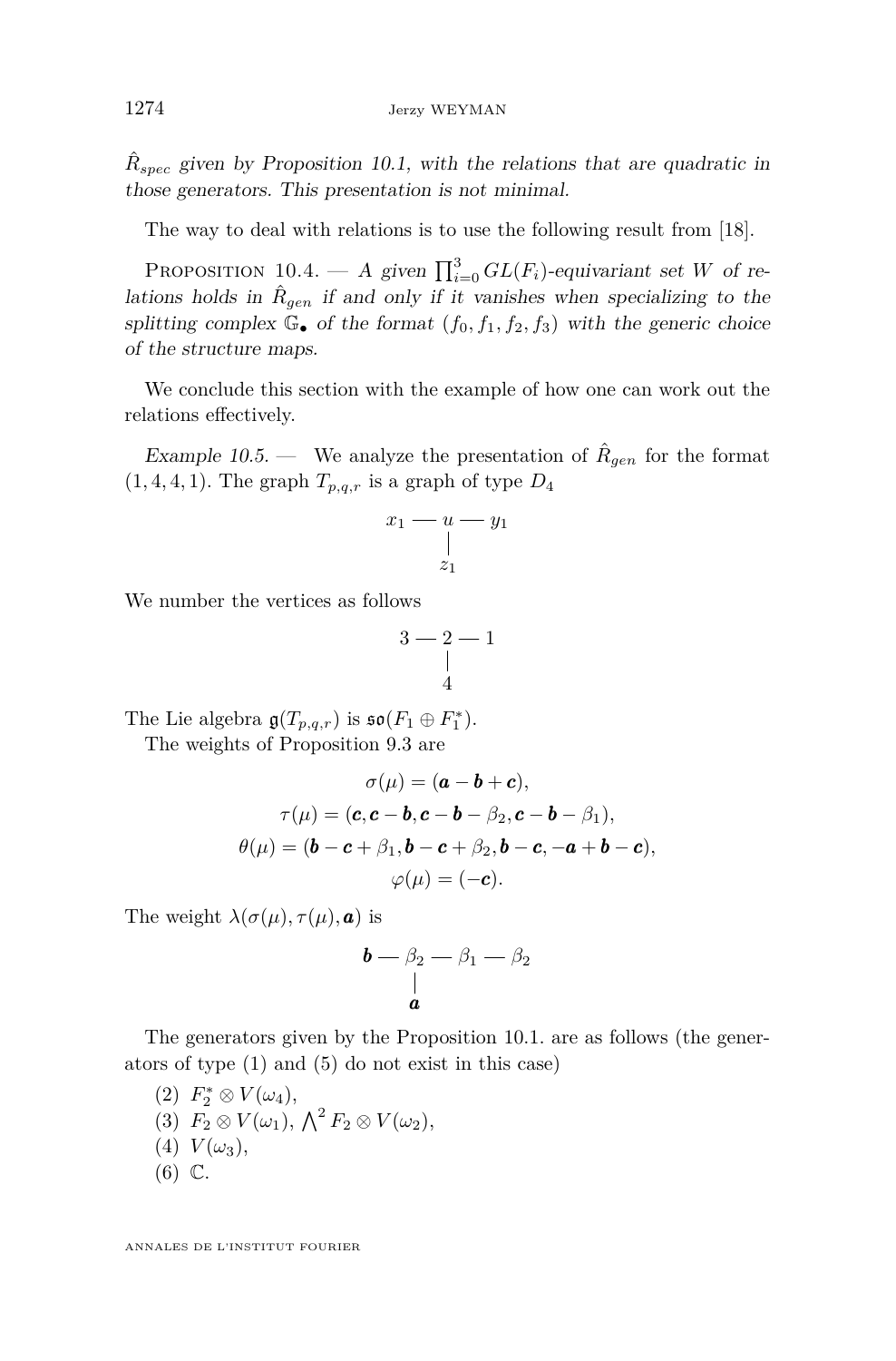$\hat{R}_{spec}$ *given by Proposition 10.1, with the relations that are quadratic in those generators. This presentation is not minimal.*

The way to deal with relations is to use the following result from [18].

Proposition 10.4. — *A given $\prod_{i=0}^{3} GL(F_i)$-equivariant set $W$ of relations holds in $\hat{R}_{gen}$ if and only if it vanishes when specializing to the splitting complex $\mathbb{G}_\bullet$ of the format $(f_0, f_1, f_2, f_3)$ with the generic choice of the structure maps.*

We conclude this section with the example of how one can work out the relations effectively.

*Example 10.5.* — We analyze the presentation of $\hat{R}_{gen}$ for the format $(1, 4, 4, 1)$. The graph $T_{p,q,r}$ is a graph of type $D_4$

$$\begin{array}{ccccc} x_1 & — & u & — & y_1 \\ & & | & & \\ & & z_1 & & \end{array}$$

We number the vertices as follows

$$\begin{array}{ccccc} 3 & — & 2 & — & 1 \\ & & | & & \\ & & 4 & & \end{array}$$

The Lie algebra $\mathfrak{g}(T_{p,q,r})$ is $\mathfrak{so}(F_1 \oplus F_1^*)$.

The weights of Proposition 9.3 are

$$\sigma(\mu) = (\boldsymbol{a} - \boldsymbol{b} + \boldsymbol{c}),$$
$$\tau(\mu) = (\boldsymbol{c}, \boldsymbol{c} - \boldsymbol{b}, \boldsymbol{c} - \boldsymbol{b} - \beta_2, \boldsymbol{c} - \boldsymbol{b} - \beta_1),$$
$$\theta(\mu) = (\boldsymbol{b} - \boldsymbol{c} + \beta_1, \boldsymbol{b} - \boldsymbol{c} + \beta_2, \boldsymbol{b} - \boldsymbol{c}, -\boldsymbol{a} + \boldsymbol{b} - \boldsymbol{c}),$$
$$\varphi(\mu) = (-\boldsymbol{c}).$$

The weight $\lambda(\sigma(\mu), \tau(\mu), \boldsymbol{a})$ is

$$\begin{array}{ccccccc} \boldsymbol{b} & — & \beta_2 & — & \beta_1 & — & \beta_2 \\ & & | & & & & \\ & & \boldsymbol{a} & & & & \end{array}$$

The generators given by the Proposition 10.1. are as follows (the generators of type (1) and (5) do not exist in this case)

(2) $F_2^* \otimes V(\omega_4)$,

(3) $F_2 \otimes V(\omega_1)$, $\bigwedge^2 F_2 \otimes V(\omega_2)$,

(4) $V(\omega_3)$,

(6) $\mathbb{C}$.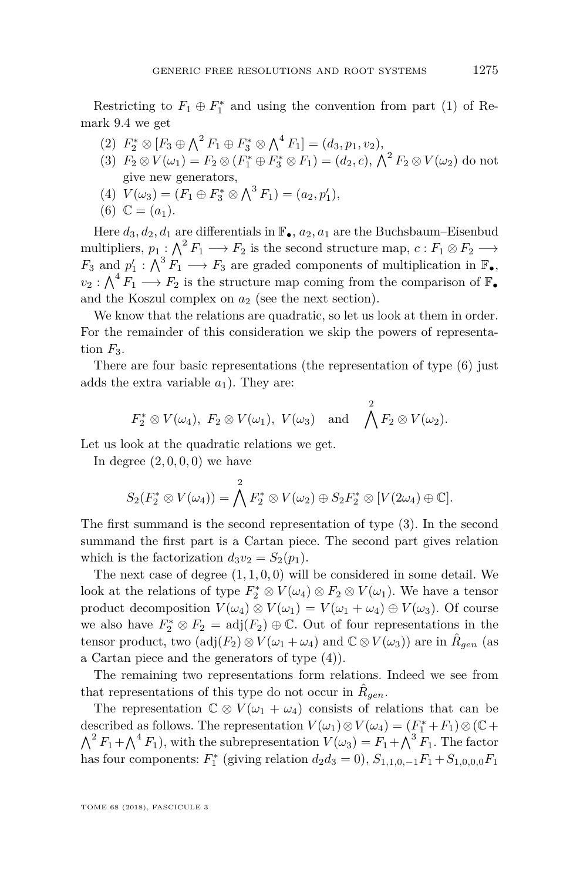Restricting to $F_1 \oplus F_1^*$ and using the convention from part (1) of Remark 9.4 we get

(2) $F_2^* \otimes [F_3 \oplus \bigwedge^2 F_1 \oplus F_3^* \otimes \bigwedge^4 F_1] = (d_3, p_1, v_2)$,

(3) $F_2 \otimes V(\omega_1) = F_2 \otimes (F_1^* \oplus F_3^* \otimes F_1) = (d_2, c)$, $\bigwedge^2 F_2 \otimes V(\omega_2)$ do not give new generators,

(4) $V(\omega_3) = (F_1 \oplus F_3^* \otimes \bigwedge^3 F_1) = (a_2, p_1')$,

(6) $\mathbb{C} = (a_1)$.

Here $d_3, d_2, d_1$ are differentials in $\mathbb{F}_\bullet$, $a_2, a_1$ are the Buchsbaum–Eisenbud multipliers, $p_1 : \bigwedge^2 F_1 \longrightarrow F_2$ is the second structure map, $c : F_1 \otimes F_2 \longrightarrow F_3$ and $p_1' : \bigwedge^3 F_1 \longrightarrow F_3$ are graded components of multiplication in $\mathbb{F}_\bullet$, $v_2 : \bigwedge^4 F_1 \longrightarrow F_2$ is the structure map coming from the comparison of $\mathbb{F}_\bullet$ and the Koszul complex on $a_2$ (see the next section).

We know that the relations are quadratic, so let us look at them in order. For the remainder of this consideration we skip the powers of representation $F_3$.

There are four basic representations (the representation of type (6) just adds the extra variable $a_1$). They are:

$$F_2^* \otimes V(\omega_4),\ F_2 \otimes V(\omega_1),\ V(\omega_3) \quad \text{and} \quad \bigwedge^2 F_2 \otimes V(\omega_2).$$

Let us look at the quadratic relations we get.

In degree $(2, 0, 0, 0)$ we have

$$S_2(F_2^* \otimes V(\omega_4)) = \bigwedge^2 F_2^* \otimes V(\omega_2) \oplus S_2 F_2^* \otimes [V(2\omega_4) \oplus \mathbb{C}].$$

The first summand is the second representation of type (3). In the second summand the first part is a Cartan piece. The second part gives relation which is the factorization $d_3 v_2 = S_2(p_1)$.

The next case of degree $(1, 1, 0, 0)$ will be considered in some detail. We look at the relations of type $F_2^* \otimes V(\omega_4) \otimes F_2 \otimes V(\omega_1)$. We have a tensor product decomposition $V(\omega_4) \otimes V(\omega_1) = V(\omega_1 + \omega_4) \oplus V(\omega_3)$. Of course we also have $F_2^* \otimes F_2 = \mathrm{adj}(F_2) \oplus \mathbb{C}$. Out of four representations in the tensor product, two ($\mathrm{adj}(F_2) \otimes V(\omega_1 + \omega_4)$ and $\mathbb{C} \otimes V(\omega_3)$) are in $\hat{R}_{gen}$ (as a Cartan piece and the generators of type (4)).

The remaining two representations form relations. Indeed we see from that representations of this type do not occur in $\hat{R}_{gen}$.

The representation $\mathbb{C} \otimes V(\omega_1 + \omega_4)$ consists of relations that can be described as follows. The representation $V(\omega_1) \otimes V(\omega_4) = (F_1^* + F_1) \otimes (\mathbb{C} + \bigwedge^2 F_1 + \bigwedge^4 F_1)$, with the subrepresentation $V(\omega_3) = F_1 + \bigwedge^3 F_1$. The factor has four components: $F_1^*$ (giving relation $d_2 d_3 = 0$), $S_{1,1,0,-1} F_1 + S_{1,0,0,0} F_1$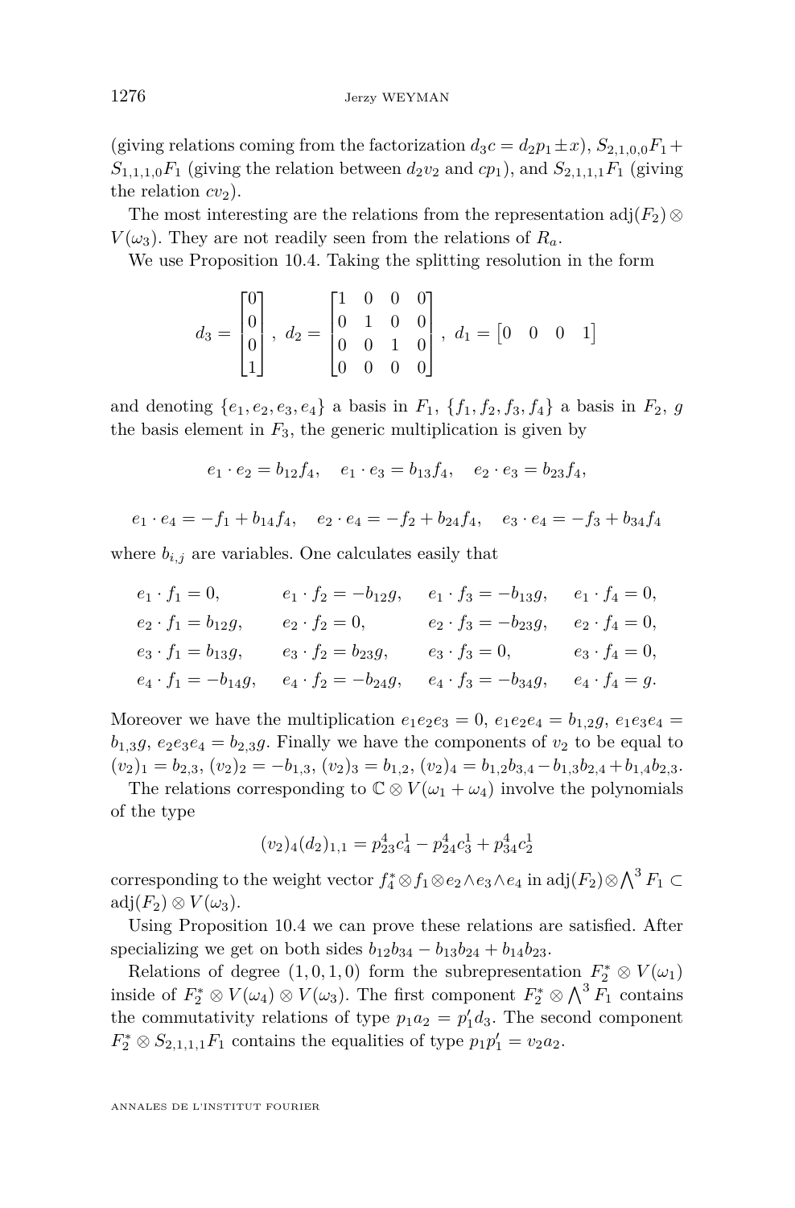(giving relations coming from the factorization $d_3 c = d_2 p_1 \pm x$), $S_{2,1,0,0}F_1 + S_{1,1,1,0}F_1$ (giving the relation between $d_2 v_2$ and $cp_1$), and $S_{2,1,1,1}F_1$ (giving the relation $cv_2$).

The most interesting are the relations from the representation $\mathrm{adj}(F_2) \otimes V(\omega_3)$. They are not readily seen from the relations of $R_a$.

We use Proposition 10.4. Taking the splitting resolution in the form

$$d_3 = \begin{bmatrix} 0 \\ 0 \\ 0 \\ 1 \end{bmatrix}, \ d_2 = \begin{bmatrix} 1 & 0 & 0 & 0 \\ 0 & 1 & 0 & 0 \\ 0 & 0 & 1 & 0 \\ 0 & 0 & 0 & 0 \end{bmatrix}, \ d_1 = \begin{bmatrix} 0 & 0 & 0 & 1 \end{bmatrix}$$

and denoting $\{e_1, e_2, e_3, e_4\}$ a basis in $F_1$, $\{f_1, f_2, f_3, f_4\}$ a basis in $F_2$, $g$ the basis element in $F_3$, the generic multiplication is given by

$$e_1 \cdot e_2 = b_{12} f_4, \quad e_1 \cdot e_3 = b_{13} f_4, \quad e_2 \cdot e_3 = b_{23} f_4,$$

$$e_1 \cdot e_4 = -f_1 + b_{14} f_4, \quad e_2 \cdot e_4 = -f_2 + b_{24} f_4, \quad e_3 \cdot e_4 = -f_3 + b_{34} f_4$$

where $b_{i,j}$ are variables. One calculates easily that

$$\begin{array}{llll} e_1 \cdot f_1 = 0, & e_1 \cdot f_2 = -b_{12} g, & e_1 \cdot f_3 = -b_{13} g, & e_1 \cdot f_4 = 0, \\ e_2 \cdot f_1 = b_{12} g, & e_2 \cdot f_2 = 0, & e_2 \cdot f_3 = -b_{23} g, & e_2 \cdot f_4 = 0, \\ e_3 \cdot f_1 = b_{13} g, & e_3 \cdot f_2 = b_{23} g, & e_3 \cdot f_3 = 0, & e_3 \cdot f_4 = 0, \\ e_4 \cdot f_1 = -b_{14} g, & e_4 \cdot f_2 = -b_{24} g, & e_4 \cdot f_3 = -b_{34} g, & e_4 \cdot f_4 = g. \end{array}$$

Moreover we have the multiplication $e_1 e_2 e_3 = 0$, $e_1 e_2 e_4 = b_{1,2} g$, $e_1 e_3 e_4 = b_{1,3} g$, $e_2 e_3 e_4 = b_{2,3} g$. Finally we have the components of $v_2$ to be equal to $(v_2)_1 = b_{2,3}$, $(v_2)_2 = -b_{1,3}$, $(v_2)_3 = b_{1,2}$, $(v_2)_4 = b_{1,2} b_{3,4} - b_{1,3} b_{2,4} + b_{1,4} b_{2,3}$.

The relations corresponding to $\mathbb{C} \otimes V(\omega_1 + \omega_4)$ involve the polynomials of the type

$$(v_2)_4 (d_2)_{1,1} = p^4_{23} c^1_4 - p^4_{24} c^1_3 + p^4_{34} c^1_2$$

corresponding to the weight vector $f_4^* \otimes f_1 \otimes e_2 \wedge e_3 \wedge e_4$ in $\mathrm{adj}(F_2) \otimes \bigwedge^3 F_1 \subset \mathrm{adj}(F_2) \otimes V(\omega_3)$.

Using Proposition 10.4 we can prove these relations are satisfied. After specializing we get on both sides $b_{12} b_{34} - b_{13} b_{24} + b_{14} b_{23}$.

Relations of degree $(1, 0, 1, 0)$ form the subrepresentation $F_2^* \otimes V(\omega_1)$ inside of $F_2^* \otimes V(\omega_4) \otimes V(\omega_3)$. The first component $F_2^* \otimes \bigwedge^3 F_1$ contains the commutativity relations of type $p_1 a_2 = p'_1 d_3$. The second component $F_2^* \otimes S_{2,1,1,1} F_1$ contains the equalities of type $p_1 p'_1 = v_2 a_2$.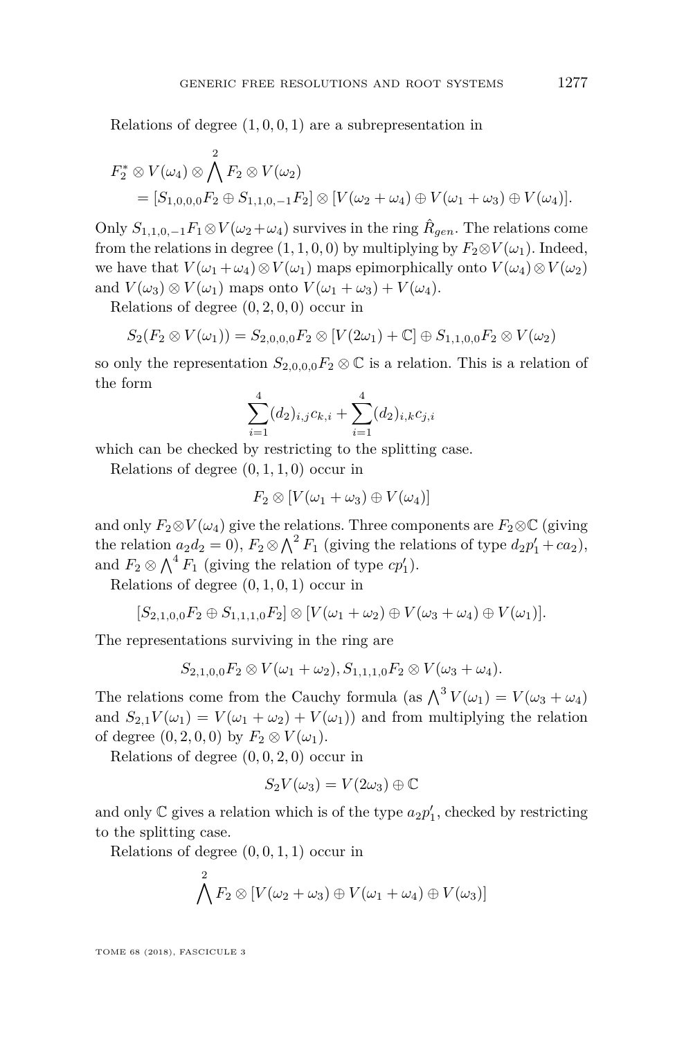Relations of degree $(1,0,0,1)$ are a subrepresentation in

$$
\begin{aligned}
F_2^* \otimes V(\omega_4) \otimes & \bigwedge^2 F_2 \otimes V(\omega_2) \\
&= [S_{1,0,0,0}F_2 \oplus S_{1,1,0,-1}F_2] \otimes [V(\omega_2+\omega_4) \oplus V(\omega_1+\omega_3) \oplus V(\omega_4)].
\end{aligned}
$$

Only $S_{1,1,0,-1}F_1 \otimes V(\omega_2+\omega_4)$ survives in the ring $\hat{R}_{gen}$. The relations come from the relations in degree $(1,1,0,0)$ by multiplying by $F_2 \otimes V(\omega_1)$. Indeed, we have that $V(\omega_1+\omega_4) \otimes V(\omega_1)$ maps epimorphically onto $V(\omega_4) \otimes V(\omega_2)$ and $V(\omega_3) \otimes V(\omega_1)$ maps onto $V(\omega_1+\omega_3) + V(\omega_4)$.

Relations of degree $(0,2,0,0)$ occur in

$$
S_2(F_2 \otimes V(\omega_1)) = S_{2,0,0,0}F_2 \otimes [V(2\omega_1) + \mathbb{C}] \oplus S_{1,1,0,0}F_2 \otimes V(\omega_2)
$$

so only the representation $S_{2,0,0,0}F_2 \otimes \mathbb{C}$ is a relation. This is a relation of the form

$$
\sum_{i=1}^{4} (d_2)_{i,j} c_{k,i} + \sum_{i=1}^{4} (d_2)_{i,k} c_{j,i}
$$

which can be checked by restricting to the splitting case.

Relations of degree $(0,1,1,0)$ occur in

$$
F_2 \otimes [V(\omega_1+\omega_3) \oplus V(\omega_4)]
$$

and only $F_2 \otimes V(\omega_4)$ give the relations. Three components are $F_2 \otimes \mathbb{C}$ (giving the relation $a_2 d_2 = 0$), $F_2 \otimes \bigwedge^2 F_1$ (giving the relations of type $d_2 p_1' + c a_2$), and $F_2 \otimes \bigwedge^4 F_1$ (giving the relation of type $c p_1'$).

Relations of degree $(0,1,0,1)$ occur in

$$
[S_{2,1,0,0}F_2 \oplus S_{1,1,1,0}F_2] \otimes [V(\omega_1+\omega_2) \oplus V(\omega_3+\omega_4) \oplus V(\omega_1)].
$$

The representations surviving in the ring are

$$
S_{2,1,0,0}F_2 \otimes V(\omega_1+\omega_2), S_{1,1,1,0}F_2 \otimes V(\omega_3+\omega_4).
$$

The relations come from the Cauchy formula (as $\bigwedge^3 V(\omega_1) = V(\omega_3+\omega_4)$ and $S_{2,1}V(\omega_1) = V(\omega_1+\omega_2) + V(\omega_1)$) and from multiplying the relation of degree $(0,2,0,0)$ by $F_2 \otimes V(\omega_1)$.

Relations of degree $(0,0,2,0)$ occur in

$$
S_2 V(\omega_3) = V(2\omega_3) \oplus \mathbb{C}
$$

and only $\mathbb{C}$ gives a relation which is of the type $a_2 p_1'$, checked by restricting to the splitting case.

Relations of degree $(0,0,1,1)$ occur in

$$
\bigwedge^2 F_2 \otimes [V(\omega_2+\omega_3) \oplus V(\omega_1+\omega_4) \oplus V(\omega_3)]
$$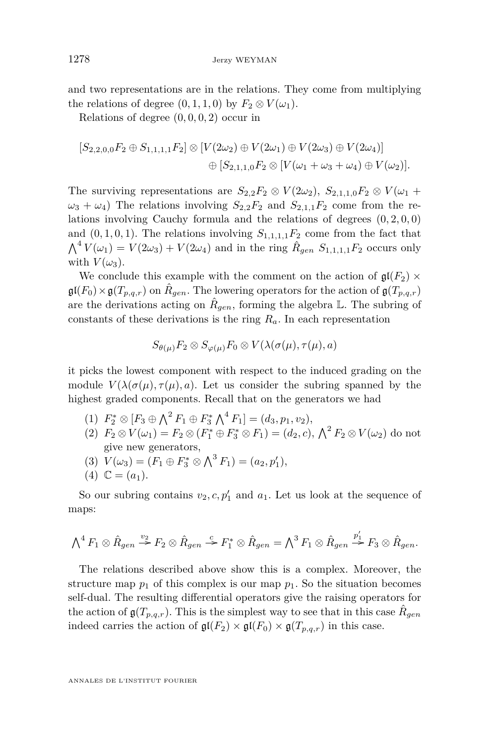and two representations are in the relations. They come from multiplying the relations of degree $(0,1,1,0)$ by $F_2 \otimes V(\omega_1)$.

Relations of degree $(0,0,0,2)$ occur in

$$[S_{2,2,0,0}F_2 \oplus S_{1,1,1,1}F_2] \otimes [V(2\omega_2) \oplus V(2\omega_1) \oplus V(2\omega_3) \oplus V(2\omega_4)] \\ \oplus [S_{2,1,1,0}F_2 \otimes [V(\omega_1+\omega_3+\omega_4) \oplus V(\omega_2)].$$

The surviving representations are $S_{2,2}F_2 \otimes V(2\omega_2)$, $S_{2,1,1,0}F_2 \otimes V(\omega_1 + \omega_3 + \omega_4)$ The relations involving $S_{2,2}F_2$ and $S_{2,1,1}F_2$ come from the relations involving Cauchy formula and the relations of degrees $(0,2,0,0)$ and $(0,1,0,1)$. The relations involving $S_{1,1,1,1}F_2$ come from the fact that $\bigwedge^4 V(\omega_1) = V(2\omega_3) + V(2\omega_4)$ and in the ring $\hat{R}_{gen}$ $S_{1,1,1,1}F_2$ occurs only with $V(\omega_3)$.

We conclude this example with the comment on the action of $\mathfrak{gl}(F_2) \times \mathfrak{gl}(F_0) \times \mathfrak{g}(T_{p,q,r})$ on $\hat{R}_{gen}$. The lowering operators for the action of $\mathfrak{g}(T_{p,q,r})$ are the derivations acting on $\hat{R}_{gen}$, forming the algebra $\mathbb{L}$. The subring of constants of these derivations is the ring $R_a$. In each representation

$$S_{\theta(\mu)}F_2 \otimes S_{\varphi(\mu)}F_0 \otimes V(\lambda(\sigma(\mu), \tau(\mu), a)$$

it picks the lowest component with respect to the induced grading on the module $V(\lambda(\sigma(\mu), \tau(\mu), a)$. Let us consider the subring spanned by the highest graded components. Recall that on the generators we had

(1) $F_2^* \otimes [F_3 \oplus \bigwedge^2 F_1 \oplus F_3^* \bigwedge^4 F_1] = (d_3, p_1, v_2)$,
(2) $F_2 \otimes V(\omega_1) = F_2 \otimes (F_1^* \oplus F_3^* \otimes F_1) = (d_2, c)$, $\bigwedge^2 F_2 \otimes V(\omega_2)$ do not give new generators,
(3) $V(\omega_3) = (F_1 \oplus F_3^* \otimes \bigwedge^3 F_1) = (a_2, p_1')$,
(4) $\mathbb{C} = (a_1)$.

So our subring contains $v_2, c, p_1'$ and $a_1$. Let us look at the sequence of maps:

$$\bigwedge^4 F_1 \otimes \hat{R}_{gen} \xrightarrow{v_2} F_2 \otimes \hat{R}_{gen} \xrightarrow{c} F_1^* \otimes \hat{R}_{gen} = \bigwedge^3 F_1 \otimes \hat{R}_{gen} \xrightarrow{p_1'} F_3 \otimes \hat{R}_{gen}.$$

The relations described above show this is a complex. Moreover, the structure map $p_1$ of this complex is our map $p_1$. So the situation becomes self-dual. The resulting differential operators give the raising operators for the action of $\mathfrak{g}(T_{p,q,r})$. This is the simplest way to see that in this case $\hat{R}_{gen}$ indeed carries the action of $\mathfrak{gl}(F_2) \times \mathfrak{gl}(F_0) \times \mathfrak{g}(T_{p,q,r})$ in this case.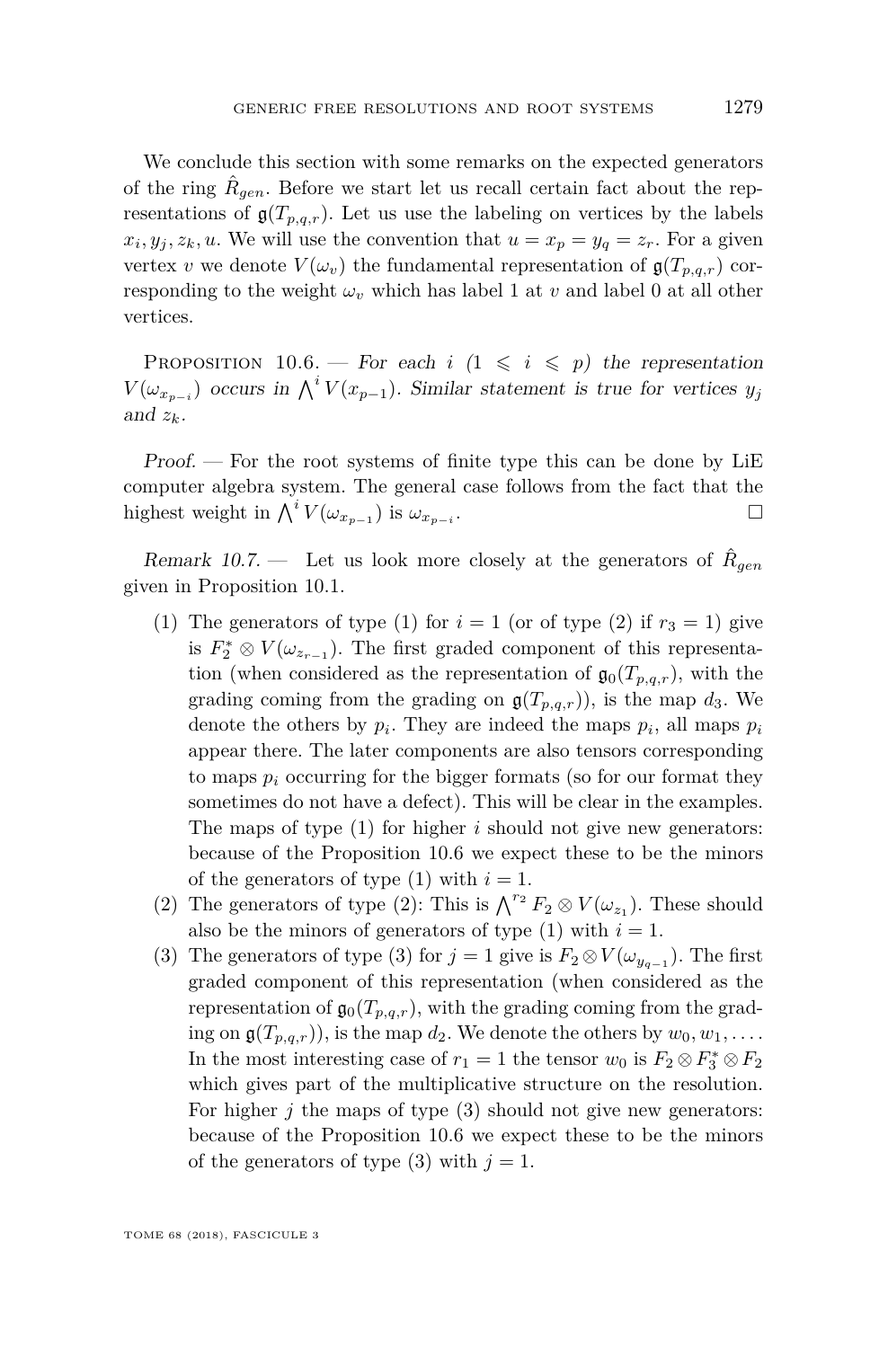We conclude this section with some remarks on the expected generators of the ring $\hat{R}_{gen}$. Before we start let us recall certain fact about the representations of $\mathfrak{g}(T_{p,q,r})$. Let us use the labeling on vertices by the labels $x_i, y_j, z_k, u$. We will use the convention that $u = x_p = y_q = z_r$. For a given vertex $v$ we denote $V(\omega_v)$ the fundamental representation of $\mathfrak{g}(T_{p,q,r})$ corresponding to the weight $\omega_v$ which has label 1 at $v$ and label 0 at all other vertices.

Proposition 10.6. — *For each $i$ ($1 \leqslant i \leqslant p$) the representation $V(\omega_{x_{p-i}})$ occurs in $\bigwedge^i V(x_{p-1})$. Similar statement is true for vertices $y_j$ and $z_k$.*

*Proof.* — For the root systems of finite type this can be done by LiE computer algebra system. The general case follows from the fact that the highest weight in $\bigwedge^i V(\omega_{x_{p-1}})$ is $\omega_{x_{p-i}}$. □

*Remark 10.7.* — Let us look more closely at the generators of $\hat{R}_{gen}$ given in Proposition 10.1.

1. The generators of type (1) for $i = 1$ (or of type (2) if $r_3 = 1$) give is $F_2^* \otimes V(\omega_{z_{r-1}})$. The first graded component of this representation (when considered as the representation of $\mathfrak{g}_0(T_{p,q,r})$, with the grading coming from the grading on $\mathfrak{g}(T_{p,q,r})$), is the map $d_3$. We denote the others by $p_i$. They are indeed the maps $p_i$, all maps $p_i$ appear there. The later components are also tensors corresponding to maps $p_i$ occurring for the bigger formats (so for our format they sometimes do not have a defect). This will be clear in the examples. The maps of type (1) for higher $i$ should not give new generators: because of the Proposition 10.6 we expect these to be the minors of the generators of type (1) with $i = 1$.
2. The generators of type (2): This is $\bigwedge^{r_2} F_2 \otimes V(\omega_{z_1})$. These should also be the minors of generators of type (1) with $i = 1$.
3. The generators of type (3) for $j = 1$ give is $F_2 \otimes V(\omega_{y_{q-1}})$. The first graded component of this representation (when considered as the representation of $\mathfrak{g}_0(T_{p,q,r})$, with the grading coming from the grading on $\mathfrak{g}(T_{p,q,r})$), is the map $d_2$. We denote the others by $w_0, w_1, \ldots$. In the most interesting case of $r_1 = 1$ the tensor $w_0$ is $F_2 \otimes F_3^* \otimes F_2$ which gives part of the multiplicative structure on the resolution. For higher $j$ the maps of type (3) should not give new generators: because of the Proposition 10.6 we expect these to be the minors of the generators of type (3) with $j = 1$.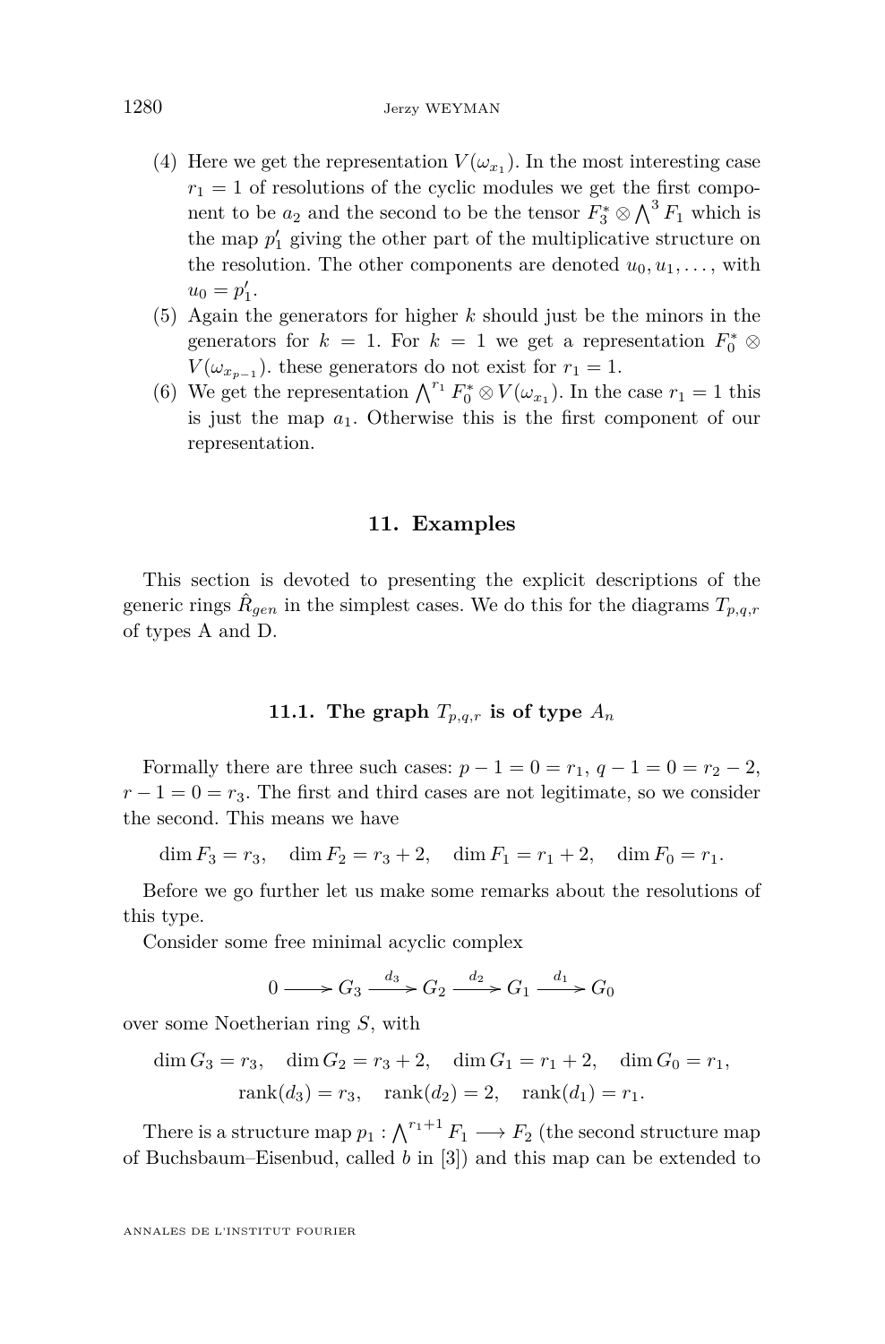(4) Here we get the representation $V(\omega_{x_1})$. In the most interesting case $r_1 = 1$ of resolutions of the cyclic modules we get the first component to be $a_2$ and the second to be the tensor $F_3^* \otimes \bigwedge^3 F_1$ which is the map $p_1'$ giving the other part of the multiplicative structure on the resolution. The other components are denoted $u_0, u_1, \ldots$, with $u_0 = p_1'$.

(5) Again the generators for higher $k$ should just be the minors in the generators for $k = 1$. For $k = 1$ we get a representation $F_0^* \otimes V(\omega_{x_{p-1}})$. these generators do not exist for $r_1 = 1$.

(6) We get the representation $\bigwedge^{r_1} F_0^* \otimes V(\omega_{x_1})$. In the case $r_1 = 1$ this is just the map $a_1$. Otherwise this is the first component of our representation.

## 11. Examples

This section is devoted to presenting the explicit descriptions of the generic rings $\hat{R}_{gen}$ in the simplest cases. We do this for the diagrams $T_{p,q,r}$ of types A and D.

### 11.1. The graph $T_{p,q,r}$ is of type $A_n$

Formally there are three such cases: $p - 1 = 0 = r_1$, $q - 1 = 0 = r_2 - 2$, $r - 1 = 0 = r_3$. The first and third cases are not legitimate, so we consider the second. This means we have

$$\dim F_3 = r_3, \quad \dim F_2 = r_3 + 2, \quad \dim F_1 = r_1 + 2, \quad \dim F_0 = r_1.$$

Before we go further let us make some remarks about the resolutions of this type.

Consider some free minimal acyclic complex

$$0 \longrightarrow G_3 \xrightarrow{d_3} G_2 \xrightarrow{d_2} G_1 \xrightarrow{d_1} G_0$$

over some Noetherian ring $S$, with

$$\dim G_3 = r_3, \quad \dim G_2 = r_3 + 2, \quad \dim G_1 = r_1 + 2, \quad \dim G_0 = r_1,$$
$$\operatorname{rank}(d_3) = r_3, \quad \operatorname{rank}(d_2) = 2, \quad \operatorname{rank}(d_1) = r_1.$$

There is a structure map $p_1 : \bigwedge^{r_1+1} F_1 \longrightarrow F_2$ (the second structure map of Buchsbaum–Eisenbud, called $b$ in [3]) and this map can be extended to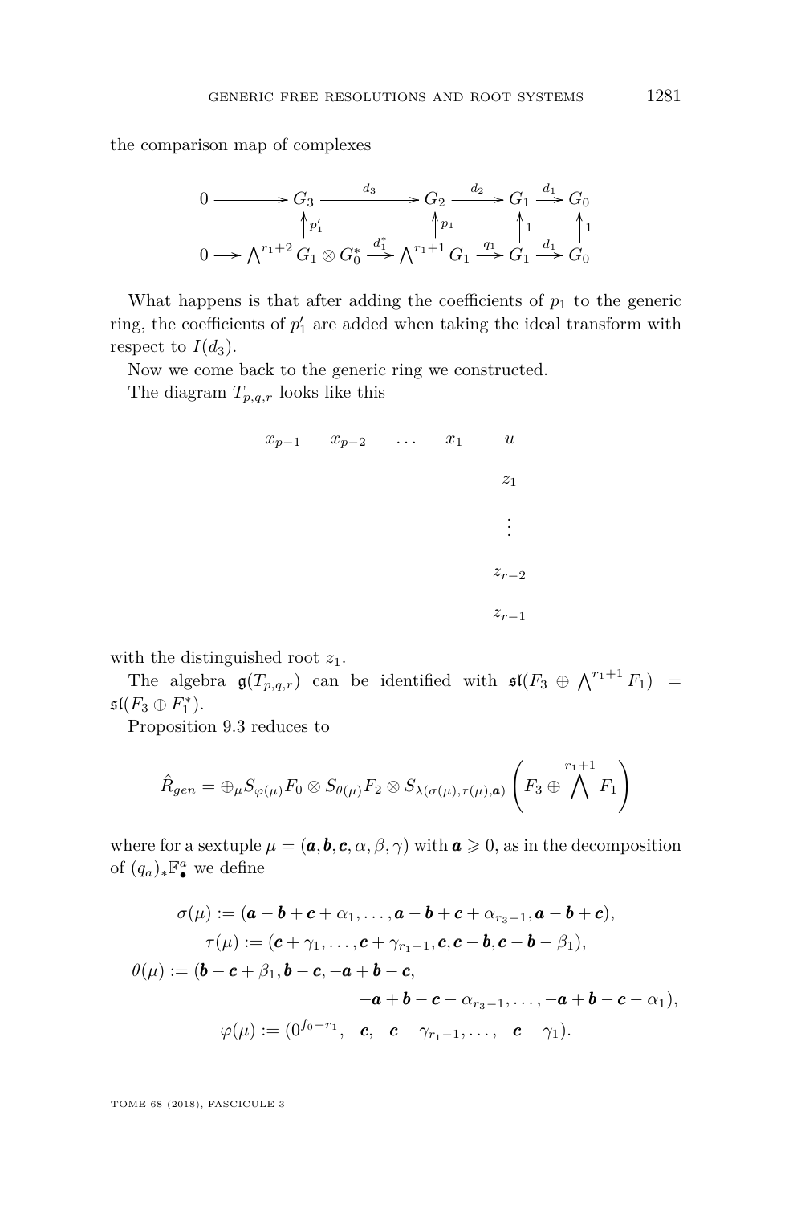the comparison map of complexes

$$
\begin{array}{ccccccc}
0 \longrightarrow & G_3 & \xrightarrow{d_3} & G_2 & \xrightarrow{d_2} & G_1 & \xrightarrow{d_1} G_0 \\
& \uparrow{\scriptstyle p_1'} & & \uparrow{\scriptstyle p_1} & & \uparrow{\scriptstyle 1} & \quad \uparrow{\scriptstyle 1} \\
0 \longrightarrow & \bigwedge^{r_1+2} G_1 \otimes G_0^* & \xrightarrow{d_1^*} & \bigwedge^{r_1+1} G_1 & \xrightarrow{q_1} & G_1 & \xrightarrow{d_1} G_0
\end{array}
$$

What happens is that after adding the coefficients of $p_1$ to the generic ring, the coefficients of $p_1'$ are added when taking the ideal transform with respect to $I(d_3)$.

Now we come back to the generic ring we constructed.

The diagram $T_{p,q,r}$ looks like this

$$
\begin{array}{ccccccc}
x_{p-1} & — & x_{p-2} & — \ldots — & x_1 & — & u \\
& & & & & & | \\
& & & & & & z_1 \\
& & & & & & | \\
& & & & & & \vdots \\
& & & & & & | \\
& & & & & & z_{r-2} \\
& & & & & & | \\
& & & & & & z_{r-1}
\end{array}
$$

with the distinguished root $z_1$.

The algebra $\mathfrak{g}(T_{p,q,r})$ can be identified with $\mathfrak{sl}(F_3 \oplus \bigwedge^{r_1+1} F_1) = \mathfrak{sl}(F_3 \oplus F_1^*)$.

Proposition 9.3 reduces to

$$\hat{R}_{gen} = \oplus_\mu S_{\varphi(\mu)} F_0 \otimes S_{\theta(\mu)} F_2 \otimes S_{\lambda(\sigma(\mu),\tau(\mu),\boldsymbol{a})} \left( F_3 \oplus \bigwedge^{r_1+1} F_1 \right)$$

where for a sextuple $\mu = (\boldsymbol{a}, \boldsymbol{b}, \boldsymbol{c}, \alpha, \beta, \gamma)$ with $\boldsymbol{a} \geqslant 0$, as in the decomposition of $(q_a)_* \mathbb{F}^a_\bullet$ we define

$$
\begin{aligned}
\sigma(\mu) &:= (\boldsymbol{a} - \boldsymbol{b} + \boldsymbol{c} + \alpha_1, \ldots, \boldsymbol{a} - \boldsymbol{b} + \boldsymbol{c} + \alpha_{r_3-1}, \boldsymbol{a} - \boldsymbol{b} + \boldsymbol{c}), \\
\tau(\mu) &:= (\boldsymbol{c} + \gamma_1, \ldots, \boldsymbol{c} + \gamma_{r_1-1}, \boldsymbol{c}, \boldsymbol{c} - \boldsymbol{b}, \boldsymbol{c} - \boldsymbol{b} - \beta_1), \\
\theta(\mu) &:= (\boldsymbol{b} - \boldsymbol{c} + \beta_1, \boldsymbol{b} - \boldsymbol{c}, -\boldsymbol{a} + \boldsymbol{b} - \boldsymbol{c}, \\
&\qquad -\boldsymbol{a} + \boldsymbol{b} - \boldsymbol{c} - \alpha_{r_3-1}, \ldots, -\boldsymbol{a} + \boldsymbol{b} - \boldsymbol{c} - \alpha_1), \\
\varphi(\mu) &:= (0^{f_0 - r_1}, -\boldsymbol{c}, -\boldsymbol{c} - \gamma_{r_1-1}, \ldots, -\boldsymbol{c} - \gamma_1).
\end{aligned}
$$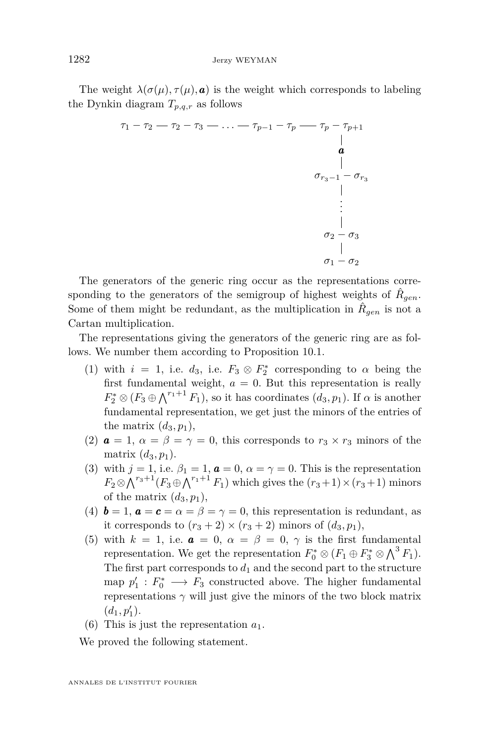The weight $\lambda(\sigma(\mu), \tau(\mu), \boldsymbol{a})$ is the weight which corresponds to labeling the Dynkin diagram $T_{p,q,r}$ as follows

$$
\begin{array}{c}
\tau_1 - \tau_2 — \tau_2 - \tau_3 — \ldots — \tau_{p-1} - \tau_p —— \tau_p - \tau_{p+1} \\
\hspace{18em} | \\
\hspace{18em} \boldsymbol{a} \\
\hspace{18em} | \\
\hspace{18em} \sigma_{r_3-1} - \sigma_{r_3} \\
\hspace{18em} | \\
\hspace{18em} \vdots \\
\hspace{18em} | \\
\hspace{18em} \sigma_2 - \sigma_3 \\
\hspace{18em} | \\
\hspace{18em} \sigma_1 - \sigma_2
\end{array}
$$

The generators of the generic ring occur as the representations corresponding to the generators of the semigroup of highest weights of $\hat{R}_{gen}$. Some of them might be redundant, as the multiplication in $\hat{R}_{gen}$ is not a Cartan multiplication.

The representations giving the generators of the generic ring are as follows. We number them according to Proposition 10.1.

1. with $i = 1$, i.e. $d_3$, i.e. $F_3 \otimes F_2^*$ corresponding to $\alpha$ being the first fundamental weight, $a = 0$. But this representation is really $F_2^* \otimes (F_3 \oplus \bigwedge^{r_1+1} F_1)$, so it has coordinates $(d_3, p_1)$. If $\alpha$ is another fundamental representation, we get just the minors of the entries of the matrix $(d_3, p_1)$,
2. $\boldsymbol{a} = 1$, $\alpha = \beta = \gamma = 0$, this corresponds to $r_3 \times r_3$ minors of the matrix $(d_3, p_1)$.
3. with $j = 1$, i.e. $\beta_1 = 1$, $\boldsymbol{a} = 0$, $\alpha = \gamma = 0$. This is the representation $F_2 \otimes \bigwedge^{r_3+1}(F_3 \oplus \bigwedge^{r_1+1} F_1)$ which gives the $(r_3+1) \times (r_3+1)$ minors of the matrix $(d_3, p_1)$,
4. $\boldsymbol{b} = 1$, $\boldsymbol{a} = \boldsymbol{c} = \alpha = \beta = \gamma = 0$, this representation is redundant, as it corresponds to $(r_3+2) \times (r_3+2)$ minors of $(d_3, p_1)$,
5. with $k = 1$, i.e. $\boldsymbol{a} = 0$, $\alpha = \beta = 0$, $\gamma$ is the first fundamental representation. We get the representation $F_0^* \otimes (F_1 \oplus F_3^* \otimes \bigwedge^3 F_1)$. The first part corresponds to $d_1$ and the second part to the structure map $p_1' : F_0^* \longrightarrow F_3$ constructed above. The higher fundamental representations $\gamma$ will just give the minors of the two block matrix $(d_1, p_1')$.
6. This is just the representation $a_1$.

We proved the following statement.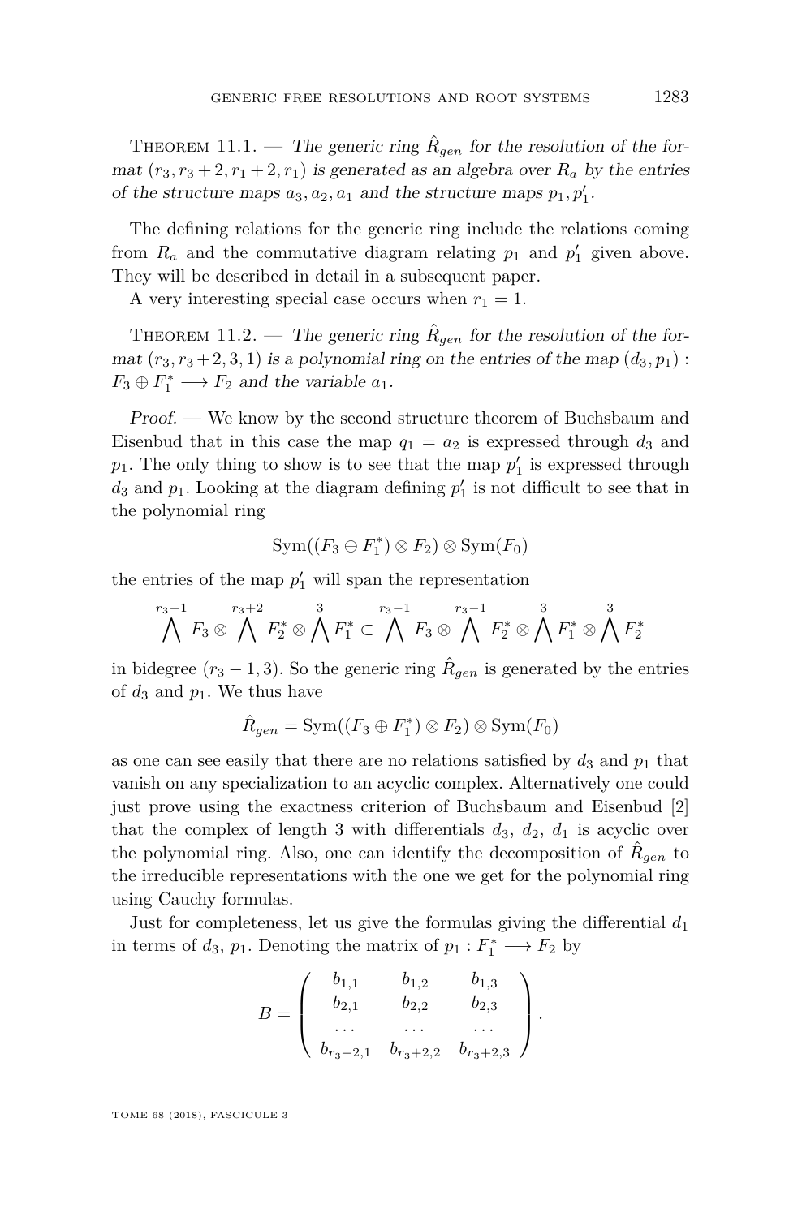Theorem 11.1. — *The generic ring $\hat{R}_{gen}$ for the resolution of the format $(r_3, r_3+2, r_1+2, r_1)$ is generated as an algebra over $R_a$ by the entries of the structure maps $a_3, a_2, a_1$ and the structure maps $p_1, p'_1$.*

The defining relations for the generic ring include the relations coming from $R_a$ and the commutative diagram relating $p_1$ and $p'_1$ given above. They will be described in detail in a subsequent paper.

A very interesting special case occurs when $r_1 = 1$.

Theorem 11.2. — *The generic ring $\hat{R}_{gen}$ for the resolution of the format $(r_3, r_3+2, 3, 1)$ is a polynomial ring on the entries of the map $(d_3, p_1) : F_3 \oplus F_1^* \longrightarrow F_2$ and the variable $a_1$.*

*Proof.* — We know by the second structure theorem of Buchsbaum and Eisenbud that in this case the map $q_1 = a_2$ is expressed through $d_3$ and $p_1$. The only thing to show is to see that the map $p'_1$ is expressed through $d_3$ and $p_1$. Looking at the diagram defining $p'_1$ is not difficult to see that in the polynomial ring

$$\mathrm{Sym}((F_3 \oplus F_1^*) \otimes F_2) \otimes \mathrm{Sym}(F_0)$$

the entries of the map $p'_1$ will span the representation

$$\bigwedge^{r_3-1} F_3 \otimes \bigwedge^{r_3+2} F_2^* \otimes \bigwedge^3 F_1^* \subset \bigwedge^{r_3-1} F_3 \otimes \bigwedge^{r_3-1} F_2^* \otimes \bigwedge^3 F_1^* \otimes \bigwedge^3 F_2^*$$

in bidegree $(r_3 - 1, 3)$. So the generic ring $\hat{R}_{gen}$ is generated by the entries of $d_3$ and $p_1$. We thus have

$$\hat{R}_{gen} = \mathrm{Sym}((F_3 \oplus F_1^*) \otimes F_2) \otimes \mathrm{Sym}(F_0)$$

as one can see easily that there are no relations satisfied by $d_3$ and $p_1$ that vanish on any specialization to an acyclic complex. Alternatively one could just prove using the exactness criterion of Buchsbaum and Eisenbud [2] that the complex of length 3 with differentials $d_3$, $d_2$, $d_1$ is acyclic over the polynomial ring. Also, one can identify the decomposition of $\hat{R}_{gen}$ to the irreducible representations with the one we get for the polynomial ring using Cauchy formulas.

Just for completeness, let us give the formulas giving the differential $d_1$ in terms of $d_3$, $p_1$. Denoting the matrix of $p_1 : F_1^* \longrightarrow F_2$ by

$$B = \begin{pmatrix} b_{1,1} & b_{1,2} & b_{1,3} \\ b_{2,1} & b_{2,2} & b_{2,3} \\ \dots & \dots & \dots \\ b_{r_3+2,1} & b_{r_3+2,2} & b_{r_3+2,3} \end{pmatrix}.$$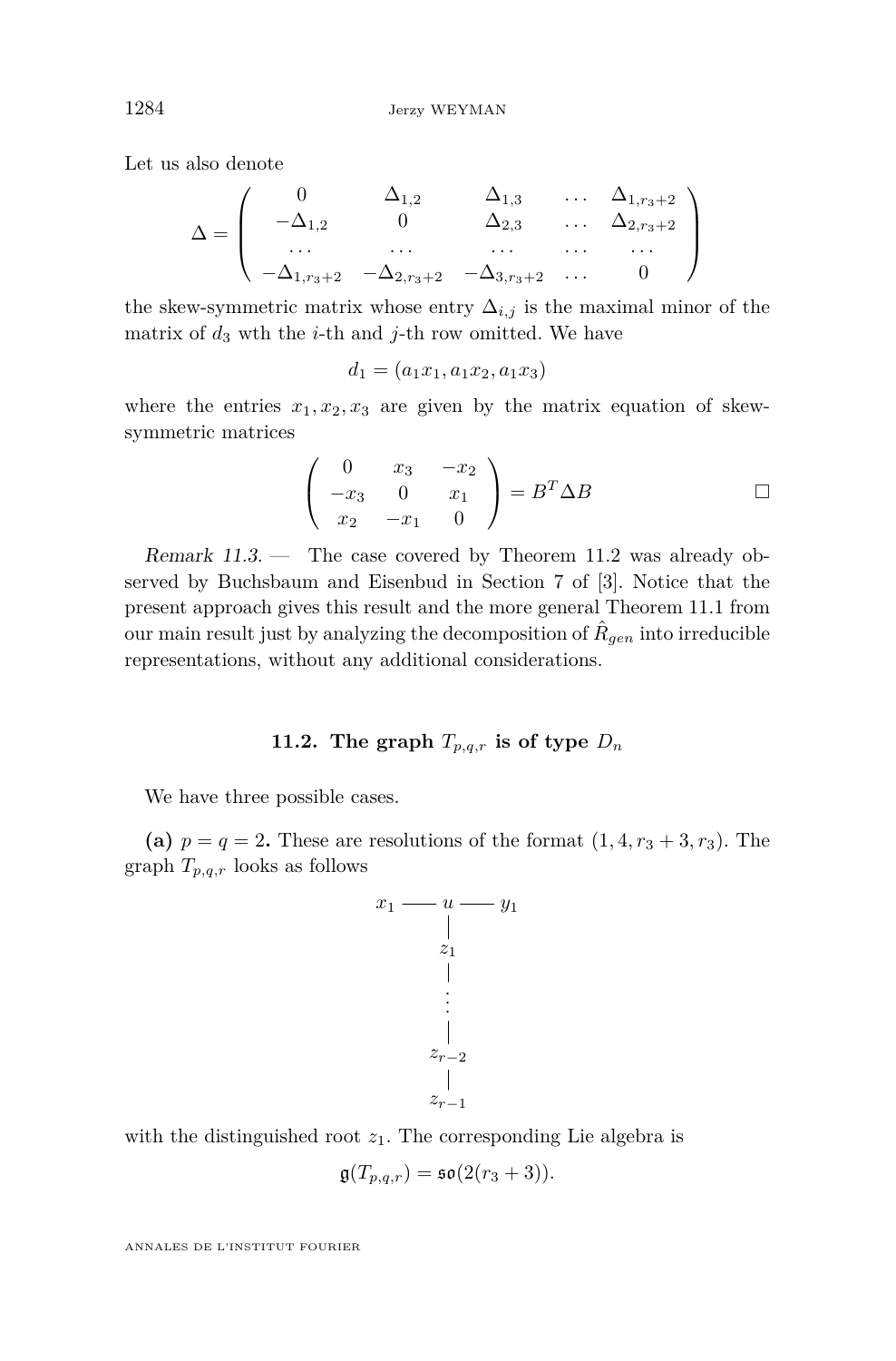Let us also denote

$$\Delta = \begin{pmatrix} 0 & \Delta_{1,2} & \Delta_{1,3} & \dots & \Delta_{1,r_3+2} \\ -\Delta_{1,2} & 0 & \Delta_{2,3} & \dots & \Delta_{2,r_3+2} \\ \dots & \dots & \dots & \dots & \dots \\ -\Delta_{1,r_3+2} & -\Delta_{2,r_3+2} & -\Delta_{3,r_3+2} & \dots & 0 \end{pmatrix}$$

the skew-symmetric matrix whose entry $\Delta_{i,j}$ is the maximal minor of the matrix of $d_3$ wth the $i$-th and $j$-th row omitted. We have

$$d_1 = (a_1x_1, a_1x_2, a_1x_3)$$

where the entries $x_1, x_2, x_3$ are given by the matrix equation of skew-symmetric matrices

$$\begin{pmatrix} 0 & x_3 & -x_2 \\ -x_3 & 0 & x_1 \\ x_2 & -x_1 & 0 \end{pmatrix} = B^T \Delta B \qquad \square$$

*Remark 11.3.* — The case covered by Theorem 11.2 was already observed by Buchsbaum and Eisenbud in Section 7 of [3]. Notice that the present approach gives this result and the more general Theorem 11.1 from our main result just by analyzing the decomposition of $\hat{R}_{gen}$ into irreducible representations, without any additional considerations.

### 11.2. The graph $T_{p,q,r}$ is of type $D_n$

We have three possible cases.

**(a)** $p = q = 2$**.** These are resolutions of the format $(1, 4, r_3 + 3, r_3)$. The graph $T_{p,q,r}$ looks as follows

$$\begin{array}{ccccc} x_1 & — & u & — & y_1 \\ & & | & & \\ & & z_1 & & \\ & & | & & \\ & & \vdots & & \\ & & | & & \\ & & z_{r-2} & & \\ & & | & & \\ & & z_{r-1} & & \end{array}$$

with the distinguished root $z_1$. The corresponding Lie algebra is

$$\mathfrak{g}(T_{p,q,r}) = \mathfrak{so}(2(r_3 + 3)).$$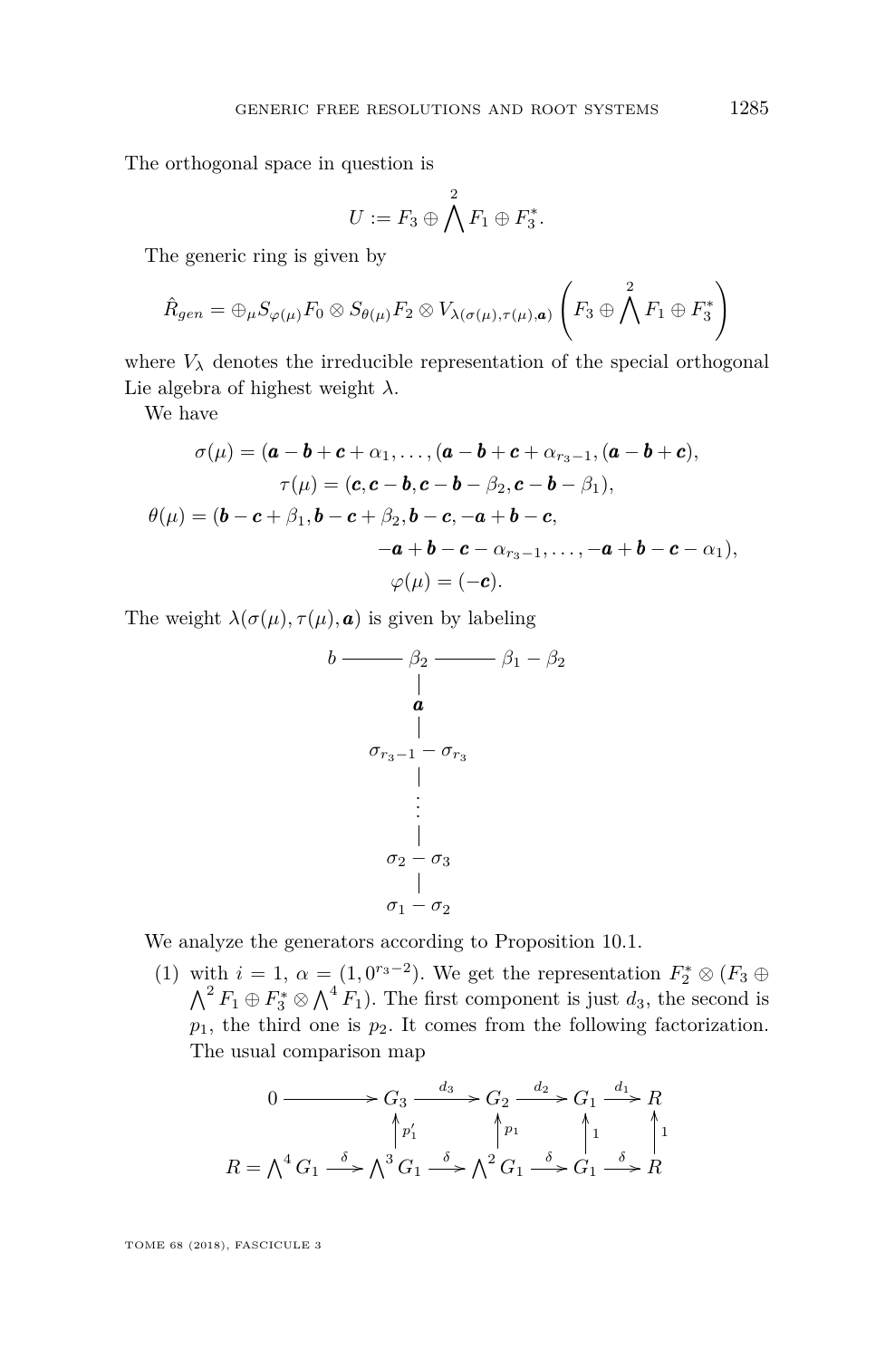The orthogonal space in question is

$$U := F_3 \oplus \bigwedge^2 F_1 \oplus F_3^*.$$

The generic ring is given by

$$\hat{R}_{gen} = \oplus_\mu S_{\varphi(\mu)} F_0 \otimes S_{\theta(\mu)} F_2 \otimes V_{\lambda(\sigma(\mu),\tau(\mu),\boldsymbol{a})}\left(F_3 \oplus \bigwedge^2 F_1 \oplus F_3^*\right)$$

where $V_\lambda$ denotes the irreducible representation of the special orthogonal Lie algebra of highest weight $\lambda$.

We have

$$\sigma(\mu) = (\boldsymbol{a} - \boldsymbol{b} + \boldsymbol{c} + \alpha_1, \ldots, (\boldsymbol{a} - \boldsymbol{b} + \boldsymbol{c} + \alpha_{r_3-1}, (\boldsymbol{a} - \boldsymbol{b} + \boldsymbol{c}),$$

$$\tau(\mu) = (\boldsymbol{c}, \boldsymbol{c} - \boldsymbol{b}, \boldsymbol{c} - \boldsymbol{b} - \beta_2, \boldsymbol{c} - \boldsymbol{b} - \beta_1),$$

$$\theta(\mu) = (\boldsymbol{b} - \boldsymbol{c} + \beta_1, \boldsymbol{b} - \boldsymbol{c} + \beta_2, \boldsymbol{b} - \boldsymbol{c}, -\boldsymbol{a} + \boldsymbol{b} - \boldsymbol{c}, -\boldsymbol{a} + \boldsymbol{b} - \boldsymbol{c} - \alpha_{r_3-1}, \ldots, -\boldsymbol{a} + \boldsymbol{b} - \boldsymbol{c} - \alpha_1),$$

$$\varphi(\mu) = (-\boldsymbol{c}).$$

The weight $\lambda(\sigma(\mu), \tau(\mu), \boldsymbol{a})$ is given by labeling

$$\begin{array}{ccccc} b & \text{———} & \beta_2 & \text{———} & \beta_1 - \beta_2 \\ & & | & & \\ & & \boldsymbol{a} & & \\ & & | & & \\ & & \sigma_{r_3-1} - \sigma_{r_3} & & \\ & & | & & \\ & & \vdots & & \\ & & | & & \\ & & \sigma_2 - \sigma_3 & & \\ & & | & & \\ & & \sigma_1 - \sigma_2 & & \end{array}$$

We analyze the generators according to Proposition 10.1.

(1) with $i = 1$, $\alpha = (1, 0^{r_3-2})$. We get the representation $F_2^* \otimes (F_3 \oplus \bigwedge^2 F_1 \oplus F_3^* \otimes \bigwedge^4 F_1)$. The first component is just $d_3$, the second is $p_1$, the third one is $p_2$. It comes from the following factorization. The usual comparison map

$$\begin{array}{ccccccccc} 0 & \longrightarrow & G_3 & \xrightarrow{d_3} & G_2 & \xrightarrow{d_2} & G_1 & \xrightarrow{d_1} & R \\ & & \uparrow{\scriptstyle p_1'} & & \uparrow{\scriptstyle p_1} & & \uparrow{\scriptstyle 1} & & \uparrow{\scriptstyle 1} \\ R = \bigwedge^4 G_1 & \xrightarrow{\delta} & \bigwedge^3 G_1 & \xrightarrow{\delta} & \bigwedge^2 G_1 & \xrightarrow{\delta} & G_1 & \xrightarrow{\delta} & R \end{array}$$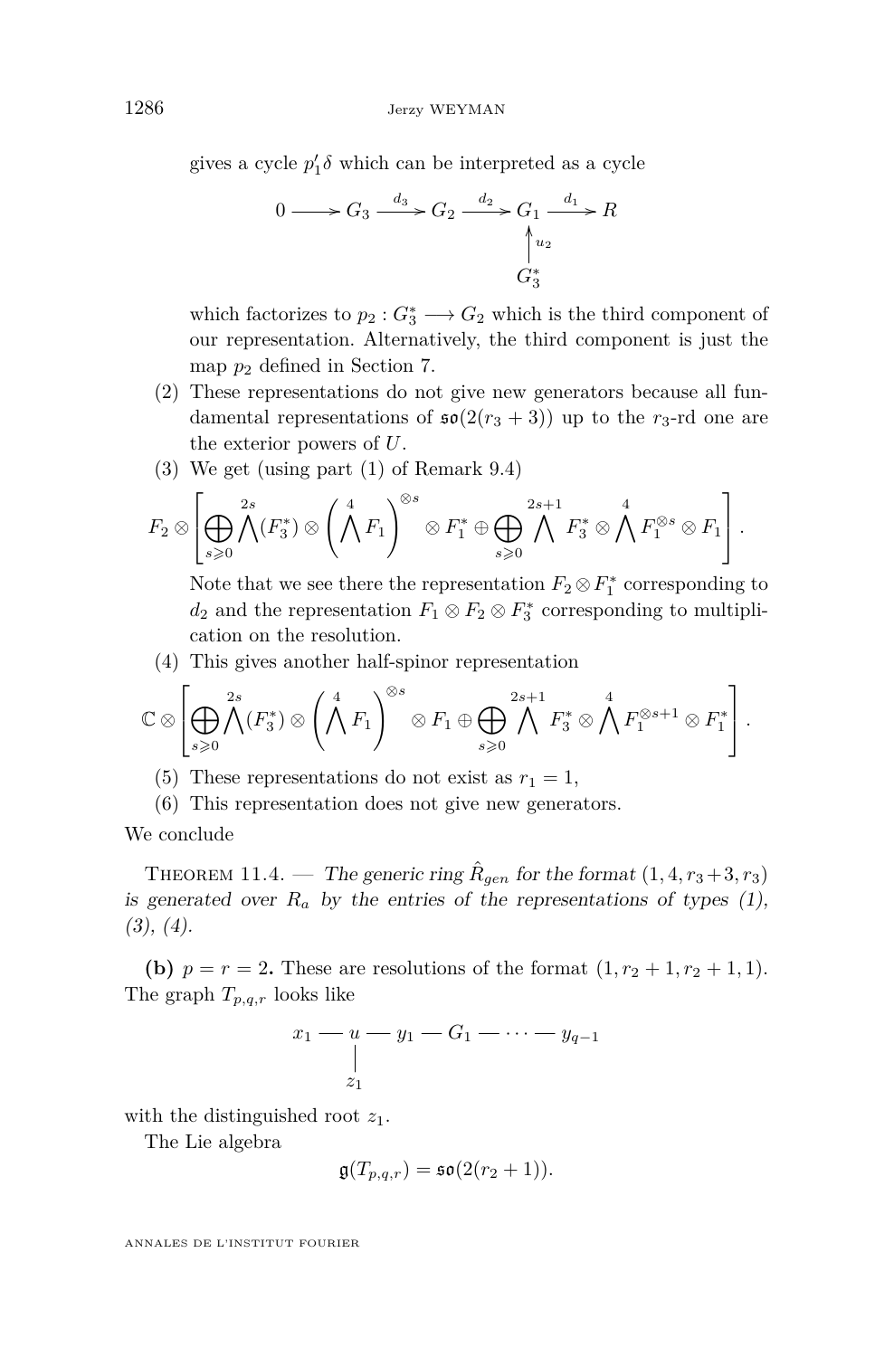gives a cycle $p_1'\delta$ which can be interpreted as a cycle

$$\begin{array}{ccccccccc} 0 & \longrightarrow & G_3 & \xrightarrow{d_3} & G_2 & \xrightarrow{d_2} & G_1 & \xrightarrow{d_1} & R \\ & & & & & & \uparrow{\scriptstyle u_2} & & \\ & & & & & & G_3^* & & \end{array}$$

which factorizes to $p_2 : G_3^* \longrightarrow G_2$ which is the third component of our representation. Alternatively, the third component is just the map $p_2$ defined in Section 7.

(2) These representations do not give new generators because all fundamental representations of $\mathfrak{so}(2(r_3+3))$ up to the $r_3$-rd one are the exterior powers of $U$.

(3) We get (using part (1) of Remark 9.4)

$$F_2 \otimes \left[ \bigoplus_{s\geqslant 0} \bigwedge^{2s}(F_3^*) \otimes \left(\bigwedge^4 F_1\right)^{\otimes s} \otimes F_1^* \oplus \bigoplus_{s\geqslant 0} \bigwedge^{2s+1} F_3^* \otimes \bigwedge^4 F_1^{\otimes s} \otimes F_1 \right].$$

Note that we see there the representation $F_2 \otimes F_1^*$ corresponding to $d_2$ and the representation $F_1 \otimes F_2 \otimes F_3^*$ corresponding to multiplication on the resolution.

(4) This gives another half-spinor representation

$$\mathbb{C} \otimes \left[ \bigoplus_{s\geqslant 0} \bigwedge^{2s}(F_3^*) \otimes \left(\bigwedge^4 F_1\right)^{\otimes s} \otimes F_1 \oplus \bigoplus_{s\geqslant 0} \bigwedge^{2s+1} F_3^* \otimes \bigwedge^4 F_1^{\otimes s+1} \otimes F_1^* \right].$$

(5) These representations do not exist as $r_1 = 1$,

(6) This representation does not give new generators.

We conclude

Theorem 11.4. — *The generic ring $\hat{R}_{gen}$ for the format $(1, 4, r_3+3, r_3)$ is generated over $R_a$ by the entries of the representations of types (1), (3), (4).*

**(b)** $p = r = 2$**.** These are resolutions of the format $(1, r_2+1, r_2+1, 1)$. The graph $T_{p,q,r}$ looks like

$$\begin{array}{ccccccccccc} x_1 & — & u & — & y_1 & — & G_1 & — & \cdots & — & y_{q-1} \\ & & | & & & & & & & & \\ & & z_1 & & & & & & & & \end{array}$$

with the distinguished root $z_1$.

The Lie algebra

$$\mathfrak{g}(T_{p,q,r}) = \mathfrak{so}(2(r_2+1)).$$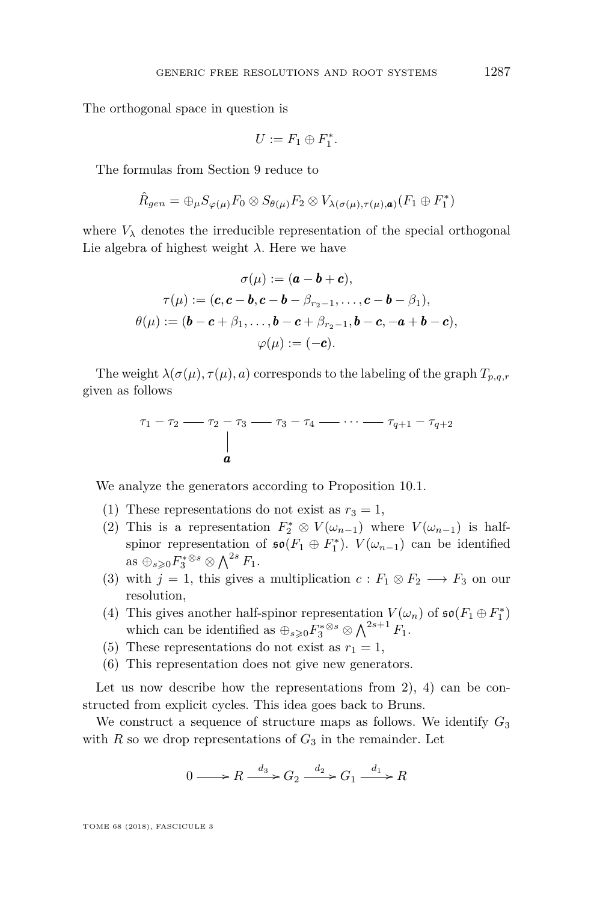The orthogonal space in question is

$$U := F_1 \oplus F_1^*.$$

The formulas from Section 9 reduce to

$$\hat{R}_{gen} = \oplus_\mu S_{\varphi(\mu)} F_0 \otimes S_{\theta(\mu)} F_2 \otimes V_{\lambda(\sigma(\mu),\tau(\mu),\boldsymbol{a})}(F_1 \oplus F_1^*)$$

where $V_\lambda$ denotes the irreducible representation of the special orthogonal Lie algebra of highest weight $\lambda$. Here we have

$$\sigma(\mu) := (\boldsymbol{a} - \boldsymbol{b} + \boldsymbol{c}),$$
$$\tau(\mu) := (\boldsymbol{c}, \boldsymbol{c} - \boldsymbol{b}, \boldsymbol{c} - \boldsymbol{b} - \beta_{r_2-1}, \ldots, \boldsymbol{c} - \boldsymbol{b} - \beta_1),$$
$$\theta(\mu) := (\boldsymbol{b} - \boldsymbol{c} + \beta_1, \ldots, \boldsymbol{b} - \boldsymbol{c} + \beta_{r_2-1}, \boldsymbol{b} - \boldsymbol{c}, -\boldsymbol{a} + \boldsymbol{b} - \boldsymbol{c}),$$
$$\varphi(\mu) := (-\boldsymbol{c}).$$

The weight $\lambda(\sigma(\mu), \tau(\mu), a)$ corresponds to the labeling of the graph $T_{p,q,r}$ given as follows

$$\begin{array}{ccccccccc} \tau_1 - \tau_2 & \text{---} & \tau_2 - \tau_3 & \text{---} & \tau_3 - \tau_4 & \text{---} & \cdots & \text{---} & \tau_{q+1} - \tau_{q+2} \\ & & | & & & & & & \\ & & \boldsymbol{a} & & & & & & \end{array}$$

We analyze the generators according to Proposition 10.1.

(1) These representations do not exist as $r_3 = 1$,
(2) This is a representation $F_2^* \otimes V(\omega_{n-1})$ where $V(\omega_{n-1})$ is half-spinor representation of $\mathfrak{so}(F_1 \oplus F_1^*)$. $V(\omega_{n-1})$ can be identified as $\oplus_{s \geqslant 0} F_3^{*\otimes s} \otimes \bigwedge^{2s} F_1$.
(3) with $j = 1$, this gives a multiplication $c : F_1 \otimes F_2 \longrightarrow F_3$ on our resolution,
(4) This gives another half-spinor representation $V(\omega_n)$ of $\mathfrak{so}(F_1 \oplus F_1^*)$ which can be identified as $\oplus_{s \geqslant 0} F_3^{*\otimes s} \otimes \bigwedge^{2s+1} F_1$.
(5) These representations do not exist as $r_1 = 1$,
(6) This representation does not give new generators.

Let us now describe how the representations from 2), 4) can be constructed from explicit cycles. This idea goes back to Bruns.

We construct a sequence of structure maps as follows. We identify $G_3$ with $R$ so we drop representations of $G_3$ in the remainder. Let

$$0 \longrightarrow R \xrightarrow{d_3} G_2 \xrightarrow{d_2} G_1 \xrightarrow{d_1} R$$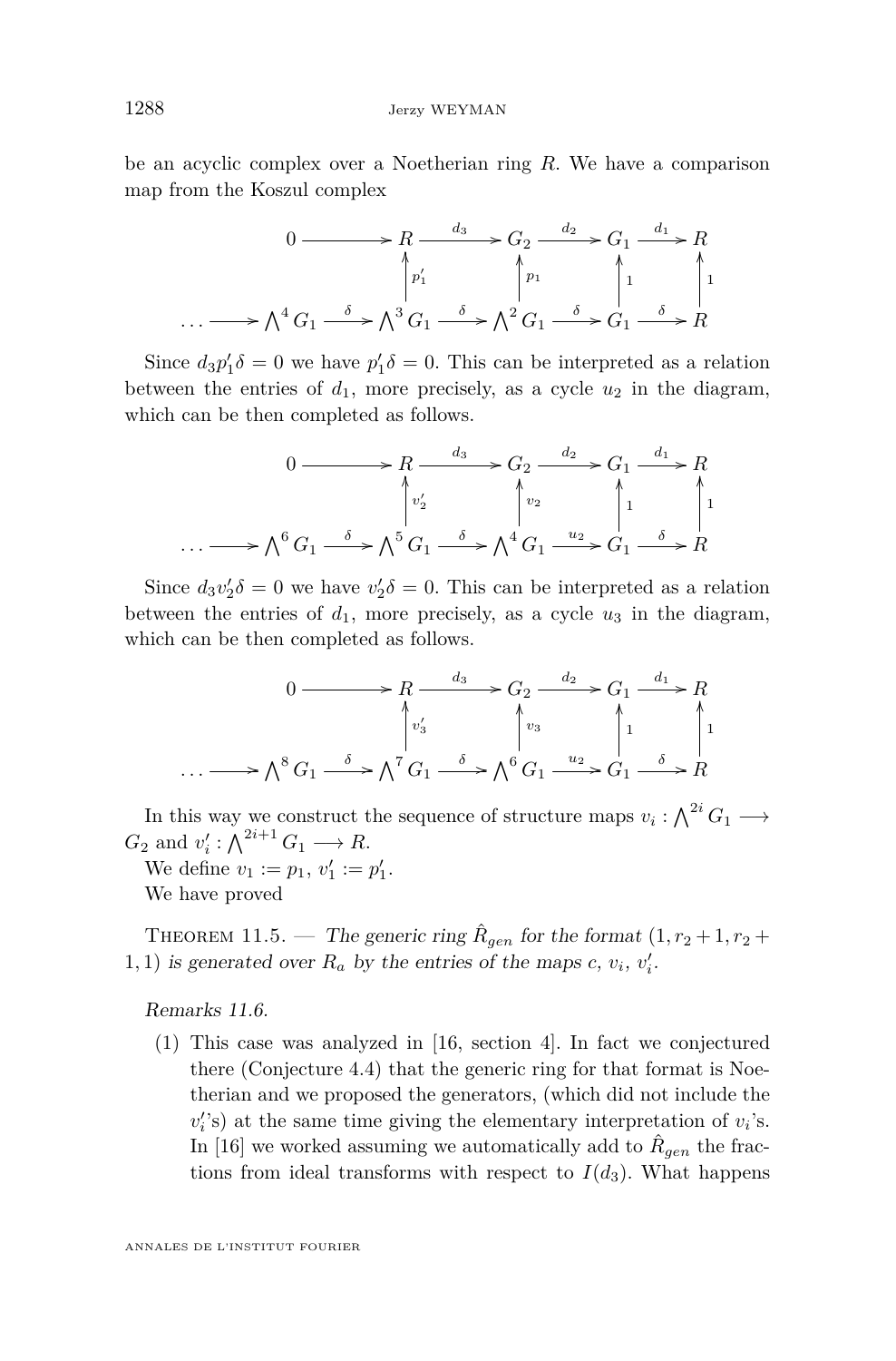be an acyclic complex over a Noetherian ring $R$. We have a comparison map from the Koszul complex

$$\begin{array}{ccccccccc}
 & & 0 & \longrightarrow & R & \xrightarrow{d_3} & G_2 & \xrightarrow{d_2} & G_1 & \xrightarrow{d_1} & R \\
 & & & & \uparrow{\scriptstyle p_1'} & & \uparrow{\scriptstyle p_1} & & \uparrow{\scriptstyle 1} & & \uparrow{\scriptstyle 1} \\
\dots & \longrightarrow & \bigwedge^4 G_1 & \xrightarrow{\delta} & \bigwedge^3 G_1 & \xrightarrow{\delta} & \bigwedge^2 G_1 & \xrightarrow{\delta} & G_1 & \xrightarrow{\delta} & R
\end{array}$$

Since $d_3 p_1' \delta = 0$ we have $p_1' \delta = 0$. This can be interpreted as a relation between the entries of $d_1$, more precisely, as a cycle $u_2$ in the diagram, which can be then completed as follows.

$$\begin{array}{ccccccccc}
 & & 0 & \longrightarrow & R & \xrightarrow{d_3} & G_2 & \xrightarrow{d_2} & G_1 & \xrightarrow{d_1} & R \\
 & & & & \uparrow{\scriptstyle v_2'} & & \uparrow{\scriptstyle v_2} & & \uparrow{\scriptstyle 1} & & \uparrow{\scriptstyle 1} \\
\dots & \longrightarrow & \bigwedge^6 G_1 & \xrightarrow{\delta} & \bigwedge^5 G_1 & \xrightarrow{\delta} & \bigwedge^4 G_1 & \xrightarrow{u_2} & G_1 & \xrightarrow{\delta} & R
\end{array}$$

Since $d_3 v_2' \delta = 0$ we have $v_2' \delta = 0$. This can be interpreted as a relation between the entries of $d_1$, more precisely, as a cycle $u_3$ in the diagram, which can be then completed as follows.

$$\begin{array}{ccccccccc}
 & & 0 & \longrightarrow & R & \xrightarrow{d_3} & G_2 & \xrightarrow{d_2} & G_1 & \xrightarrow{d_1} & R \\
 & & & & \uparrow{\scriptstyle v_3'} & & \uparrow{\scriptstyle v_3} & & \uparrow{\scriptstyle 1} & & \uparrow{\scriptstyle 1} \\
\dots & \longrightarrow & \bigwedge^8 G_1 & \xrightarrow{\delta} & \bigwedge^7 G_1 & \xrightarrow{\delta} & \bigwedge^6 G_1 & \xrightarrow{u_2} & G_1 & \xrightarrow{\delta} & R
\end{array}$$

In this way we construct the sequence of structure maps $v_i : \bigwedge^{2i} G_1 \longrightarrow G_2$ and $v_i' : \bigwedge^{2i+1} G_1 \longrightarrow R$.

We define $v_1 := p_1$, $v_1' := p_1'$.

We have proved

**Theorem 11.5.** — *The generic ring $\hat{R}_{gen}$ for the format $(1, r_2+1, r_2+1, 1)$ is generated over $R_a$ by the entries of the maps $c$, $v_i$, $v_i'$.*

*Remarks 11.6.*

(1) This case was analyzed in [16, section 4]. In fact we conjectured there (Conjecture 4.4) that the generic ring for that format is Noetherian and we proposed the generators, (which did not include the $v_i'$'s) at the same time giving the elementary interpretation of $v_i$'s. In [16] we worked assuming we automatically add to $\hat{R}_{gen}$ the fractions from ideal transforms with respect to $I(d_3)$. What happens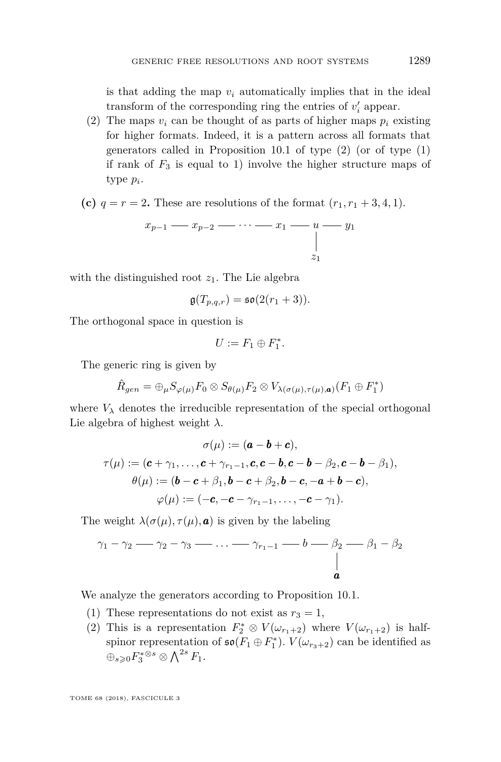is that adding the map $v_i$ automatically implies that in the ideal transform of the corresponding ring the entries of $v_i'$ appear.

(2) The maps $v_i$ can be thought of as parts of higher maps $p_i$ existing for higher formats. Indeed, it is a pattern across all formats that generators called in Proposition 10.1 of type (2) (or of type (1) if rank of $F_3$ is equal to 1) involve the higher structure maps of type $p_i$.

**(c)** $q = r = 2$**.** These are resolutions of the format $(r_1, r_1+3, 4, 1)$.

$$\begin{array}{ccccccccccc} x_{p-1} & — & x_{p-2} & — & \cdots & — & x_1 & — & u & — & y_1 \\ & & & & & & & & | & & \\ & & & & & & & & z_1 & & \end{array}$$

with the distinguished root $z_1$. The Lie algebra

$$\mathfrak{g}(T_{p,q,r}) = \mathfrak{so}(2(r_1+3)).$$

The orthogonal space in question is

$$U := F_1 \oplus F_1^*.$$

The generic ring is given by

$$\hat{R}_{gen} = \oplus_\mu S_{\varphi(\mu)} F_0 \otimes S_{\theta(\mu)} F_2 \otimes V_{\lambda(\sigma(\mu),\tau(\mu),\boldsymbol{a})}(F_1 \oplus F_1^*)$$

where $V_\lambda$ denotes the irreducible representation of the special orthogonal Lie algebra of highest weight $\lambda$.

$$\sigma(\mu) := (\boldsymbol{a} - \boldsymbol{b} + \boldsymbol{c}),$$
$$\tau(\mu) := (\boldsymbol{c} + \gamma_1, \ldots, \boldsymbol{c} + \gamma_{r_1-1}, \boldsymbol{c}, \boldsymbol{c} - \boldsymbol{b}, \boldsymbol{c} - \boldsymbol{b} - \beta_2, \boldsymbol{c} - \boldsymbol{b} - \beta_1),$$
$$\theta(\mu) := (\boldsymbol{b} - \boldsymbol{c} + \beta_1, \boldsymbol{b} - \boldsymbol{c} + \beta_2, \boldsymbol{b} - \boldsymbol{c}, -\boldsymbol{a} + \boldsymbol{b} - \boldsymbol{c}),$$
$$\varphi(\mu) := (-\boldsymbol{c}, -\boldsymbol{c} - \gamma_{r_1-1}, \ldots, -\boldsymbol{c} - \gamma_1).$$

The weight $\lambda(\sigma(\mu), \tau(\mu), \boldsymbol{a})$ is given by the labeling

$$\begin{array}{ccccccccccccc} \gamma_1 - \gamma_2 & — & \gamma_2 - \gamma_3 & — & \ldots & — & \gamma_{r_1-1} & — & b & — & \beta_2 & — & \beta_1 - \beta_2 \\ & & & & & & & & & & | & & \\ & & & & & & & & & & \boldsymbol{a} & & \end{array}$$

We analyze the generators according to Proposition 10.1.

(1) These representations do not exist as $r_3 = 1$,

(2) This is a representation $F_2^* \otimes V(\omega_{r_1+2})$ where $V(\omega_{r_1+2})$ is half-spinor representation of $\mathfrak{so}(F_1 \oplus F_1^*)$. $V(\omega_{r_3+2})$ can be identified as $\oplus_{s \geqslant 0} F_3^{*\otimes s} \otimes \bigwedge^{2s} F_1$.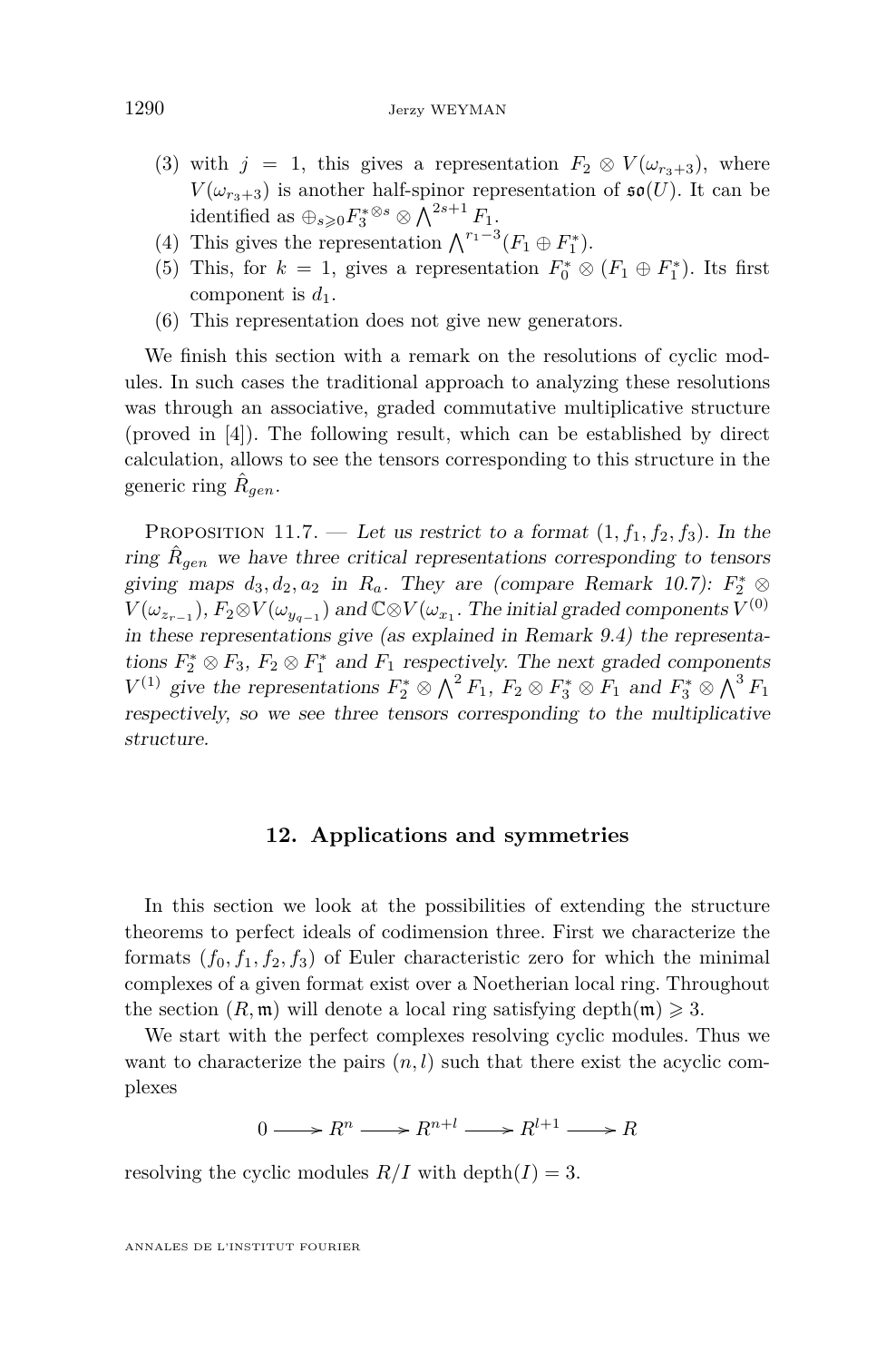(3) with $j = 1$, this gives a representation $F_2 \otimes V(\omega_{r_3+3})$, where $V(\omega_{r_3+3})$ is another half-spinor representation of $\mathfrak{so}(U)$. It can be identified as $\oplus_{s\geqslant 0} F_3^{*\otimes s} \otimes \bigwedge^{2s+1} F_1$.

(4) This gives the representation $\bigwedge^{r_1-3}(F_1 \oplus F_1^*)$.

(5) This, for $k = 1$, gives a representation $F_0^* \otimes (F_1 \oplus F_1^*)$. Its first component is $d_1$.

(6) This representation does not give new generators.

We finish this section with a remark on the resolutions of cyclic modules. In such cases the traditional approach to analyzing these resolutions was through an associative, graded commutative multiplicative structure (proved in [4]). The following result, which can be established by direct calculation, allows to see the tensors corresponding to this structure in the generic ring $\hat{R}_{gen}$.

Proposition 11.7. — *Let us restrict to a format $(1, f_1, f_2, f_3)$. In the ring $\hat{R}_{gen}$ we have three critical representations corresponding to tensors giving maps $d_3, d_2, a_2$ in $R_a$. They are (compare Remark 10.7): $F_2^* \otimes V(\omega_{z_{r-1}})$, $F_2 \otimes V(\omega_{y_{q-1}})$ and $\mathbb{C} \otimes V(\omega_{x_1}$. The initial graded components $V^{(0)}$ in these representations give (as explained in Remark 9.4) the representations $F_2^* \otimes F_3$, $F_2 \otimes F_1^*$ and $F_1$ respectively. The next graded components $V^{(1)}$ give the representations $F_2^* \otimes \bigwedge^2 F_1$, $F_2 \otimes F_3^* \otimes F_1$ and $F_3^* \otimes \bigwedge^3 F_1$ respectively, so we see three tensors corresponding to the multiplicative structure.*

## 12. Applications and symmetries

In this section we look at the possibilities of extending the structure theorems to perfect ideals of codimension three. First we characterize the formats $(f_0, f_1, f_2, f_3)$ of Euler characteristic zero for which the minimal complexes of a given format exist over a Noetherian local ring. Throughout the section $(R, \mathfrak{m})$ will denote a local ring satisfying $\operatorname{depth}(\mathfrak{m}) \geqslant 3$.

We start with the perfect complexes resolving cyclic modules. Thus we want to characterize the pairs $(n, l)$ such that there exist the acyclic complexes

$$0 \longrightarrow R^n \longrightarrow R^{n+l} \longrightarrow R^{l+1} \longrightarrow R$$

resolving the cyclic modules $R/I$ with $\operatorname{depth}(I) = 3$.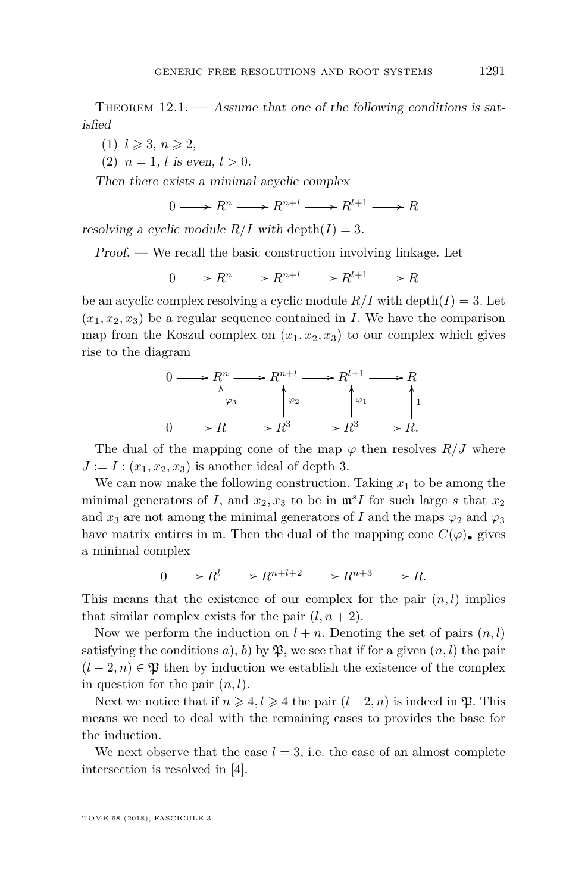Theorem 12.1. — *Assume that one of the following conditions is satisfied*

(1) $l \geqslant 3$, $n \geqslant 2$,

(2) $n = 1$, *$l$ is even,* $l > 0$.

*Then there exists a minimal acyclic complex*

$$0 \longrightarrow R^n \longrightarrow R^{n+l} \longrightarrow R^{l+1} \longrightarrow R$$

*resolving a cyclic module $R/I$ with* $\operatorname{depth}(I) = 3$.

*Proof.* — We recall the basic construction involving linkage. Let

$$0 \longrightarrow R^n \longrightarrow R^{n+l} \longrightarrow R^{l+1} \longrightarrow R$$

be an acyclic complex resolving a cyclic module $R/I$ with $\operatorname{depth}(I) = 3$. Let $(x_1, x_2, x_3)$ be a regular sequence contained in $I$. We have the comparison map from the Koszul complex on $(x_1, x_2, x_3)$ to our complex which gives rise to the diagram

$$\begin{array}{ccccccccc}
0 & \longrightarrow & R^n & \longrightarrow & R^{n+l} & \longrightarrow & R^{l+1} & \longrightarrow & R \\
 & & \uparrow{\scriptstyle \varphi_3} & & \uparrow{\scriptstyle \varphi_2} & & \uparrow{\scriptstyle \varphi_1} & & \uparrow{\scriptstyle 1} \\
0 & \longrightarrow & R & \longrightarrow & R^3 & \longrightarrow & R^3 & \longrightarrow & R.
\end{array}$$

The dual of the mapping cone of the map $\varphi$ then resolves $R/J$ where $J := I : (x_1, x_2, x_3)$ is another ideal of depth 3.

We can now make the following construction. Taking $x_1$ to be among the minimal generators of $I$, and $x_2, x_3$ to be in $\mathfrak{m}^s I$ for such large $s$ that $x_2$ and $x_3$ are not among the minimal generators of $I$ and the maps $\varphi_2$ and $\varphi_3$ have matrix entires in $\mathfrak{m}$. Then the dual of the mapping cone $C(\varphi)_\bullet$ gives a minimal complex

$$0 \longrightarrow R^l \longrightarrow R^{n+l+2} \longrightarrow R^{n+3} \longrightarrow R.$$

This means that the existence of our complex for the pair $(n, l)$ implies that similar complex exists for the pair $(l, n+2)$.

Now we perform the induction on $l + n$. Denoting the set of pairs $(n, l)$ satisfying the conditions $a$), $b$) by $\mathfrak{P}$, we see that if for a given $(n, l)$ the pair $(l-2, n) \in \mathfrak{P}$ then by induction we establish the existence of the complex in question for the pair $(n, l)$.

Next we notice that if $n \geqslant 4, l \geqslant 4$ the pair $(l-2, n)$ is indeed in $\mathfrak{P}$. This means we need to deal with the remaining cases to provides the base for the induction.

We next observe that the case $l = 3$, i.e. the case of an almost complete intersection is resolved in [4].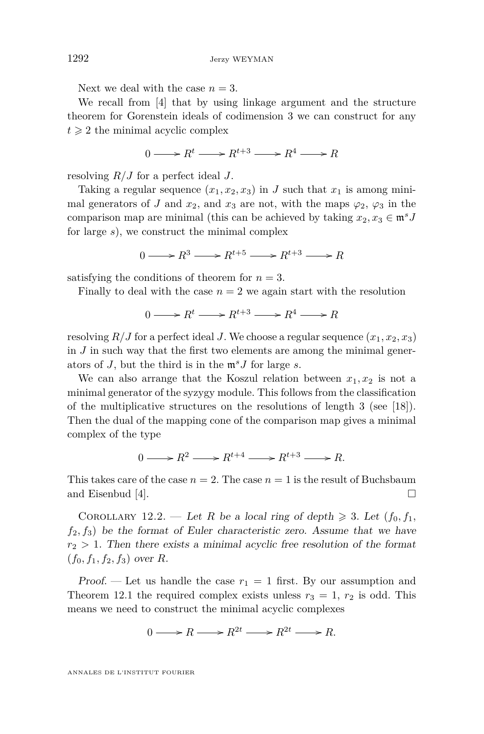Next we deal with the case $n = 3$.

We recall from [4] that by using linkage argument and the structure theorem for Gorenstein ideals of codimension 3 we can construct for any $t \geqslant 2$ the minimal acyclic complex

$$0 \longrightarrow R^t \longrightarrow R^{t+3} \longrightarrow R^4 \longrightarrow R$$

resolving $R/J$ for a perfect ideal $J$.

Taking a regular sequence $(x_1, x_2, x_3)$ in $J$ such that $x_1$ is among minimal generators of $J$ and $x_2$, and $x_3$ are not, with the maps $\varphi_2$, $\varphi_3$ in the comparison map are minimal (this can be achieved by taking $x_2, x_3 \in \mathfrak{m}^s J$ for large $s$), we construct the minimal complex

$$0 \longrightarrow R^3 \longrightarrow R^{t+5} \longrightarrow R^{t+3} \longrightarrow R$$

satisfying the conditions of theorem for $n = 3$.

Finally to deal with the case $n = 2$ we again start with the resolution

$$0 \longrightarrow R^t \longrightarrow R^{t+3} \longrightarrow R^4 \longrightarrow R$$

resolving $R/J$ for a perfect ideal $J$. We choose a regular sequence $(x_1, x_2, x_3)$ in $J$ in such way that the first two elements are among the minimal generators of $J$, but the third is in the $\mathfrak{m}^s J$ for large $s$.

We can also arrange that the Koszul relation between $x_1, x_2$ is not a minimal generator of the syzygy module. This follows from the classification of the multiplicative structures on the resolutions of length 3 (see [18]). Then the dual of the mapping cone of the comparison map gives a minimal complex of the type

$$0 \longrightarrow R^2 \longrightarrow R^{t+4} \longrightarrow R^{t+3} \longrightarrow R.$$

This takes care of the case $n = 2$. The case $n = 1$ is the result of Buchsbaum and Eisenbud [4]. □

Corollary 12.2. — *Let $R$ be a local ring of depth $\geqslant 3$. Let $(f_0, f_1, f_2, f_3)$ be the format of Euler characteristic zero. Assume that we have $r_2 > 1$. Then there exists a minimal acyclic free resolution of the format $(f_0, f_1, f_2, f_3)$ over $R$.*

*Proof.* — Let us handle the case $r_1 = 1$ first. By our assumption and Theorem 12.1 the required complex exists unless $r_3 = 1$, $r_2$ is odd. This means we need to construct the minimal acyclic complexes

$$0 \longrightarrow R \longrightarrow R^{2t} \longrightarrow R^{2t} \longrightarrow R.$$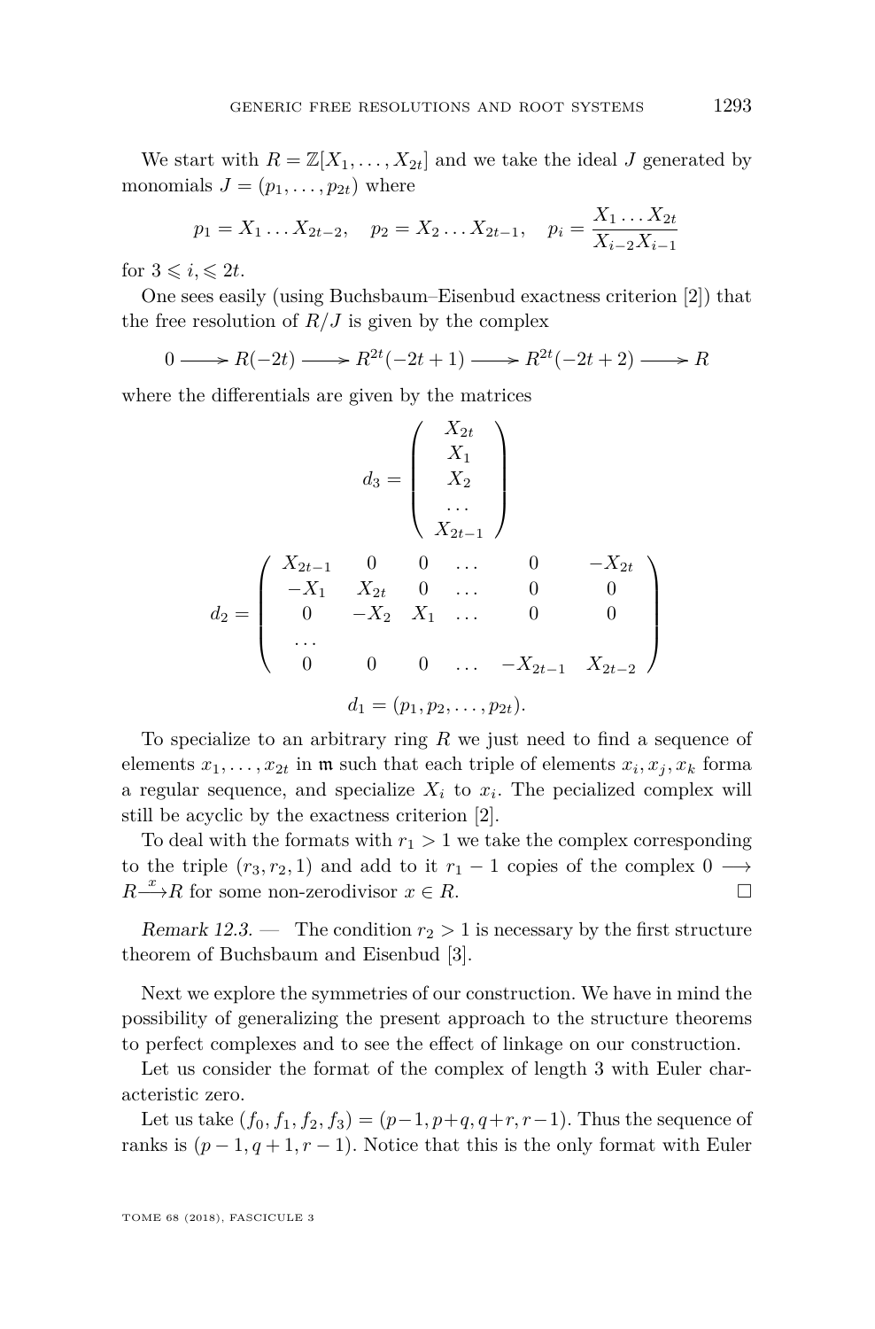We start with $R = \mathbb{Z}[X_1, \dots, X_{2t}]$ and we take the ideal $J$ generated by monomials $J = (p_1, \dots, p_{2t})$ where

$$p_1 = X_1 \dots X_{2t-2}, \quad p_2 = X_2 \dots X_{2t-1}, \quad p_i = \frac{X_1 \dots X_{2t}}{X_{i-2}X_{i-1}}$$

for $3 \leqslant i, \leqslant 2t$.

One sees easily (using Buchsbaum–Eisenbud exactness criterion [2]) that the free resolution of $R/J$ is given by the complex

$$0 \longrightarrow R(-2t) \longrightarrow R^{2t}(-2t+1) \longrightarrow R^{2t}(-2t+2) \longrightarrow R$$

where the differentials are given by the matrices

$$d_3 = \begin{pmatrix} X_{2t} \\ X_1 \\ X_2 \\ \dots \\ X_{2t-1} \end{pmatrix}$$

$$d_2 = \begin{pmatrix} X_{2t-1} & 0 & 0 & \dots & 0 & -X_{2t} \\ -X_1 & X_{2t} & 0 & \dots & 0 & 0 \\ 0 & -X_2 & X_1 & \dots & 0 & 0 \\ \dots & & & & & \\ 0 & 0 & 0 & \dots & -X_{2t-1} & X_{2t-2} \end{pmatrix}$$

$$d_1 = (p_1, p_2, \dots, p_{2t}).$$

To specialize to an arbitrary ring $R$ we just need to find a sequence of elements $x_1, \dots, x_{2t}$ in $\mathfrak{m}$ such that each triple of elements $x_i, x_j, x_k$ forma a regular sequence, and specialize $X_i$ to $x_i$. The pecialized complex will still be acyclic by the exactness criterion [2].

To deal with the formats with $r_1 > 1$ we take the complex corresponding to the triple $(r_3, r_2, 1)$ and add to it $r_1 - 1$ copies of the complex $0 \longrightarrow R \xrightarrow{x} R$ for some non-zerodivisor $x \in R$. □

*Remark 12.3.* — The condition $r_2 > 1$ is necessary by the first structure theorem of Buchsbaum and Eisenbud [3].

Next we explore the symmetries of our construction. We have in mind the possibility of generalizing the present approach to the structure theorems to perfect complexes and to see the effect of linkage on our construction.

Let us consider the format of the complex of length 3 with Euler characteristic zero.

Let us take $(f_0, f_1, f_2, f_3) = (p-1, p+q, q+r, r-1)$. Thus the sequence of ranks is $(p-1, q+1, r-1)$. Notice that this is the only format with Euler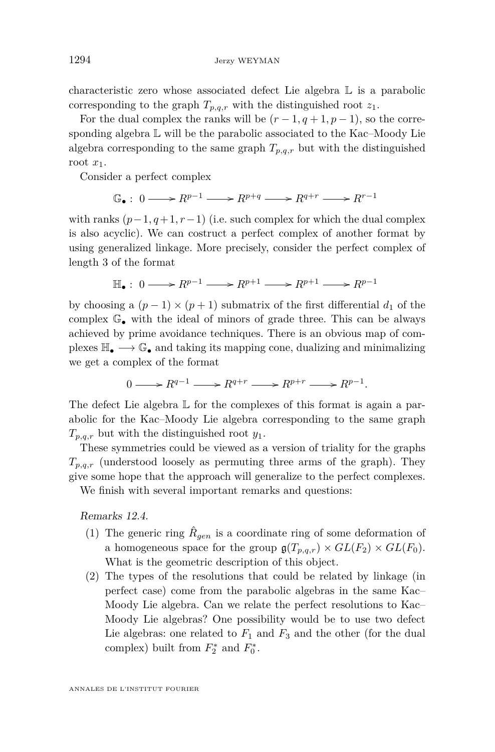characteristic zero whose associated defect Lie algebra $\mathbb{L}$ is a parabolic corresponding to the graph $T_{p,q,r}$ with the distinguished root $z_1$.

For the dual complex the ranks will be $(r-1, q+1, p-1)$, so the corresponding algebra $\mathbb{L}$ will be the parabolic associated to the Kac–Moody Lie algebra corresponding to the same graph $T_{p,q,r}$ but with the distinguished root $x_1$.

Consider a perfect complex

$$\mathbb{G}_\bullet :\ 0 \longrightarrow R^{p-1} \longrightarrow R^{p+q} \longrightarrow R^{q+r} \longrightarrow R^{r-1}$$

with ranks $(p-1, q+1, r-1)$ (i.e. such complex for which the dual complex is also acyclic). We can costruct a perfect complex of another format by using generalized linkage. More precisely, consider the perfect complex of length 3 of the format

$$\mathbb{H}_\bullet :\ 0 \longrightarrow R^{p-1} \longrightarrow R^{p+1} \longrightarrow R^{p+1} \longrightarrow R^{p-1}$$

by choosing a $(p-1) \times (p+1)$ submatrix of the first differential $d_1$ of the complex $\mathbb{G}_\bullet$ with the ideal of minors of grade three. This can be always achieved by prime avoidance techniques. There is an obvious map of complexes $\mathbb{H}_\bullet \longrightarrow \mathbb{G}_\bullet$ and taking its mapping cone, dualizing and minimalizing we get a complex of the format

$$0 \longrightarrow R^{q-1} \longrightarrow R^{q+r} \longrightarrow R^{p+r} \longrightarrow R^{p-1}.$$

The defect Lie algebra $\mathbb{L}$ for the complexes of this format is again a parabolic for the Kac–Moody Lie algebra corresponding to the same graph $T_{p,q,r}$ but with the distinguished root $y_1$.

These symmetries could be viewed as a version of triality for the graphs $T_{p,q,r}$ (understood loosely as permuting three arms of the graph). They give some hope that the approach will generalize to the perfect complexes.

We finish with several important remarks and questions:

*Remarks 12.4.*

1. The generic ring $\hat{R}_{gen}$ is a coordinate ring of some deformation of a homogeneous space for the group $\mathfrak{g}(T_{p,q,r}) \times GL(F_2) \times GL(F_0)$. What is the geometric description of this object.
2. The types of the resolutions that could be related by linkage (in perfect case) come from the parabolic algebras in the same Kac–Moody Lie algebra. Can we relate the perfect resolutions to Kac–Moody Lie algebras? One possibility would be to use two defect Lie algebras: one related to $F_1$ and $F_3$ and the other (for the dual complex) built from $F_2^*$ and $F_0^*$.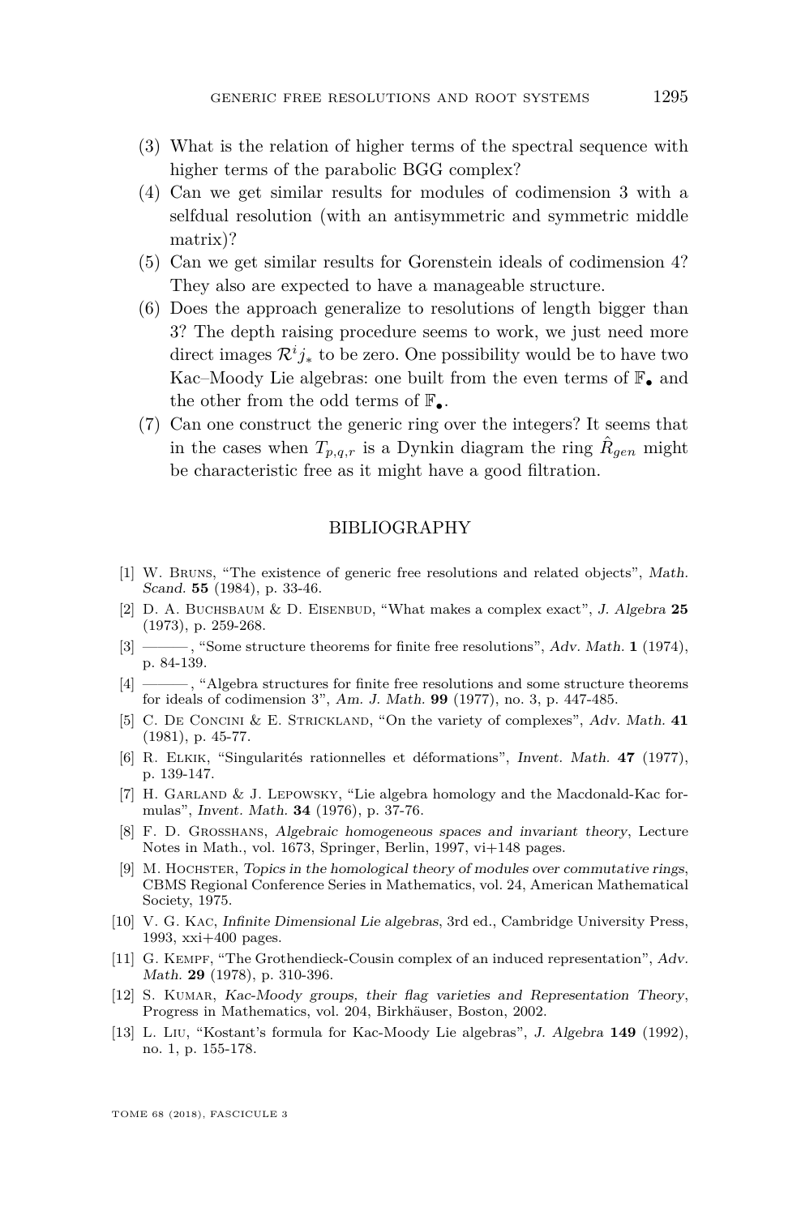(3) What is the relation of higher terms of the spectral sequence with higher terms of the parabolic BGG complex?

(4) Can we get similar results for modules of codimension 3 with a selfdual resolution (with an antisymmetric and symmetric middle matrix)?

(5) Can we get similar results for Gorenstein ideals of codimension 4? They also are expected to have a manageable structure.

(6) Does the approach generalize to resolutions of length bigger than 3? The depth raising procedure seems to work, we just need more direct images $\mathcal{R}^i j_*$ to be zero. One possibility would be to have two Kac–Moody Lie algebras: one built from the even terms of $\mathbb{F}_\bullet$ and the other from the odd terms of $\mathbb{F}_\bullet$.

(7) Can one construct the generic ring over the integers? It seems that in the cases when $T_{p,q,r}$ is a Dynkin diagram the ring $\hat{R}_{gen}$ might be characteristic free as it might have a good filtration.

## BIBLIOGRAPHY

[1] W. Bruns, "The existence of generic free resolutions and related objects", *Math. Scand.* **55** (1984), p. 33-46.

[2] D. A. Buchsbaum & D. Eisenbud, "What makes a complex exact", *J. Algebra* **25** (1973), p. 259-268.

[3] ———, "Some structure theorems for finite free resolutions", *Adv. Math.* **1** (1974), p. 84-139.

[4] ———, "Algebra structures for finite free resolutions and some structure theorems for ideals of codimension 3", *Am. J. Math.* **99** (1977), no. 3, p. 447-485.

[5] C. De Concini & E. Strickland, "On the variety of complexes", *Adv. Math.* **41** (1981), p. 45-77.

[6] R. Elkik, "Singularités rationnelles et déformations", *Invent. Math.* **47** (1977), p. 139-147.

[7] H. Garland & J. Lepowsky, "Lie algebra homology and the Macdonald-Kac formulas", *Invent. Math.* **34** (1976), p. 37-76.

[8] F. D. Grosshans, *Algebraic homogeneous spaces and invariant theory*, Lecture Notes in Math., vol. 1673, Springer, Berlin, 1997, vi+148 pages.

[9] M. Hochster, *Topics in the homological theory of modules over commutative rings*, CBMS Regional Conference Series in Mathematics, vol. 24, American Mathematical Society, 1975.

[10] V. G. Kac, *Infinite Dimensional Lie algebras*, 3rd ed., Cambridge University Press, 1993, xxi+400 pages.

[11] G. Kempf, "The Grothendieck-Cousin complex of an induced representation", *Adv. Math.* **29** (1978), p. 310-396.

[12] S. Kumar, *Kac-Moody groups, their flag varieties and Representation Theory*, Progress in Mathematics, vol. 204, Birkhäuser, Boston, 2002.

[13] L. Liu, "Kostant's formula for Kac-Moody Lie algebras", *J. Algebra* **149** (1992), no. 1, p. 155-178.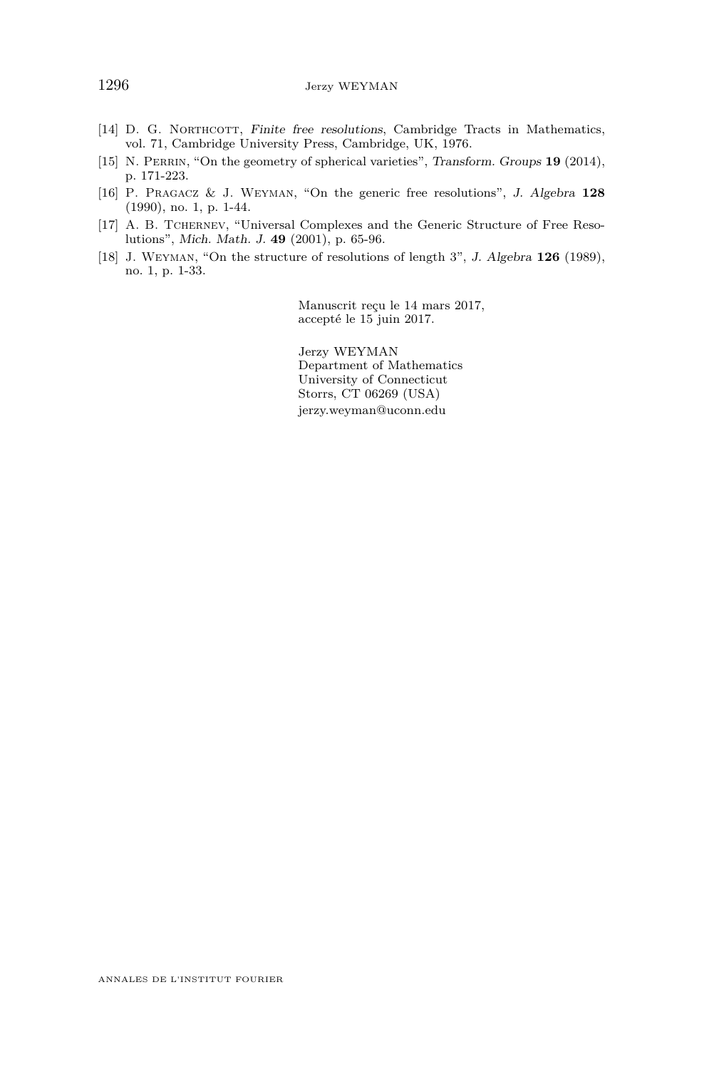[14] D. G. Northcott, *Finite free resolutions*, Cambridge Tracts in Mathematics, vol. 71, Cambridge University Press, Cambridge, UK, 1976.

[15] N. Perrin, "On the geometry of spherical varieties", *Transform. Groups* **19** (2014), p. 171-223.

[16] P. Pragacz & J. Weyman, "On the generic free resolutions", *J. Algebra* **128** (1990), no. 1, p. 1-44.

[17] A. B. Tchernev, "Universal Complexes and the Generic Structure of Free Resolutions", *Mich. Math. J.* **49** (2001), p. 65-96.

[18] J. Weyman, "On the structure of resolutions of length 3", *J. Algebra* **126** (1989), no. 1, p. 1-33.

Manuscrit reçu le 14 mars 2017,
accepté le 15 juin 2017.

Jerzy WEYMAN
Department of Mathematics
University of Connecticut
Storrs, CT 06269 (USA)
jerzy.weyman@uconn.edu